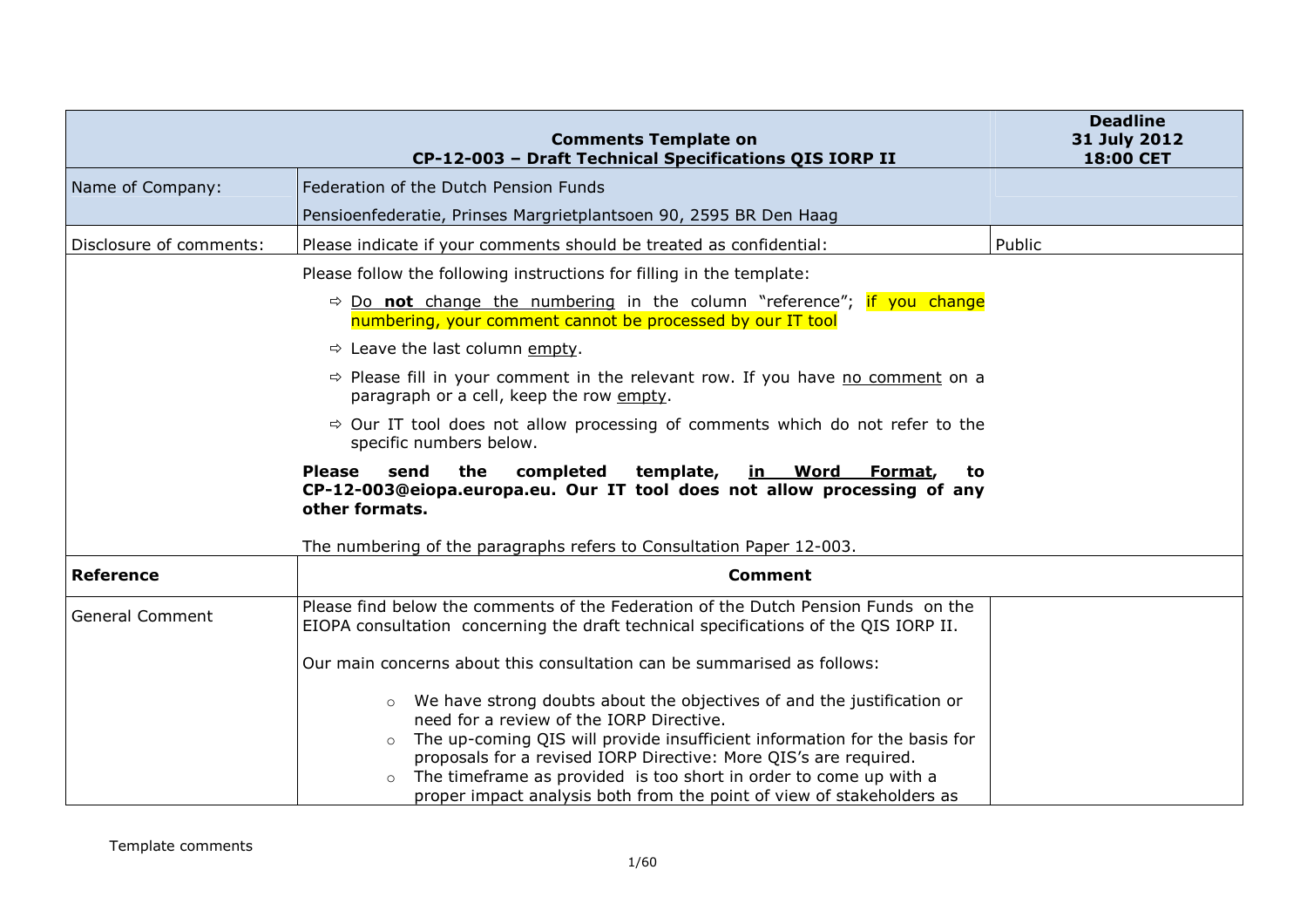| Comments Template on CP-12-003 – Draft Technical Specifications QIS IORP II | | Deadline 31 July 2012 18:00 CET |
|---|---|---|
| Name of Company: | Federation of the Dutch Pension Funds<br><br>Pensioenfederatie, Prinses Margrietplantsoen 90, 2595 BR Den Haag | |
| Disclosure of comments: | Please indicate if your comments should be treated as confidential: | Public |
| | Please follow the following instructions for filling in the template:<br><br>⇨ Do **not** change the numbering in the column "reference"; if you change numbering, your comment cannot be processed by our IT tool<br><br>⇨ Leave the last column empty.<br><br>⇨ Please fill in your comment in the relevant row. If you have no comment on a paragraph or a cell, keep the row empty.<br><br>⇨ Our IT tool does not allow processing of comments which do not refer to the specific numbers below.<br><br>**Please send the completed template, in Word Format, to CP-12-003@eiopa.europa.eu. Our IT tool does not allow processing of any other formats.**<br><br>The numbering of the paragraphs refers to Consultation Paper 12-003. | |
| **Reference** | **Comment** | |
| General Comment | Please find below the comments of the Federation of the Dutch Pension Funds on the EIOPA consultation concerning the draft technical specifications of the QIS IORP II.<br><br>Our main concerns about this consultation can be summarised as follows:<br><br>○ We have strong doubts about the objectives of and the justification or need for a review of the IORP Directive.<br>○ The up-coming QIS will provide insufficient information for the basis for proposals for a revised IORP Directive: More QIS's are required.<br>○ The timeframe as provided is too short in order to come up with a proper impact analysis both from the point of view of stakeholders as | |

Template comments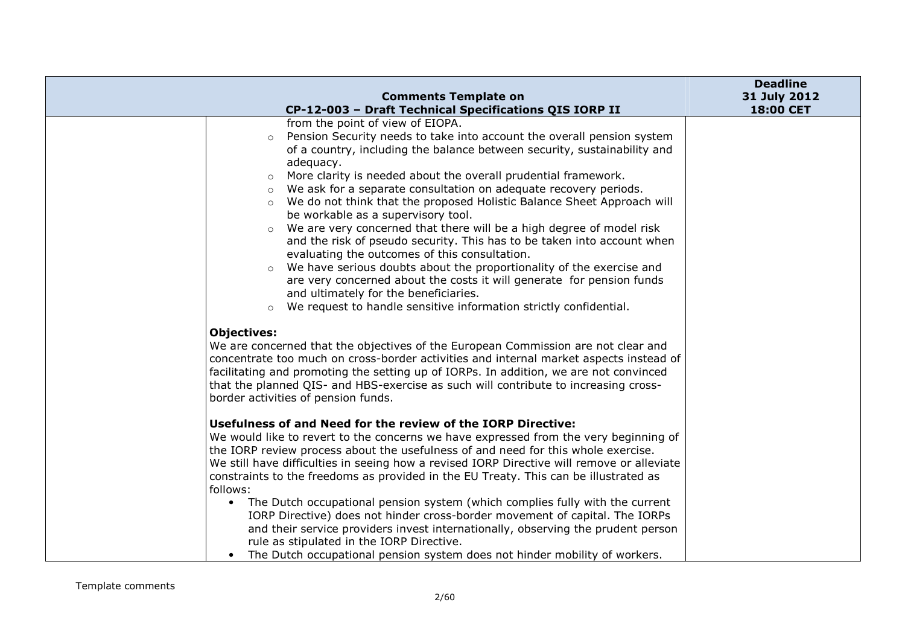| Comments Template on CP-12-003 – Draft Technical Specifications QIS IORP II | | Deadline 31 July 2012 18:00 CET |
|---|---|---|
| | from the point of view of EIOPA.<br>○ Pension Security needs to take into account the overall pension system of a country, including the balance between security, sustainability and adequacy.<br>○ More clarity is needed about the overall prudential framework.<br>○ We ask for a separate consultation on adequate recovery periods.<br>○ We do not think that the proposed Holistic Balance Sheet Approach will be workable as a supervisory tool.<br>○ We are very concerned that there will be a high degree of model risk and the risk of pseudo security. This has to be taken into account when evaluating the outcomes of this consultation.<br>○ We have serious doubts about the proportionality of the exercise and are very concerned about the costs it will generate for pension funds and ultimately for the beneficiaries.<br>○ We request to handle sensitive information strictly confidential.<br><br>**Objectives:**<br>We are concerned that the objectives of the European Commission are not clear and concentrate too much on cross-border activities and internal market aspects instead of facilitating and promoting the setting up of IORPs. In addition, we are not convinced that the planned QIS- and HBS-exercise as such will contribute to increasing cross-border activities of pension funds.<br><br>**Usefulness of and Need for the review of the IORP Directive:**<br>We would like to revert to the concerns we have expressed from the very beginning of the IORP review process about the usefulness of and need for this whole exercise. We still have difficulties in seeing how a revised IORP Directive will remove or alleviate constraints to the freedoms as provided in the EU Treaty. This can be illustrated as follows:<br>• The Dutch occupational pension system (which complies fully with the current IORP Directive) does not hinder cross-border movement of capital. The IORPs and their service providers invest internationally, observing the prudent person rule as stipulated in the IORP Directive.<br>• The Dutch occupational pension system does not hinder mobility of workers. | |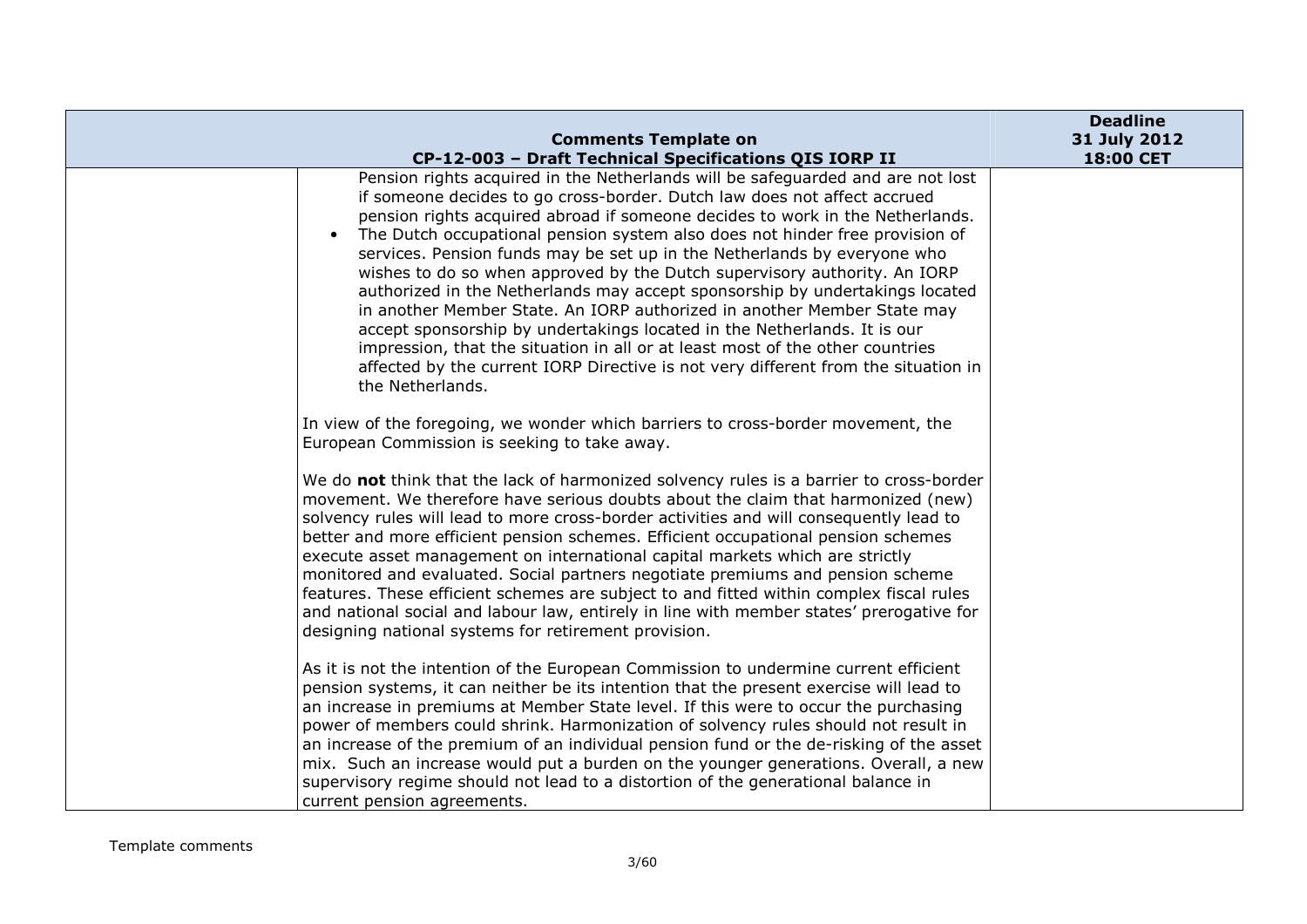Pension rights acquired in the Netherlands will be safeguarded and are not lost if someone decides to go cross-border. Dutch law does not affect accrued pension rights acquired abroad if someone decides to work in the Netherlands.

- The Dutch occupational pension system also does not hinder free provision of services. Pension funds may be set up in the Netherlands by everyone who wishes to do so when approved by the Dutch supervisory authority. An IORP authorized in the Netherlands may accept sponsorship by undertakings located in another Member State. An IORP authorized in another Member State may accept sponsorship by undertakings located in the Netherlands. It is our impression, that the situation in all or at least most of the other countries affected by the current IORP Directive is not very different from the situation in the Netherlands.

In view of the foregoing, we wonder which barriers to cross-border movement, the European Commission is seeking to take away.

We do **not** think that the lack of harmonized solvency rules is a barrier to cross-border movement. We therefore have serious doubts about the claim that harmonized (new) solvency rules will lead to more cross-border activities and will consequently lead to better and more efficient pension schemes. Efficient occupational pension schemes execute asset management on international capital markets which are strictly monitored and evaluated. Social partners negotiate premiums and pension scheme features. These efficient schemes are subject to and fitted within complex fiscal rules and national social and labour law, entirely in line with member states' prerogative for designing national systems for retirement provision.

As it is not the intention of the European Commission to undermine current efficient pension systems, it can neither be its intention that the present exercise will lead to an increase in premiums at Member State level. If this were to occur the purchasing power of members could shrink. Harmonization of solvency rules should not result in an increase of the premium of an individual pension fund or the de-risking of the asset mix. Such an increase would put a burden on the younger generations. Overall, a new supervisory regime should not lead to a distortion of the generational balance in current pension agreements.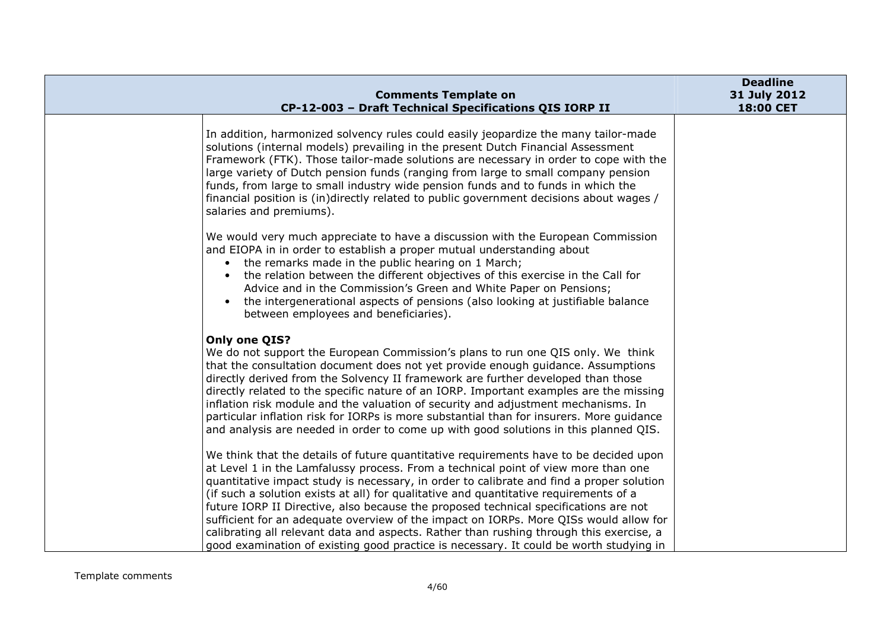| | Comments Template on CP-12-003 – Draft Technical Specifications QIS IORP II | Deadline 31 July 2012 18:00 CET |
|---|---|---|
| | In addition, harmonized solvency rules could easily jeopardize the many tailor-made solutions (internal models) prevailing in the present Dutch Financial Assessment Framework (FTK). Those tailor-made solutions are necessary in order to cope with the large variety of Dutch pension funds (ranging from large to small company pension funds, from large to small industry wide pension funds and to funds in which the financial position is (in)directly related to public government decisions about wages / salaries and premiums).<br><br>We would very much appreciate to have a discussion with the European Commission and EIOPA in in order to establish a proper mutual understanding about<br>• the remarks made in the public hearing on 1 March;<br>• the relation between the different objectives of this exercise in the Call for Advice and in the Commission's Green and White Paper on Pensions;<br>• the intergenerational aspects of pensions (also looking at justifiable balance between employees and beneficiaries).<br><br>**Only one QIS?**<br>We do not support the European Commission's plans to run one QIS only. We think that the consultation document does not yet provide enough guidance. Assumptions directly derived from the Solvency II framework are further developed than those directly related to the specific nature of an IORP. Important examples are the missing inflation risk module and the valuation of security and adjustment mechanisms. In particular inflation risk for IORPs is more substantial than for insurers. More guidance and analysis are needed in order to come up with good solutions in this planned QIS.<br><br>We think that the details of future quantitative requirements have to be decided upon at Level 1 in the Lamfalussy process. From a technical point of view more than one quantitative impact study is necessary, in order to calibrate and find a proper solution (if such a solution exists at all) for qualitative and quantitative requirements of a future IORP II Directive, also because the proposed technical specifications are not sufficient for an adequate overview of the impact on IORPs. More QISs would allow for calibrating all relevant data and aspects. Rather than rushing through this exercise, a good examination of existing good practice is necessary. It could be worth studying in | |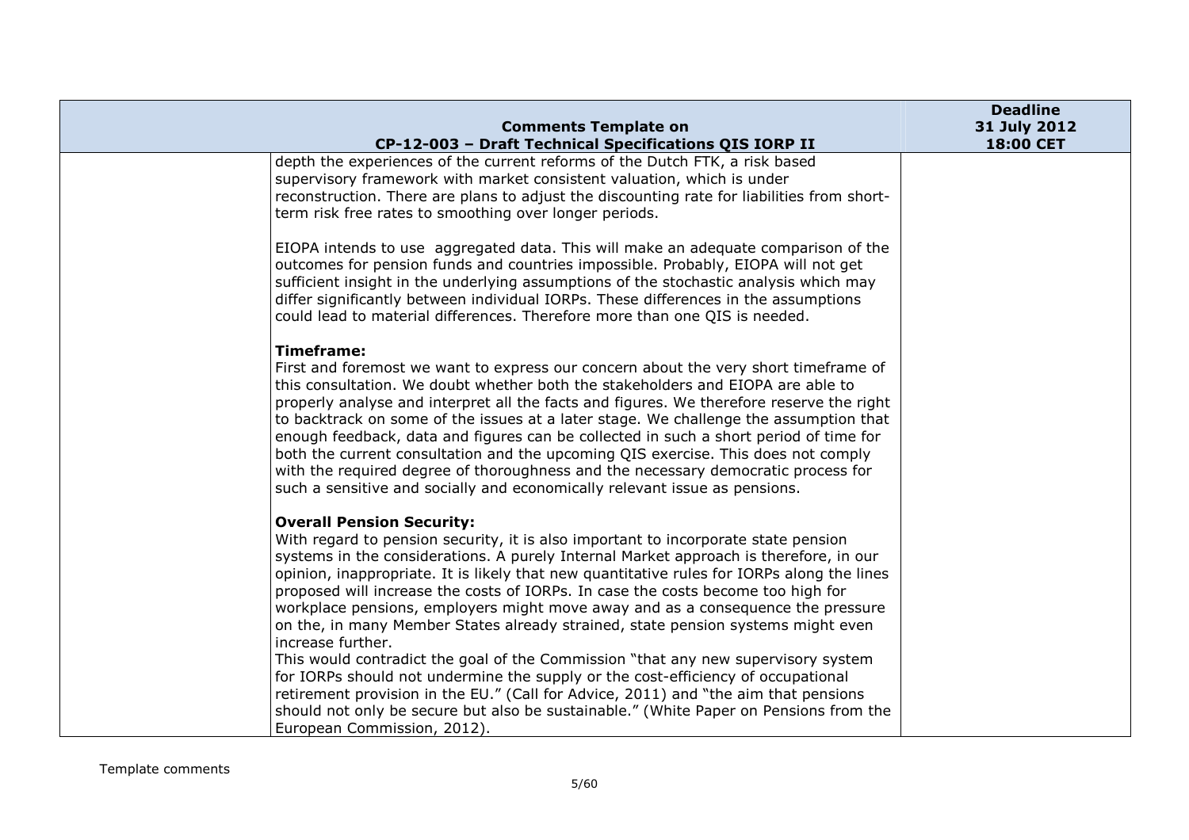| | | |
|---|---|---|
| | depth the experiences of the current reforms of the Dutch FTK, a risk based supervisory framework with market consistent valuation, which is under reconstruction. There are plans to adjust the discounting rate for liabilities from short-term risk free rates to smoothing over longer periods.<br><br>EIOPA intends to use aggregated data. This will make an adequate comparison of the outcomes for pension funds and countries impossible. Probably, EIOPA will not get sufficient insight in the underlying assumptions of the stochastic analysis which may differ significantly between individual IORPs. These differences in the assumptions could lead to material differences. Therefore more than one QIS is needed.<br><br>**Timeframe:**<br>First and foremost we want to express our concern about the very short timeframe of this consultation. We doubt whether both the stakeholders and EIOPA are able to properly analyse and interpret all the facts and figures. We therefore reserve the right to backtrack on some of the issues at a later stage. We challenge the assumption that enough feedback, data and figures can be collected in such a short period of time for both the current consultation and the upcoming QIS exercise. This does not comply with the required degree of thoroughness and the necessary democratic process for such a sensitive and socially and economically relevant issue as pensions.<br><br>**Overall Pension Security:**<br>With regard to pension security, it is also important to incorporate state pension systems in the considerations. A purely Internal Market approach is therefore, in our opinion, inappropriate. It is likely that new quantitative rules for IORPs along the lines proposed will increase the costs of IORPs. In case the costs become too high for workplace pensions, employers might move away and as a consequence the pressure on the, in many Member States already strained, state pension systems might even increase further.<br>This would contradict the goal of the Commission "that any new supervisory system for IORPs should not undermine the supply or the cost-efficiency of occupational retirement provision in the EU." (Call for Advice, 2011) and "the aim that pensions should not only be secure but also be sustainable." (White Paper on Pensions from the European Commission, 2012). | |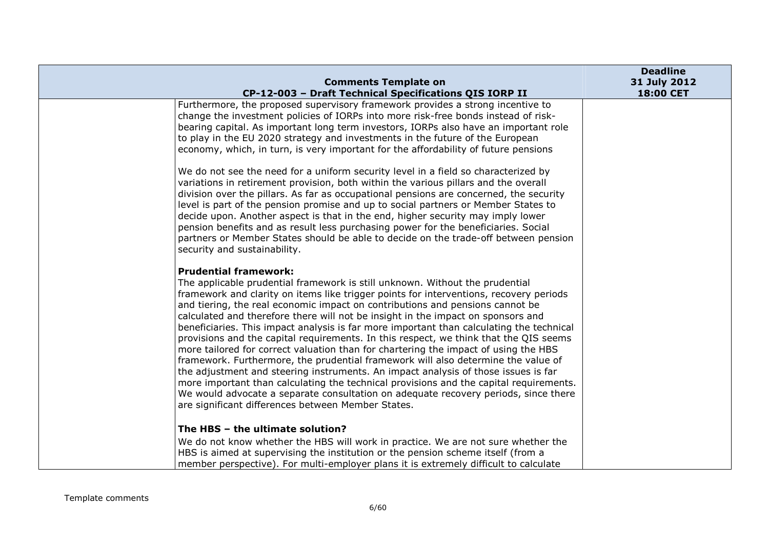| | Comments Template on CP-12-003 – Draft Technical Specifications QIS IORP II | Deadline 31 July 2012 18:00 CET |
|---|---|---|
| | Furthermore, the proposed supervisory framework provides a strong incentive to change the investment policies of IORPs into more risk-free bonds instead of risk-bearing capital. As important long term investors, IORPs also have an important role to play in the EU 2020 strategy and investments in the future of the European economy, which, in turn, is very important for the affordability of future pensions<br><br>We do not see the need for a uniform security level in a field so characterized by variations in retirement provision, both within the various pillars and the overall division over the pillars. As far as occupational pensions are concerned, the security level is part of the pension promise and up to social partners or Member States to decide upon. Another aspect is that in the end, higher security may imply lower pension benefits and as result less purchasing power for the beneficiaries. Social partners or Member States should be able to decide on the trade-off between pension security and sustainability.<br><br>**Prudential framework:**<br>The applicable prudential framework is still unknown. Without the prudential framework and clarity on items like trigger points for interventions, recovery periods and tiering, the real economic impact on contributions and pensions cannot be calculated and therefore there will not be insight in the impact on sponsors and beneficiaries. This impact analysis is far more important than calculating the technical provisions and the capital requirements. In this respect, we think that the QIS seems more tailored for correct valuation than for chartering the impact of using the HBS framework. Furthermore, the prudential framework will also determine the value of the adjustment and steering instruments. An impact analysis of those issues is far more important than calculating the technical provisions and the capital requirements. We would advocate a separate consultation on adequate recovery periods, since there are significant differences between Member States.<br><br>**The HBS – the ultimate solution?**<br>We do not know whether the HBS will work in practice. We are not sure whether the HBS is aimed at supervising the institution or the pension scheme itself (from a member perspective). For multi-employer plans it is extremely difficult to calculate | |

Template comments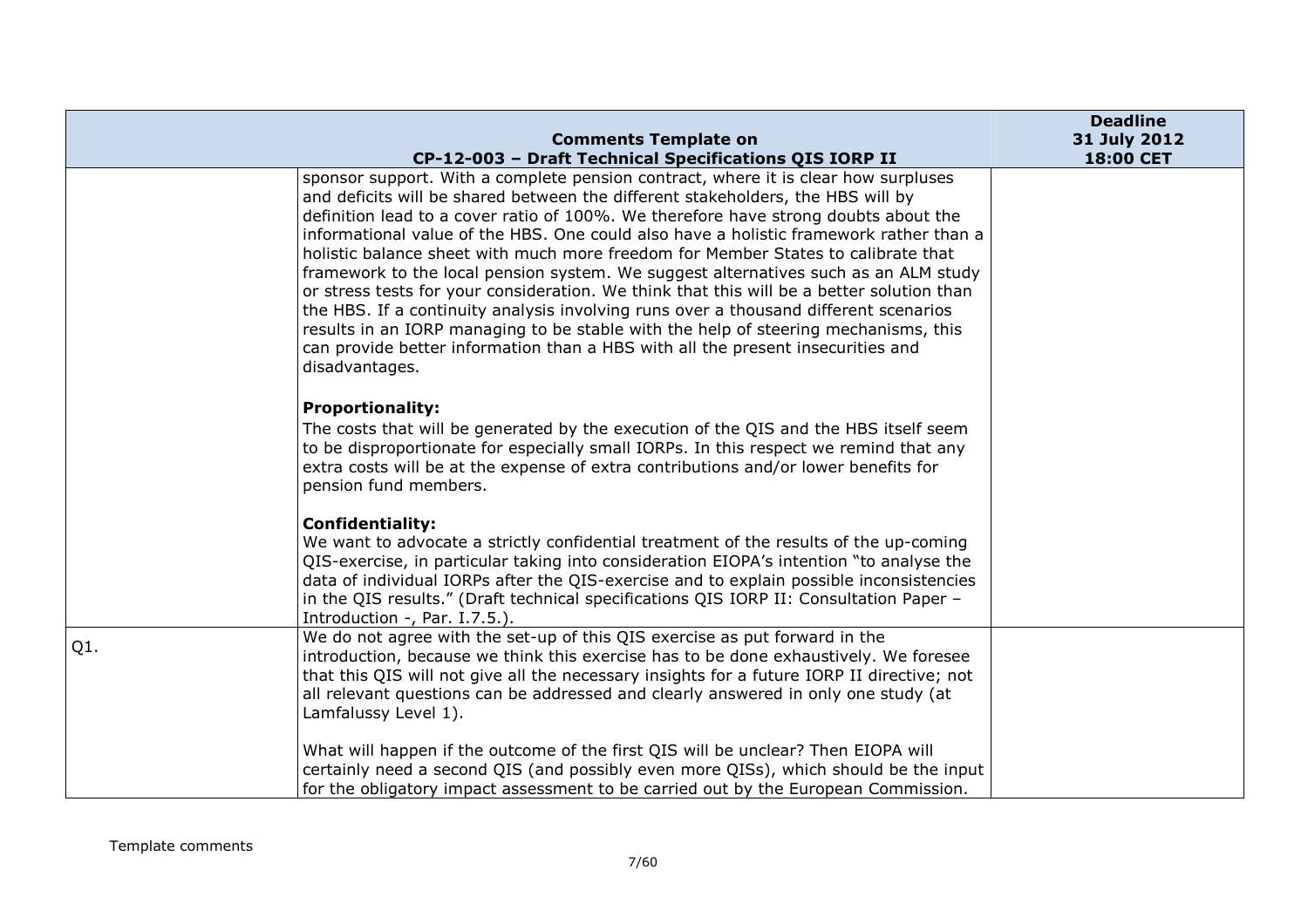| | Comments Template on CP-12-003 – Draft Technical Specifications QIS IORP II | Deadline 31 July 2012 18:00 CET |
|---|---|---|
| | sponsor support. With a complete pension contract, where it is clear how surpluses and deficits will be shared between the different stakeholders, the HBS will by definition lead to a cover ratio of 100%. We therefore have strong doubts about the informational value of the HBS. One could also have a holistic framework rather than a holistic balance sheet with much more freedom for Member States to calibrate that framework to the local pension system. We suggest alternatives such as an ALM study or stress tests for your consideration. We think that this will be a better solution than the HBS. If a continuity analysis involving runs over a thousand different scenarios results in an IORP managing to be stable with the help of steering mechanisms, this can provide better information than a HBS with all the present insecurities and disadvantages.<br><br>**Proportionality:**<br>The costs that will be generated by the execution of the QIS and the HBS itself seem to be disproportionate for especially small IORPs. In this respect we remind that any extra costs will be at the expense of extra contributions and/or lower benefits for pension fund members.<br><br>**Confidentiality:**<br>We want to advocate a strictly confidential treatment of the results of the up-coming QIS-exercise, in particular taking into consideration EIOPA's intention "to analyse the data of individual IORPs after the QIS-exercise and to explain possible inconsistencies in the QIS results." (Draft technical specifications QIS IORP II: Consultation Paper – Introduction -, Par. I.7.5.). | |
| Q1. | We do not agree with the set-up of this QIS exercise as put forward in the introduction, because we think this exercise has to be done exhaustively. We foresee that this QIS will not give all the necessary insights for a future IORP II directive; not all relevant questions can be addressed and clearly answered in only one study (at Lamfalussy Level 1).<br><br>What will happen if the outcome of the first QIS will be unclear? Then EIOPA will certainly need a second QIS (and possibly even more QISs), which should be the input for the obligatory impact assessment to be carried out by the European Commission. | |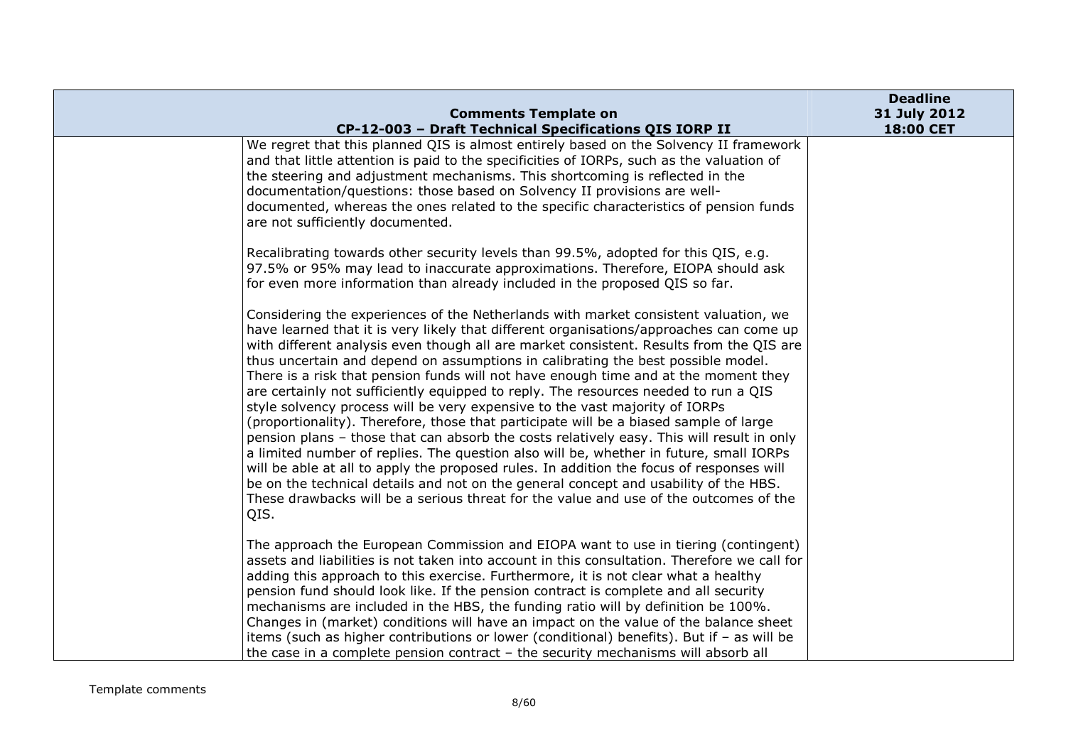| | Comments Template on CP-12-003 – Draft Technical Specifications QIS IORP II | Deadline 31 July 2012 18:00 CET |
|---|---|---|
| | We regret that this planned QIS is almost entirely based on the Solvency II framework and that little attention is paid to the specificities of IORPs, such as the valuation of the steering and adjustment mechanisms. This shortcoming is reflected in the documentation/questions: those based on Solvency II provisions are well-documented, whereas the ones related to the specific characteristics of pension funds are not sufficiently documented.<br><br>Recalibrating towards other security levels than 99.5%, adopted for this QIS, e.g. 97.5% or 95% may lead to inaccurate approximations. Therefore, EIOPA should ask for even more information than already included in the proposed QIS so far.<br><br>Considering the experiences of the Netherlands with market consistent valuation, we have learned that it is very likely that different organisations/approaches can come up with different analysis even though all are market consistent. Results from the QIS are thus uncertain and depend on assumptions in calibrating the best possible model. There is a risk that pension funds will not have enough time and at the moment they are certainly not sufficiently equipped to reply. The resources needed to run a QIS style solvency process will be very expensive to the vast majority of IORPs (proportionality). Therefore, those that participate will be a biased sample of large pension plans – those that can absorb the costs relatively easy. This will result in only a limited number of replies. The question also will be, whether in future, small IORPs will be able at all to apply the proposed rules. In addition the focus of responses will be on the technical details and not on the general concept and usability of the HBS. These drawbacks will be a serious threat for the value and use of the outcomes of the QIS.<br><br>The approach the European Commission and EIOPA want to use in tiering (contingent) assets and liabilities is not taken into account in this consultation. Therefore we call for adding this approach to this exercise. Furthermore, it is not clear what a healthy pension fund should look like. If the pension contract is complete and all security mechanisms are included in the HBS, the funding ratio will by definition be 100%. Changes in (market) conditions will have an impact on the value of the balance sheet items (such as higher contributions or lower (conditional) benefits). But if – as will be the case in a complete pension contract – the security mechanisms will absorb all | |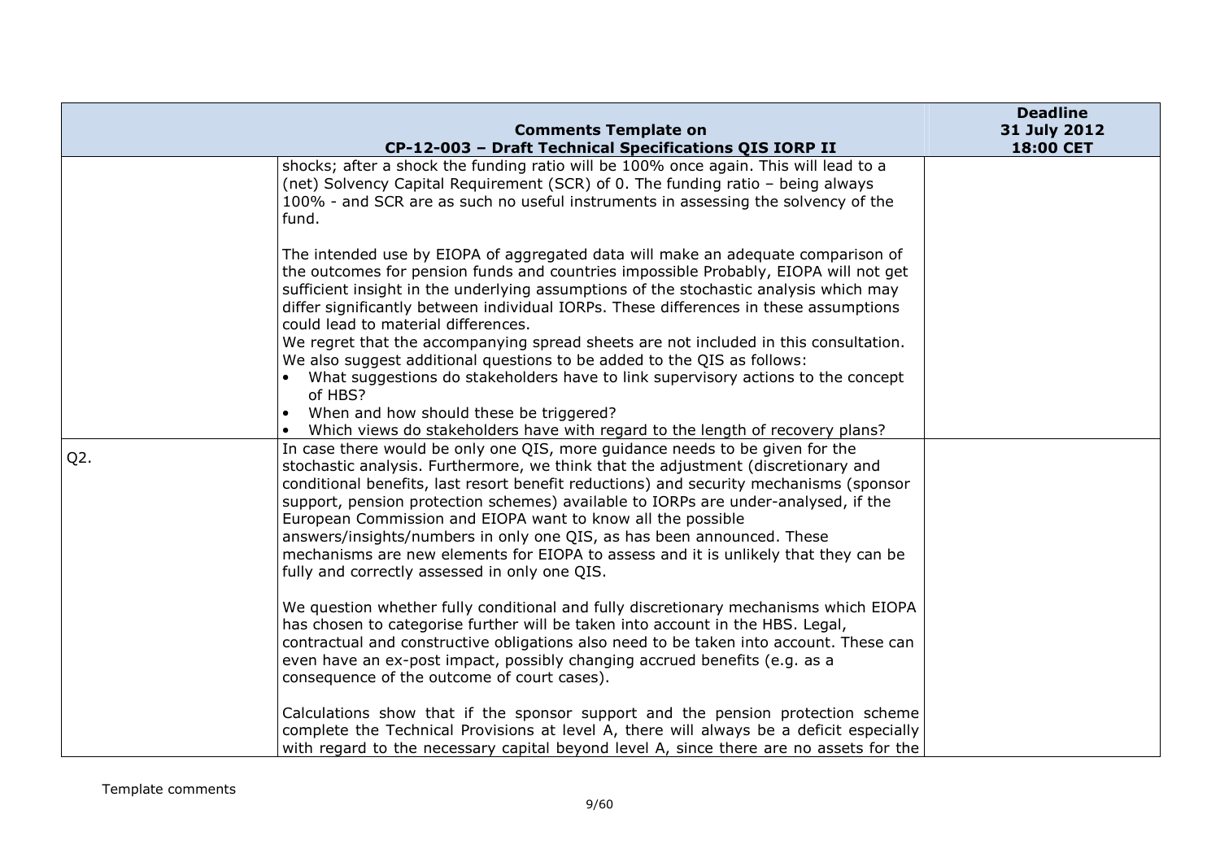| Comments Template on CP-12-003 – Draft Technical Specifications QIS IORP II | | Deadline 31 July 2012 18:00 CET |
|---|---|---|
| | shocks; after a shock the funding ratio will be 100% once again. This will lead to a (net) Solvency Capital Requirement (SCR) of 0. The funding ratio – being always 100% - and SCR are as such no useful instruments in assessing the solvency of the fund.<br><br>The intended use by EIOPA of aggregated data will make an adequate comparison of the outcomes for pension funds and countries impossible Probably, EIOPA will not get sufficient insight in the underlying assumptions of the stochastic analysis which may differ significantly between individual IORPs. These differences in these assumptions could lead to material differences.<br>We regret that the accompanying spread sheets are not included in this consultation.<br>We also suggest additional questions to be added to the QIS as follows:<br>• What suggestions do stakeholders have to link supervisory actions to the concept of HBS?<br>• When and how should these be triggered?<br>• Which views do stakeholders have with regard to the length of recovery plans? | |
| Q2. | In case there would be only one QIS, more guidance needs to be given for the stochastic analysis. Furthermore, we think that the adjustment (discretionary and conditional benefits, last resort benefit reductions) and security mechanisms (sponsor support, pension protection schemes) available to IORPs are under-analysed, if the European Commission and EIOPA want to know all the possible answers/insights/numbers in only one QIS, as has been announced. These mechanisms are new elements for EIOPA to assess and it is unlikely that they can be fully and correctly assessed in only one QIS.<br><br>We question whether fully conditional and fully discretionary mechanisms which EIOPA has chosen to categorise further will be taken into account in the HBS. Legal, contractual and constructive obligations also need to be taken into account. These can even have an ex-post impact, possibly changing accrued benefits (e.g. as a consequence of the outcome of court cases).<br><br>Calculations show that if the sponsor support and the pension protection scheme complete the Technical Provisions at level A, there will always be a deficit especially with regard to the necessary capital beyond level A, since there are no assets for the | |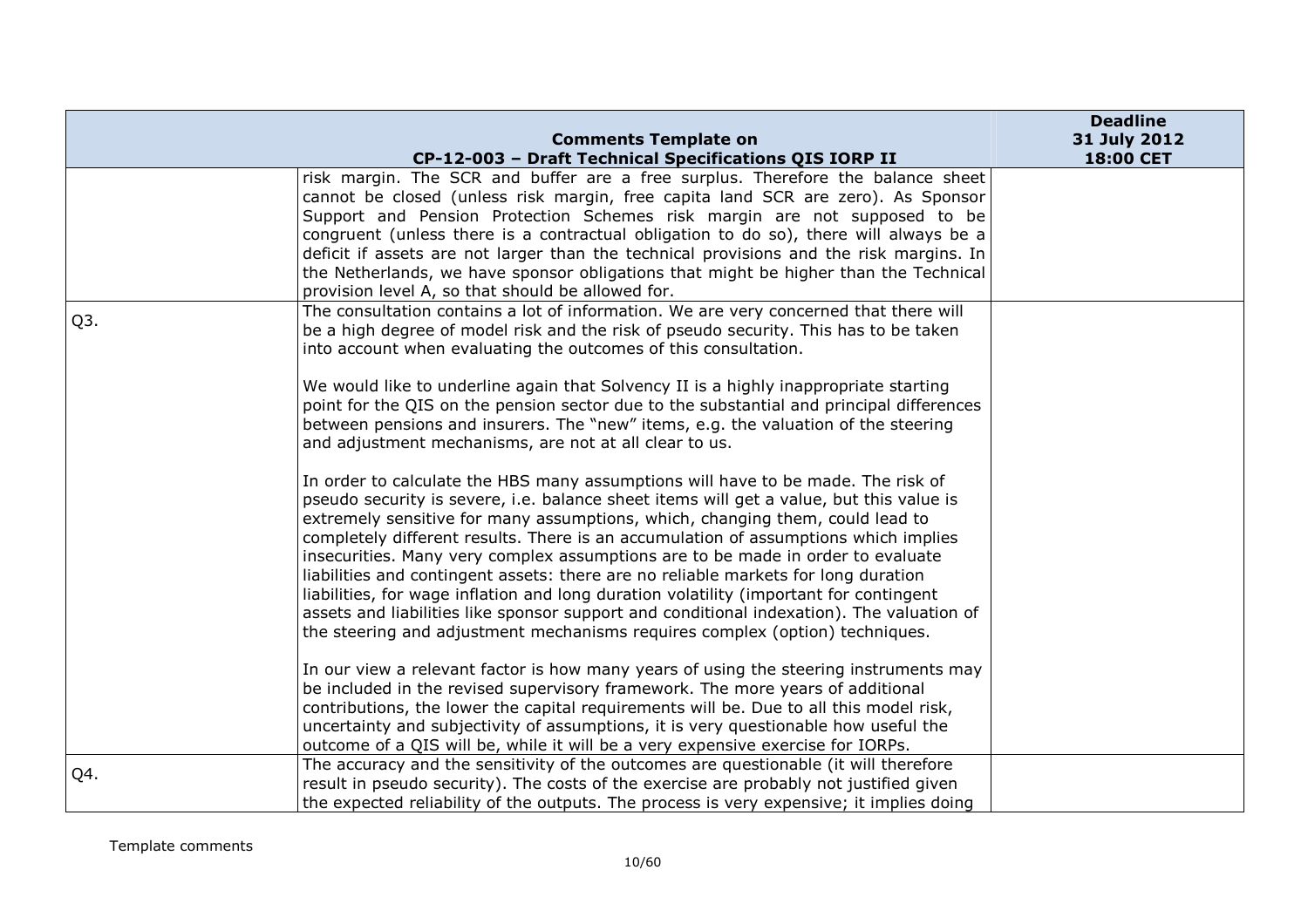| Comments Template on CP-12-003 – Draft Technical Specifications QIS IORP II | | Deadline 31 July 2012 18:00 CET |
|---|---|---|
| | risk margin. The SCR and buffer are a free surplus. Therefore the balance sheet cannot be closed (unless risk margin, free capita land SCR are zero). As Sponsor Support and Pension Protection Schemes risk margin are not supposed to be congruent (unless there is a contractual obligation to do so), there will always be a deficit if assets are not larger than the technical provisions and the risk margins. In the Netherlands, we have sponsor obligations that might be higher than the Technical provision level A, so that should be allowed for. | |
| Q3. | The consultation contains a lot of information. We are very concerned that there will be a high degree of model risk and the risk of pseudo security. This has to be taken into account when evaluating the outcomes of this consultation.<br><br>We would like to underline again that Solvency II is a highly inappropriate starting point for the QIS on the pension sector due to the substantial and principal differences between pensions and insurers. The "new" items, e.g. the valuation of the steering and adjustment mechanisms, are not at all clear to us.<br><br>In order to calculate the HBS many assumptions will have to be made. The risk of pseudo security is severe, i.e. balance sheet items will get a value, but this value is extremely sensitive for many assumptions, which, changing them, could lead to completely different results. There is an accumulation of assumptions which implies insecurities. Many very complex assumptions are to be made in order to evaluate liabilities and contingent assets: there are no reliable markets for long duration liabilities, for wage inflation and long duration volatility (important for contingent assets and liabilities like sponsor support and conditional indexation). The valuation of the steering and adjustment mechanisms requires complex (option) techniques.<br><br>In our view a relevant factor is how many years of using the steering instruments may be included in the revised supervisory framework. The more years of additional contributions, the lower the capital requirements will be. Due to all this model risk, uncertainty and subjectivity of assumptions, it is very questionable how useful the outcome of a QIS will be, while it will be a very expensive exercise for IORPs. | |
| Q4. | The accuracy and the sensitivity of the outcomes are questionable (it will therefore result in pseudo security). The costs of the exercise are probably not justified given the expected reliability of the outputs. The process is very expensive; it implies doing | |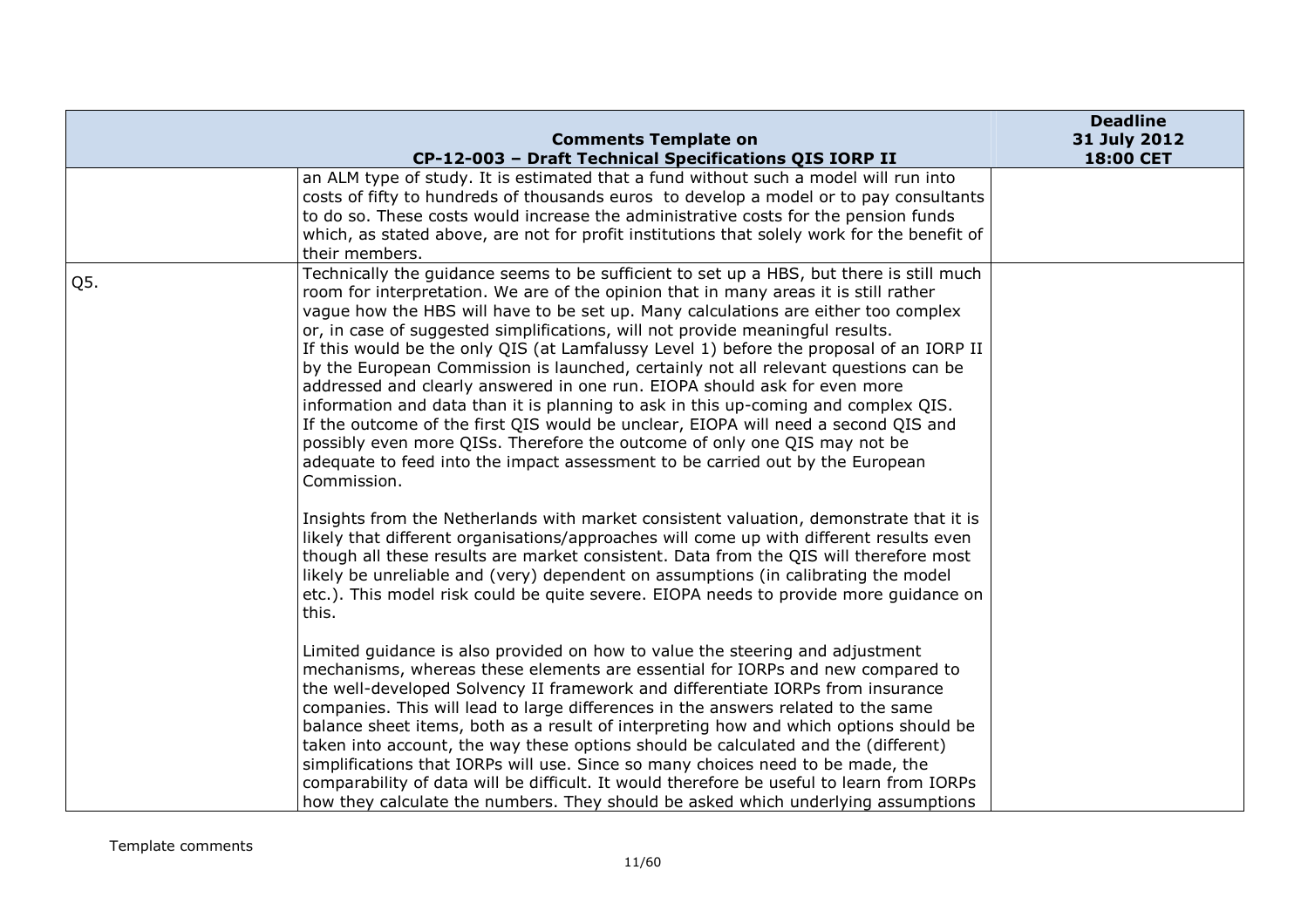| | | |
|---|---|---|
| | an ALM type of study. It is estimated that a fund without such a model will run into costs of fifty to hundreds of thousands euros to develop a model or to pay consultants to do so. These costs would increase the administrative costs for the pension funds which, as stated above, are not for profit institutions that solely work for the benefit of their members. | |
| Q5. | Technically the guidance seems to be sufficient to set up a HBS, but there is still much room for interpretation. We are of the opinion that in many areas it is still rather vague how the HBS will have to be set up. Many calculations are either too complex or, in case of suggested simplifications, will not provide meaningful results. If this would be the only QIS (at Lamfalussy Level 1) before the proposal of an IORP II by the European Commission is launched, certainly not all relevant questions can be addressed and clearly answered in one run. EIOPA should ask for even more information and data than it is planning to ask in this up-coming and complex QIS. If the outcome of the first QIS would be unclear, EIOPA will need a second QIS and possibly even more QISs. Therefore the outcome of only one QIS may not be adequate to feed into the impact assessment to be carried out by the European Commission.<br><br>Insights from the Netherlands with market consistent valuation, demonstrate that it is likely that different organisations/approaches will come up with different results even though all these results are market consistent. Data from the QIS will therefore most likely be unreliable and (very) dependent on assumptions (in calibrating the model etc.). This model risk could be quite severe. EIOPA needs to provide more guidance on this.<br><br>Limited guidance is also provided on how to value the steering and adjustment mechanisms, whereas these elements are essential for IORPs and new compared to the well-developed Solvency II framework and differentiate IORPs from insurance companies. This will lead to large differences in the answers related to the same balance sheet items, both as a result of interpreting how and which options should be taken into account, the way these options should be calculated and the (different) simplifications that IORPs will use. Since so many choices need to be made, the comparability of data will be difficult. It would therefore be useful to learn from IORPs how they calculate the numbers. They should be asked which underlying assumptions | |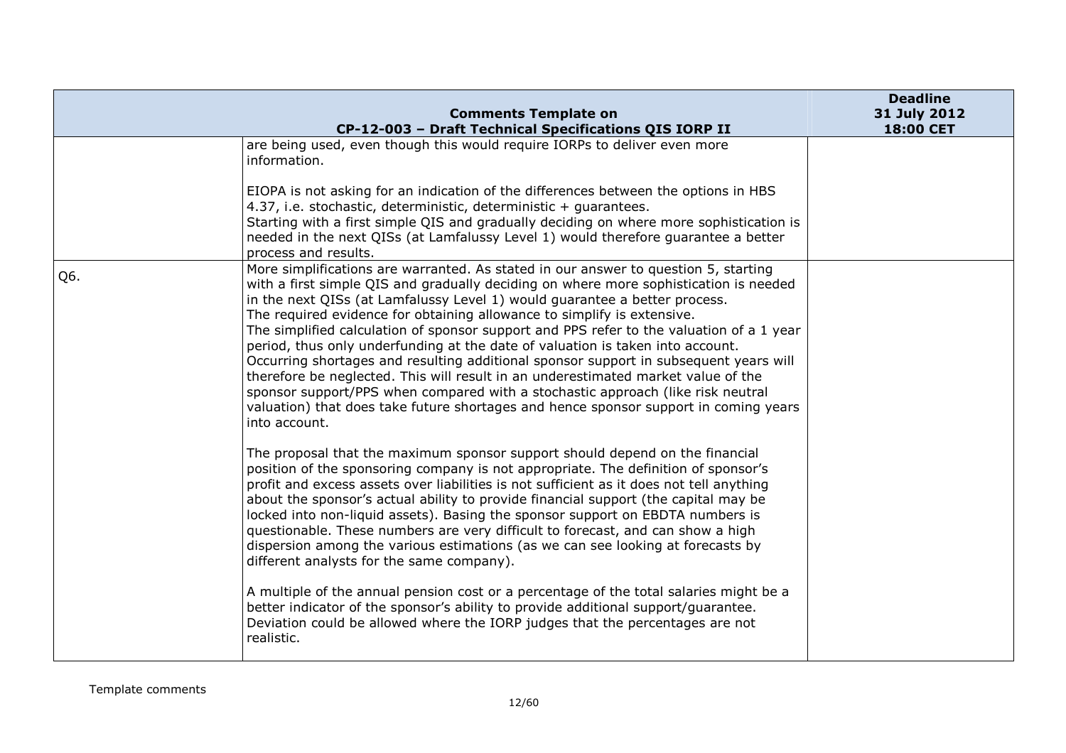| Comments Template on CP-12-003 – Draft Technical Specifications QIS IORP II | | Deadline 31 July 2012 18:00 CET |
|---|---|---|
| | are being used, even though this would require IORPs to deliver even more information.<br><br>EIOPA is not asking for an indication of the differences between the options in HBS 4.37, i.e. stochastic, deterministic, deterministic + guarantees.<br>Starting with a first simple QIS and gradually deciding on where more sophistication is needed in the next QISs (at Lamfalussy Level 1) would therefore guarantee a better process and results. | |
| Q6. | More simplifications are warranted. As stated in our answer to question 5, starting with a first simple QIS and gradually deciding on where more sophistication is needed in the next QISs (at Lamfalussy Level 1) would guarantee a better process.<br>The required evidence for obtaining allowance to simplify is extensive.<br>The simplified calculation of sponsor support and PPS refer to the valuation of a 1 year period, thus only underfunding at the date of valuation is taken into account. Occurring shortages and resulting additional sponsor support in subsequent years will therefore be neglected. This will result in an underestimated market value of the sponsor support/PPS when compared with a stochastic approach (like risk neutral valuation) that does take future shortages and hence sponsor support in coming years into account.<br><br>The proposal that the maximum sponsor support should depend on the financial position of the sponsoring company is not appropriate. The definition of sponsor's profit and excess assets over liabilities is not sufficient as it does not tell anything about the sponsor's actual ability to provide financial support (the capital may be locked into non-liquid assets). Basing the sponsor support on EBDTA numbers is questionable. These numbers are very difficult to forecast, and can show a high dispersion among the various estimations (as we can see looking at forecasts by different analysts for the same company).<br><br>A multiple of the annual pension cost or a percentage of the total salaries might be a better indicator of the sponsor's ability to provide additional support/guarantee. Deviation could be allowed where the IORP judges that the percentages are not realistic. | |

Template comments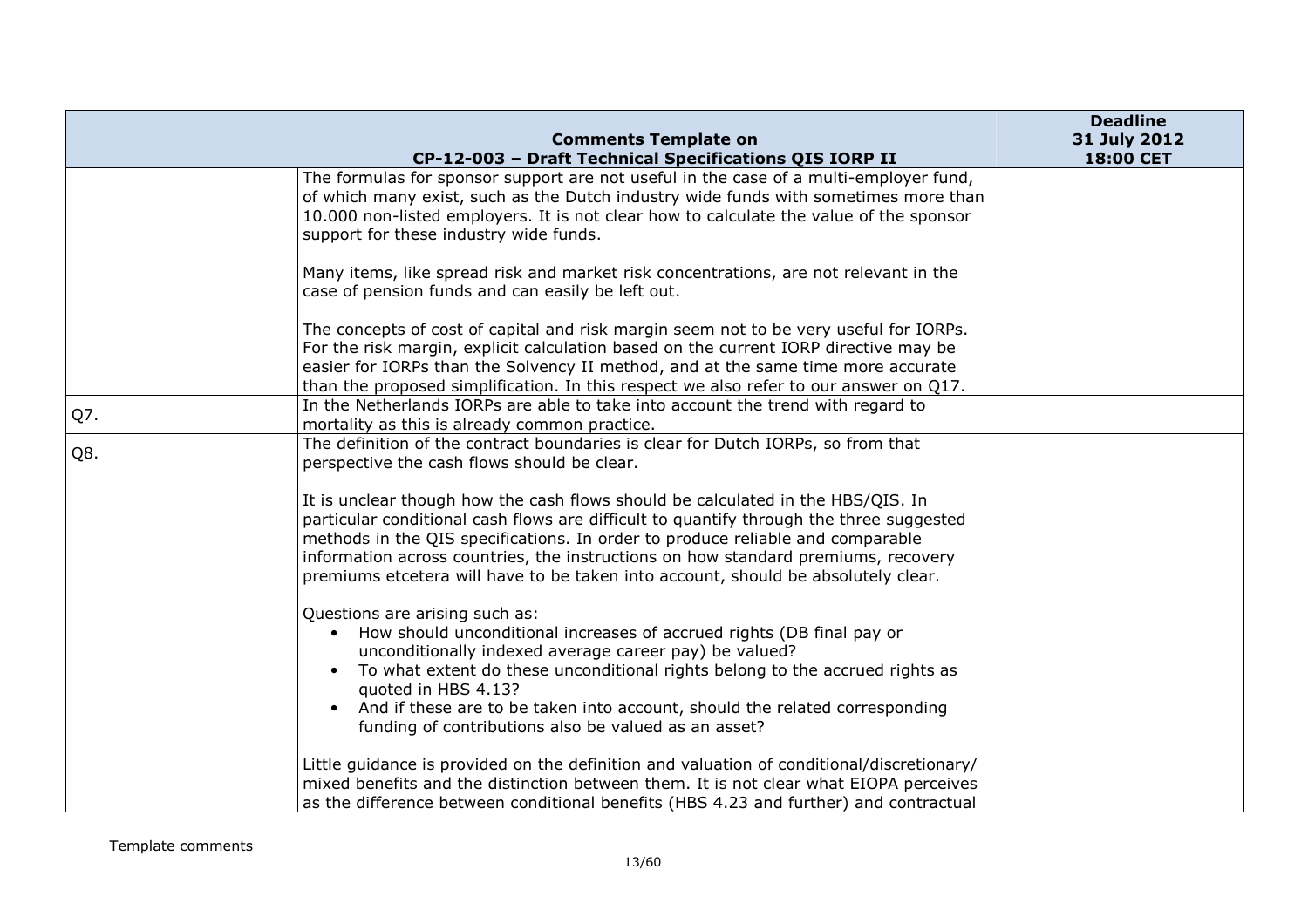| Comments Template on CP-12-003 – Draft Technical Specifications QIS IORP II | | Deadline 31 July 2012 18:00 CET |
|---|---|---|
| | The formulas for sponsor support are not useful in the case of a multi-employer fund, of which many exist, such as the Dutch industry wide funds with sometimes more than 10.000 non-listed employers. It is not clear how to calculate the value of the sponsor support for these industry wide funds.<br><br>Many items, like spread risk and market risk concentrations, are not relevant in the case of pension funds and can easily be left out.<br><br>The concepts of cost of capital and risk margin seem not to be very useful for IORPs. For the risk margin, explicit calculation based on the current IORP directive may be easier for IORPs than the Solvency II method, and at the same time more accurate than the proposed simplification. In this respect we also refer to our answer on Q17. | |
| Q7. | In the Netherlands IORPs are able to take into account the trend with regard to mortality as this is already common practice. | |
| Q8. | The definition of the contract boundaries is clear for Dutch IORPs, so from that perspective the cash flows should be clear.<br><br>It is unclear though how the cash flows should be calculated in the HBS/QIS. In particular conditional cash flows are difficult to quantify through the three suggested methods in the QIS specifications. In order to produce reliable and comparable information across countries, the instructions on how standard premiums, recovery premiums etcetera will have to be taken into account, should be absolutely clear.<br><br>Questions are arising such as:<br>• How should unconditional increases of accrued rights (DB final pay or unconditionally indexed average career pay) be valued?<br>• To what extent do these unconditional rights belong to the accrued rights as quoted in HBS 4.13?<br>• And if these are to be taken into account, should the related corresponding funding of contributions also be valued as an asset?<br><br>Little guidance is provided on the definition and valuation of conditional/discretionary/ mixed benefits and the distinction between them. It is not clear what EIOPA perceives as the difference between conditional benefits (HBS 4.23 and further) and contractual | |

Template comments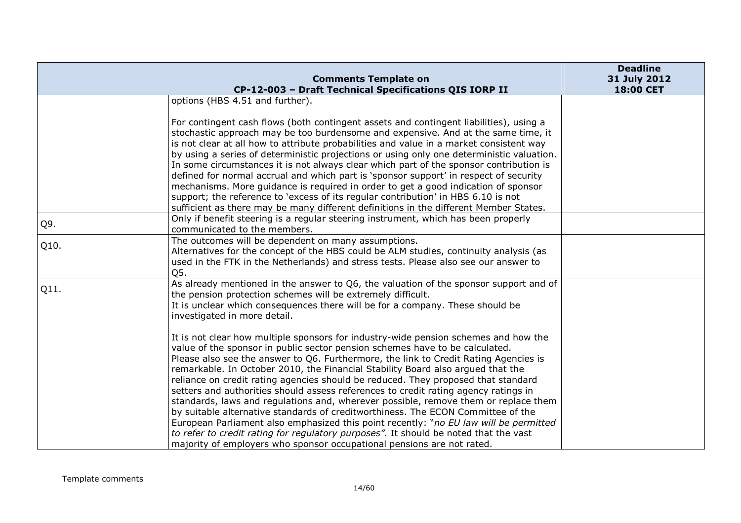| Comments Template on CP-12-003 – Draft Technical Specifications QIS IORP II | | Deadline 31 July 2012 18:00 CET |
|---|---|---|
| | options (HBS 4.51 and further).<br><br>For contingent cash flows (both contingent assets and contingent liabilities), using a stochastic approach may be too burdensome and expensive. And at the same time, it is not clear at all how to attribute probabilities and value in a market consistent way by using a series of deterministic projections or using only one deterministic valuation. In some circumstances it is not always clear which part of the sponsor contribution is defined for normal accrual and which part is 'sponsor support' in respect of security mechanisms. More guidance is required in order to get a good indication of sponsor support; the reference to 'excess of its regular contribution' in HBS 6.10 is not sufficient as there may be many different definitions in the different Member States. | |
| Q9. | Only if benefit steering is a regular steering instrument, which has been properly communicated to the members. | |
| Q10. | The outcomes will be dependent on many assumptions.<br>Alternatives for the concept of the HBS could be ALM studies, continuity analysis (as used in the FTK in the Netherlands) and stress tests. Please also see our answer to Q5. | |
| Q11. | As already mentioned in the answer to Q6, the valuation of the sponsor support and of the pension protection schemes will be extremely difficult.<br>It is unclear which consequences there will be for a company. These should be investigated in more detail.<br><br>It is not clear how multiple sponsors for industry-wide pension schemes and how the value of the sponsor in public sector pension schemes have to be calculated.<br>Please also see the answer to Q6. Furthermore, the link to Credit Rating Agencies is remarkable. In October 2010, the Financial Stability Board also argued that the reliance on credit rating agencies should be reduced. They proposed that standard setters and authorities should assess references to credit rating agency ratings in standards, laws and regulations and, wherever possible, remove them or replace them by suitable alternative standards of creditworthiness. The ECON Committee of the European Parliament also emphasized this point recently: "*no EU law will be permitted to refer to credit rating for regulatory purposes".* It should be noted that the vast majority of employers who sponsor occupational pensions are not rated. | |

Template comments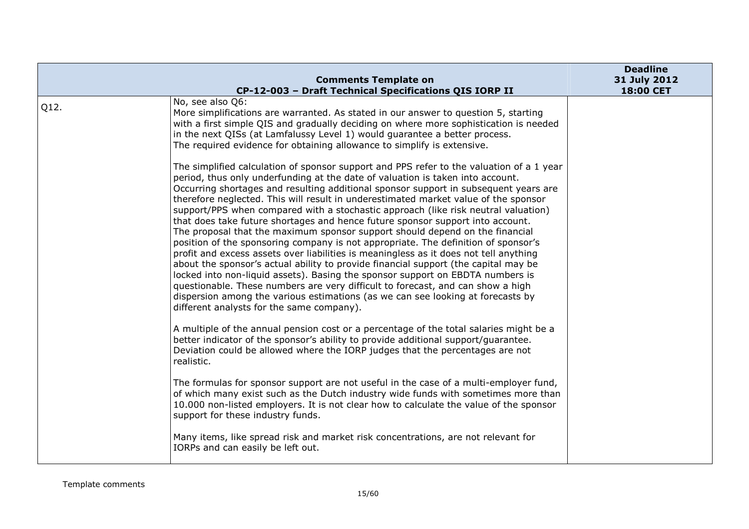| | Comments Template on CP-12-003 – Draft Technical Specifications QIS IORP II | Deadline 31 July 2012 18:00 CET |
|---|---|---|
| Q12. | No, see also Q6:<br>More simplifications are warranted. As stated in our answer to question 5, starting with a first simple QIS and gradually deciding on where more sophistication is needed in the next QISs (at Lamfalussy Level 1) would guarantee a better process.<br>The required evidence for obtaining allowance to simplify is extensive.<br><br>The simplified calculation of sponsor support and PPS refer to the valuation of a 1 year period, thus only underfunding at the date of valuation is taken into account. Occurring shortages and resulting additional sponsor support in subsequent years are therefore neglected. This will result in underestimated market value of the sponsor support/PPS when compared with a stochastic approach (like risk neutral valuation) that does take future shortages and hence future sponsor support into account.<br>The proposal that the maximum sponsor support should depend on the financial position of the sponsoring company is not appropriate. The definition of sponsor's profit and excess assets over liabilities is meaningless as it does not tell anything about the sponsor's actual ability to provide financial support (the capital may be locked into non-liquid assets). Basing the sponsor support on EBDTA numbers is questionable. These numbers are very difficult to forecast, and can show a high dispersion among the various estimations (as we can see looking at forecasts by different analysts for the same company).<br><br>A multiple of the annual pension cost or a percentage of the total salaries might be a better indicator of the sponsor's ability to provide additional support/guarantee. Deviation could be allowed where the IORP judges that the percentages are not realistic.<br><br>The formulas for sponsor support are not useful in the case of a multi-employer fund, of which many exist such as the Dutch industry wide funds with sometimes more than 10.000 non-listed employers. It is not clear how to calculate the value of the sponsor support for these industry funds.<br><br>Many items, like spread risk and market risk concentrations, are not relevant for IORPs and can easily be left out. | |

Template comments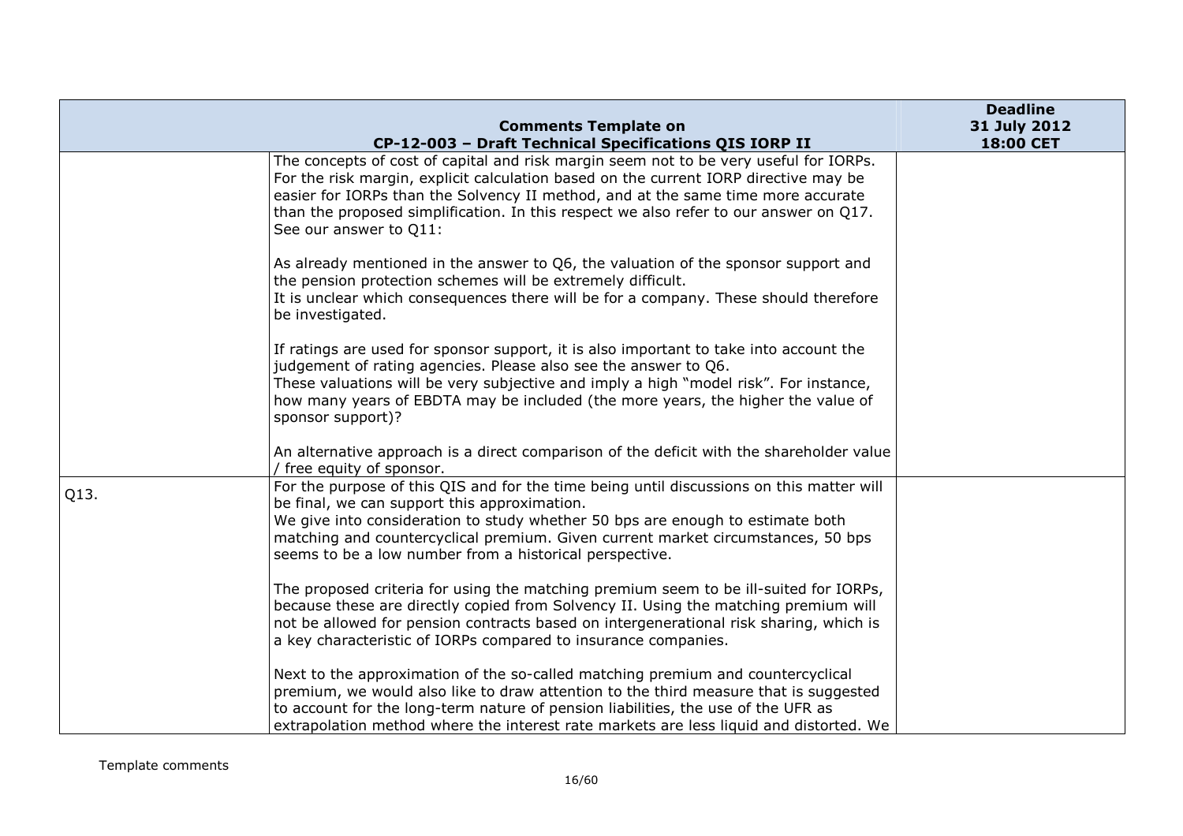| Comments Template on CP-12-003 – Draft Technical Specifications QIS IORP II | | Deadline 31 July 2012 18:00 CET |
|---|---|---|
| | The concepts of cost of capital and risk margin seem not to be very useful for IORPs. For the risk margin, explicit calculation based on the current IORP directive may be easier for IORPs than the Solvency II method, and at the same time more accurate than the proposed simplification. In this respect we also refer to our answer on Q17. See our answer to Q11:<br><br>As already mentioned in the answer to Q6, the valuation of the sponsor support and the pension protection schemes will be extremely difficult.<br>It is unclear which consequences there will be for a company. These should therefore be investigated.<br><br>If ratings are used for sponsor support, it is also important to take into account the judgement of rating agencies. Please also see the answer to Q6.<br>These valuations will be very subjective and imply a high "model risk". For instance, how many years of EBDTA may be included (the more years, the higher the value of sponsor support)?<br><br>An alternative approach is a direct comparison of the deficit with the shareholder value / free equity of sponsor. | |
| Q13. | For the purpose of this QIS and for the time being until discussions on this matter will be final, we can support this approximation.<br>We give into consideration to study whether 50 bps are enough to estimate both matching and countercyclical premium. Given current market circumstances, 50 bps seems to be a low number from a historical perspective.<br><br>The proposed criteria for using the matching premium seem to be ill-suited for IORPs, because these are directly copied from Solvency II. Using the matching premium will not be allowed for pension contracts based on intergenerational risk sharing, which is a key characteristic of IORPs compared to insurance companies.<br><br>Next to the approximation of the so-called matching premium and countercyclical premium, we would also like to draw attention to the third measure that is suggested to account for the long-term nature of pension liabilities, the use of the UFR as extrapolation method where the interest rate markets are less liquid and distorted. We | |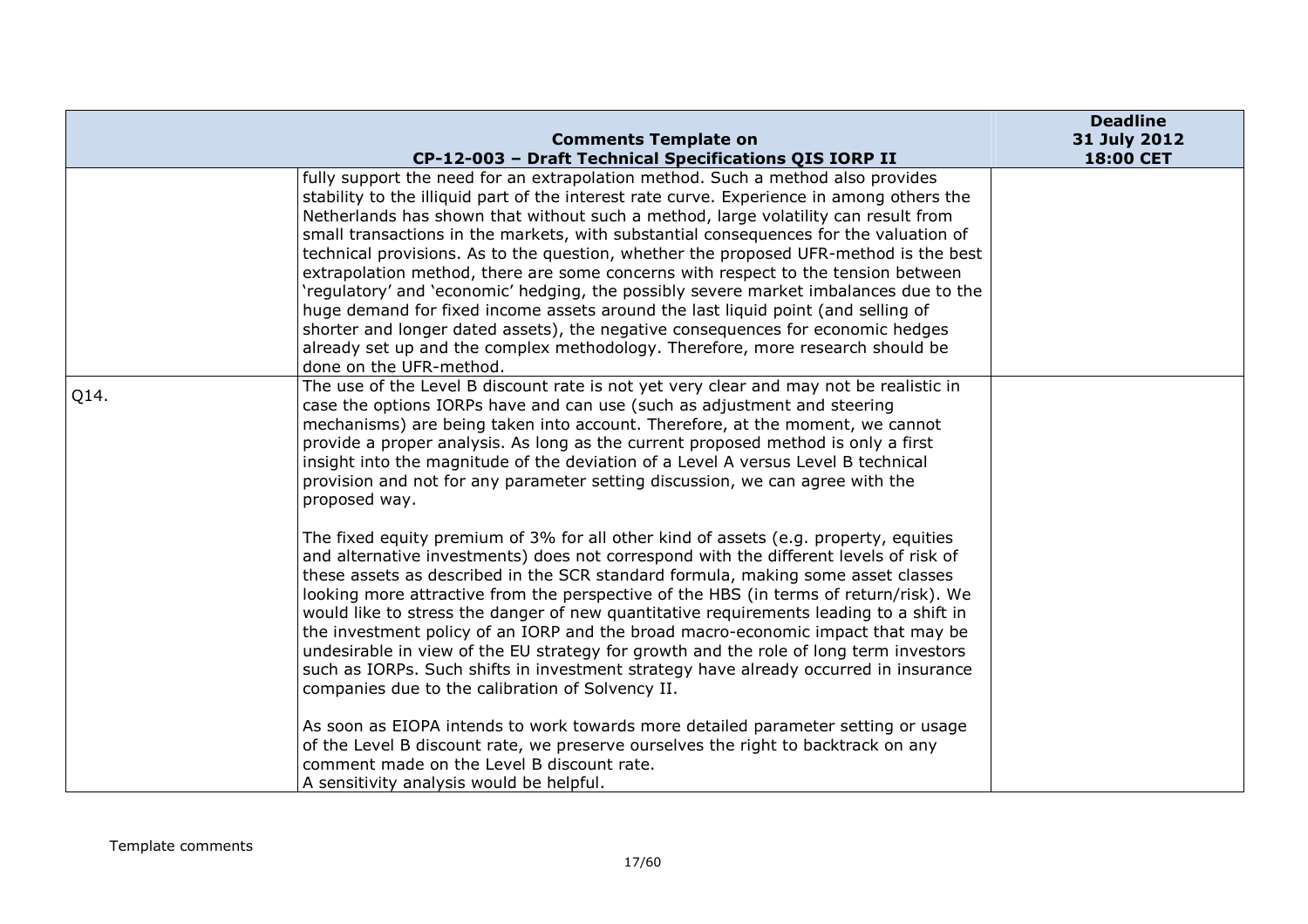| Comments Template on CP-12-003 – Draft Technical Specifications QIS IORP II | | Deadline 31 July 2012 18:00 CET |
|---|---|---|
| | fully support the need for an extrapolation method. Such a method also provides stability to the illiquid part of the interest rate curve. Experience in among others the Netherlands has shown that without such a method, large volatility can result from small transactions in the markets, with substantial consequences for the valuation of technical provisions. As to the question, whether the proposed UFR-method is the best extrapolation method, there are some concerns with respect to the tension between 'regulatory' and 'economic' hedging, the possibly severe market imbalances due to the huge demand for fixed income assets around the last liquid point (and selling of shorter and longer dated assets), the negative consequences for economic hedges already set up and the complex methodology. Therefore, more research should be done on the UFR-method. | |
| Q14. | The use of the Level B discount rate is not yet very clear and may not be realistic in case the options IORPs have and can use (such as adjustment and steering mechanisms) are being taken into account. Therefore, at the moment, we cannot provide a proper analysis. As long as the current proposed method is only a first insight into the magnitude of the deviation of a Level A versus Level B technical provision and not for any parameter setting discussion, we can agree with the proposed way.<br><br>The fixed equity premium of 3% for all other kind of assets (e.g. property, equities and alternative investments) does not correspond with the different levels of risk of these assets as described in the SCR standard formula, making some asset classes looking more attractive from the perspective of the HBS (in terms of return/risk). We would like to stress the danger of new quantitative requirements leading to a shift in the investment policy of an IORP and the broad macro-economic impact that may be undesirable in view of the EU strategy for growth and the role of long term investors such as IORPs. Such shifts in investment strategy have already occurred in insurance companies due to the calibration of Solvency II.<br><br>As soon as EIOPA intends to work towards more detailed parameter setting or usage of the Level B discount rate, we preserve ourselves the right to backtrack on any comment made on the Level B discount rate.<br>A sensitivity analysis would be helpful. | |

Template comments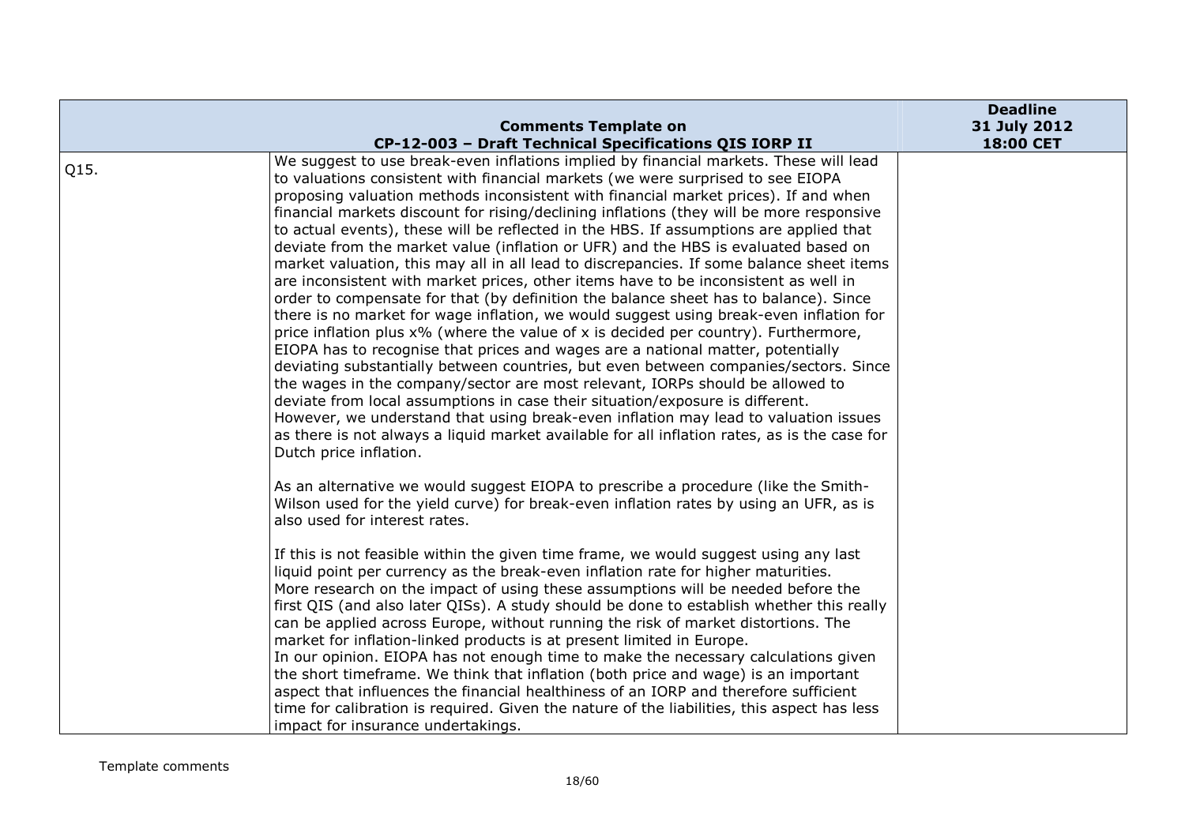| Comments Template on CP-12-003 – Draft Technical Specifications QIS IORP II | | Deadline 31 July 2012 18:00 CET |
|---|---|---|
| Q15. | We suggest to use break-even inflations implied by financial markets. These will lead to valuations consistent with financial markets (we were surprised to see EIOPA proposing valuation methods inconsistent with financial market prices). If and when financial markets discount for rising/declining inflations (they will be more responsive to actual events), these will be reflected in the HBS. If assumptions are applied that deviate from the market value (inflation or UFR) and the HBS is evaluated based on market valuation, this may all in all lead to discrepancies. If some balance sheet items are inconsistent with market prices, other items have to be inconsistent as well in order to compensate for that (by definition the balance sheet has to balance). Since there is no market for wage inflation, we would suggest using break-even inflation for price inflation plus x% (where the value of x is decided per country). Furthermore, EIOPA has to recognise that prices and wages are a national matter, potentially deviating substantially between countries, but even between companies/sectors. Since the wages in the company/sector are most relevant, IORPs should be allowed to deviate from local assumptions in case their situation/exposure is different.<br>However, we understand that using break-even inflation may lead to valuation issues as there is not always a liquid market available for all inflation rates, as is the case for Dutch price inflation.<br><br>As an alternative we would suggest EIOPA to prescribe a procedure (like the Smith-Wilson used for the yield curve) for break-even inflation rates by using an UFR, as is also used for interest rates.<br><br>If this is not feasible within the given time frame, we would suggest using any last liquid point per currency as the break-even inflation rate for higher maturities.<br>More research on the impact of using these assumptions will be needed before the first QIS (and also later QISs). A study should be done to establish whether this really can be applied across Europe, without running the risk of market distortions. The market for inflation-linked products is at present limited in Europe.<br>In our opinion. EIOPA has not enough time to make the necessary calculations given the short timeframe. We think that inflation (both price and wage) is an important aspect that influences the financial healthiness of an IORP and therefore sufficient time for calibration is required. Given the nature of the liabilities, this aspect has less impact for insurance undertakings. | |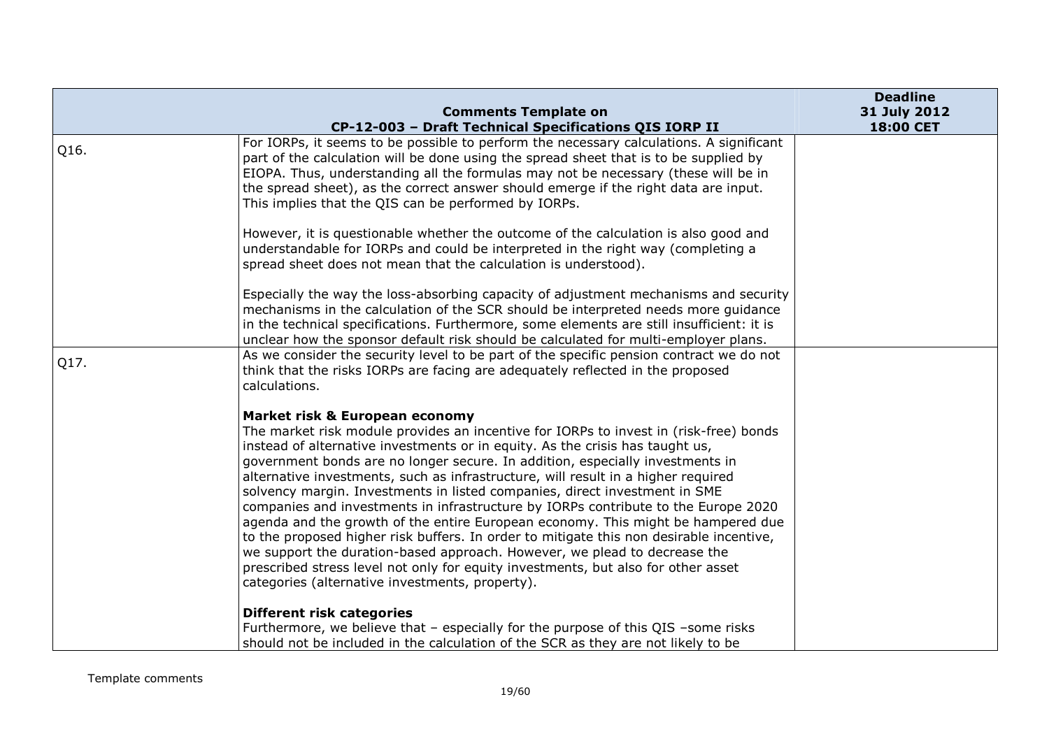| | Comments Template on CP-12-003 – Draft Technical Specifications QIS IORP II | Deadline 31 July 2012 18:00 CET |
|---|---|---|
| Q16. | For IORPs, it seems to be possible to perform the necessary calculations. A significant part of the calculation will be done using the spread sheet that is to be supplied by EIOPA. Thus, understanding all the formulas may not be necessary (these will be in the spread sheet), as the correct answer should emerge if the right data are input. This implies that the QIS can be performed by IORPs.<br><br>However, it is questionable whether the outcome of the calculation is also good and understandable for IORPs and could be interpreted in the right way (completing a spread sheet does not mean that the calculation is understood).<br><br>Especially the way the loss-absorbing capacity of adjustment mechanisms and security mechanisms in the calculation of the SCR should be interpreted needs more guidance in the technical specifications. Furthermore, some elements are still insufficient: it is unclear how the sponsor default risk should be calculated for multi-employer plans. | |
| Q17. | As we consider the security level to be part of the specific pension contract we do not think that the risks IORPs are facing are adequately reflected in the proposed calculations.<br><br>**Market risk & European economy**<br>The market risk module provides an incentive for IORPs to invest in (risk-free) bonds instead of alternative investments or in equity. As the crisis has taught us, government bonds are no longer secure. In addition, especially investments in alternative investments, such as infrastructure, will result in a higher required solvency margin. Investments in listed companies, direct investment in SME companies and investments in infrastructure by IORPs contribute to the Europe 2020 agenda and the growth of the entire European economy. This might be hampered due to the proposed higher risk buffers. In order to mitigate this non desirable incentive, we support the duration-based approach. However, we plead to decrease the prescribed stress level not only for equity investments, but also for other asset categories (alternative investments, property).<br><br>**Different risk categories**<br>Furthermore, we believe that – especially for the purpose of this QIS –some risks should not be included in the calculation of the SCR as they are not likely to be | |

Template comments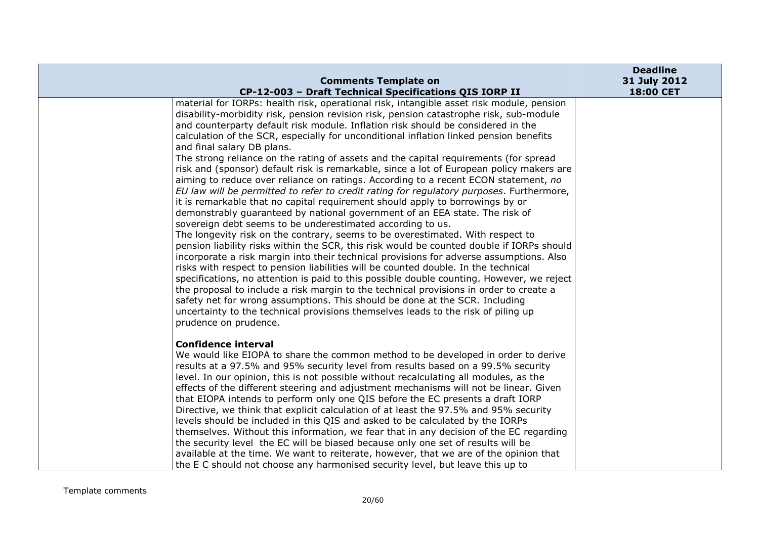| Comments Template on CP-12-003 – Draft Technical Specifications QIS IORP II | | Deadline 31 July 2012 18:00 CET |
|---|---|---|
| | material for IORPs: health risk, operational risk, intangible asset risk module, pension disability-morbidity risk, pension revision risk, pension catastrophe risk, sub-module and counterparty default risk module. Inflation risk should be considered in the calculation of the SCR, especially for unconditional inflation linked pension benefits and final salary DB plans.<br>The strong reliance on the rating of assets and the capital requirements (for spread risk and (sponsor) default risk is remarkable, since a lot of European policy makers are aiming to reduce over reliance on ratings. According to a recent ECON statement, *no EU law will be permitted to refer to credit rating for regulatory purposes*. Furthermore, it is remarkable that no capital requirement should apply to borrowings by or demonstrably guaranteed by national government of an EEA state. The risk of sovereign debt seems to be underestimated according to us.<br>The longevity risk on the contrary, seems to be overestimated. With respect to pension liability risks within the SCR, this risk would be counted double if IORPs should incorporate a risk margin into their technical provisions for adverse assumptions. Also risks with respect to pension liabilities will be counted double. In the technical specifications, no attention is paid to this possible double counting. However, we reject the proposal to include a risk margin to the technical provisions in order to create a safety net for wrong assumptions. This should be done at the SCR. Including uncertainty to the technical provisions themselves leads to the risk of piling up prudence on prudence.<br><br>**Confidence interval**<br>We would like EIOPA to share the common method to be developed in order to derive results at a 97.5% and 95% security level from results based on a 99.5% security level. In our opinion, this is not possible without recalculating all modules, as the effects of the different steering and adjustment mechanisms will not be linear. Given that EIOPA intends to perform only one QIS before the EC presents a draft IORP Directive, we think that explicit calculation of at least the 97.5% and 95% security levels should be included in this QIS and asked to be calculated by the IORPs themselves. Without this information, we fear that in any decision of the EC regarding the security level the EC will be biased because only one set of results will be available at the time. We want to reiterate, however, that we are of the opinion that the E C should not choose any harmonised security level, but leave this up to | |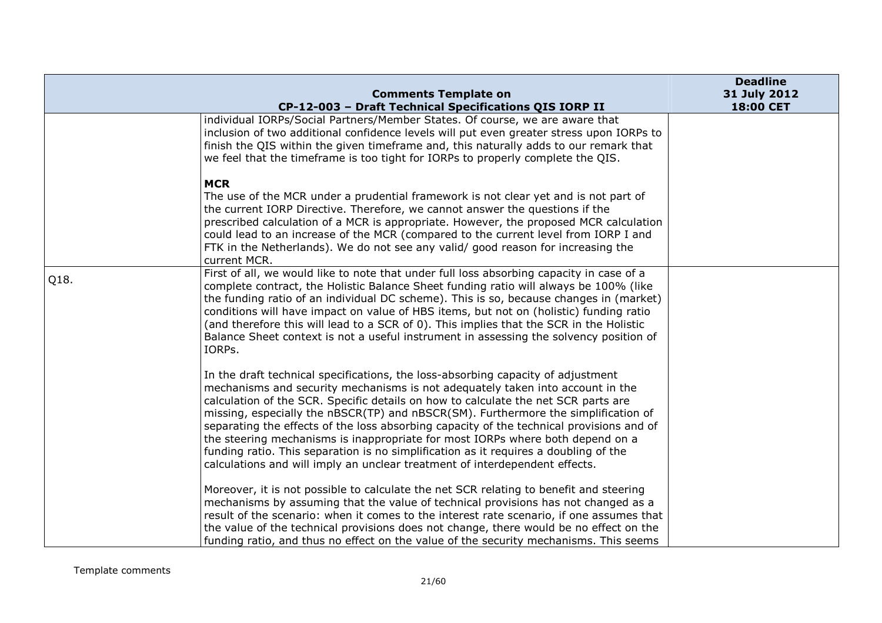| | Comments Template on CP-12-003 – Draft Technical Specifications QIS IORP II | Deadline 31 July 2012 18:00 CET |
|---|---|---|
| | individual IORPs/Social Partners/Member States. Of course, we are aware that inclusion of two additional confidence levels will put even greater stress upon IORPs to finish the QIS within the given timeframe and, this naturally adds to our remark that we feel that the timeframe is too tight for IORPs to properly complete the QIS.<br><br>**MCR**<br>The use of the MCR under a prudential framework is not clear yet and is not part of the current IORP Directive. Therefore, we cannot answer the questions if the prescribed calculation of a MCR is appropriate. However, the proposed MCR calculation could lead to an increase of the MCR (compared to the current level from IORP I and FTK in the Netherlands). We do not see any valid/ good reason for increasing the current MCR. | |
| Q18. | First of all, we would like to note that under full loss absorbing capacity in case of a complete contract, the Holistic Balance Sheet funding ratio will always be 100% (like the funding ratio of an individual DC scheme). This is so, because changes in (market) conditions will have impact on value of HBS items, but not on (holistic) funding ratio (and therefore this will lead to a SCR of 0). This implies that the SCR in the Holistic Balance Sheet context is not a useful instrument in assessing the solvency position of IORPs.<br><br>In the draft technical specifications, the loss-absorbing capacity of adjustment mechanisms and security mechanisms is not adequately taken into account in the calculation of the SCR. Specific details on how to calculate the net SCR parts are missing, especially the nBSCR(TP) and nBSCR(SM). Furthermore the simplification of separating the effects of the loss absorbing capacity of the technical provisions and of the steering mechanisms is inappropriate for most IORPs where both depend on a funding ratio. This separation is no simplification as it requires a doubling of the calculations and will imply an unclear treatment of interdependent effects.<br><br>Moreover, it is not possible to calculate the net SCR relating to benefit and steering mechanisms by assuming that the value of technical provisions has not changed as a result of the scenario: when it comes to the interest rate scenario, if one assumes that the value of the technical provisions does not change, there would be no effect on the funding ratio, and thus no effect on the value of the security mechanisms. This seems | |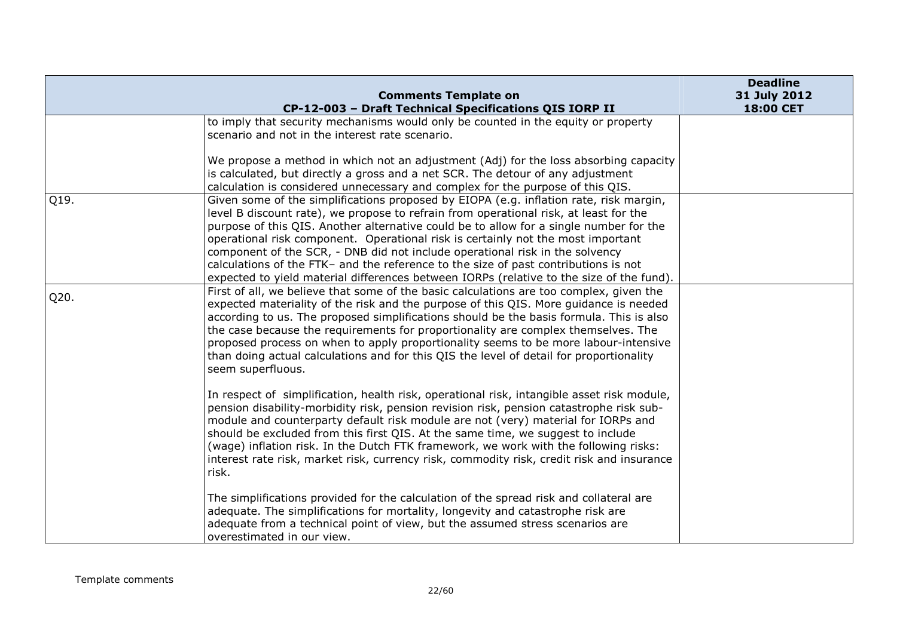| Comments Template on CP-12-003 – Draft Technical Specifications QIS IORP II | | Deadline 31 July 2012 18:00 CET |
|---|---|---|
| | to imply that security mechanisms would only be counted in the equity or property scenario and not in the interest rate scenario.<br><br>We propose a method in which not an adjustment (Adj) for the loss absorbing capacity is calculated, but directly a gross and a net SCR. The detour of any adjustment calculation is considered unnecessary and complex for the purpose of this QIS. | |
| Q19. | Given some of the simplifications proposed by EIOPA (e.g. inflation rate, risk margin, level B discount rate), we propose to refrain from operational risk, at least for the purpose of this QIS. Another alternative could be to allow for a single number for the operational risk component. Operational risk is certainly not the most important component of the SCR, - DNB did not include operational risk in the solvency calculations of the FTK– and the reference to the size of past contributions is not expected to yield material differences between IORPs (relative to the size of the fund). | |
| Q20. | First of all, we believe that some of the basic calculations are too complex, given the expected materiality of the risk and the purpose of this QIS. More guidance is needed according to us. The proposed simplifications should be the basis formula. This is also the case because the requirements for proportionality are complex themselves. The proposed process on when to apply proportionality seems to be more labour-intensive than doing actual calculations and for this QIS the level of detail for proportionality seem superfluous.<br><br>In respect of simplification, health risk, operational risk, intangible asset risk module, pension disability-morbidity risk, pension revision risk, pension catastrophe risk sub-module and counterparty default risk module are not (very) material for IORPs and should be excluded from this first QIS. At the same time, we suggest to include (wage) inflation risk. In the Dutch FTK framework, we work with the following risks: interest rate risk, market risk, currency risk, commodity risk, credit risk and insurance risk.<br><br>The simplifications provided for the calculation of the spread risk and collateral are adequate. The simplifications for mortality, longevity and catastrophe risk are adequate from a technical point of view, but the assumed stress scenarios are overestimated in our view. | |

Template comments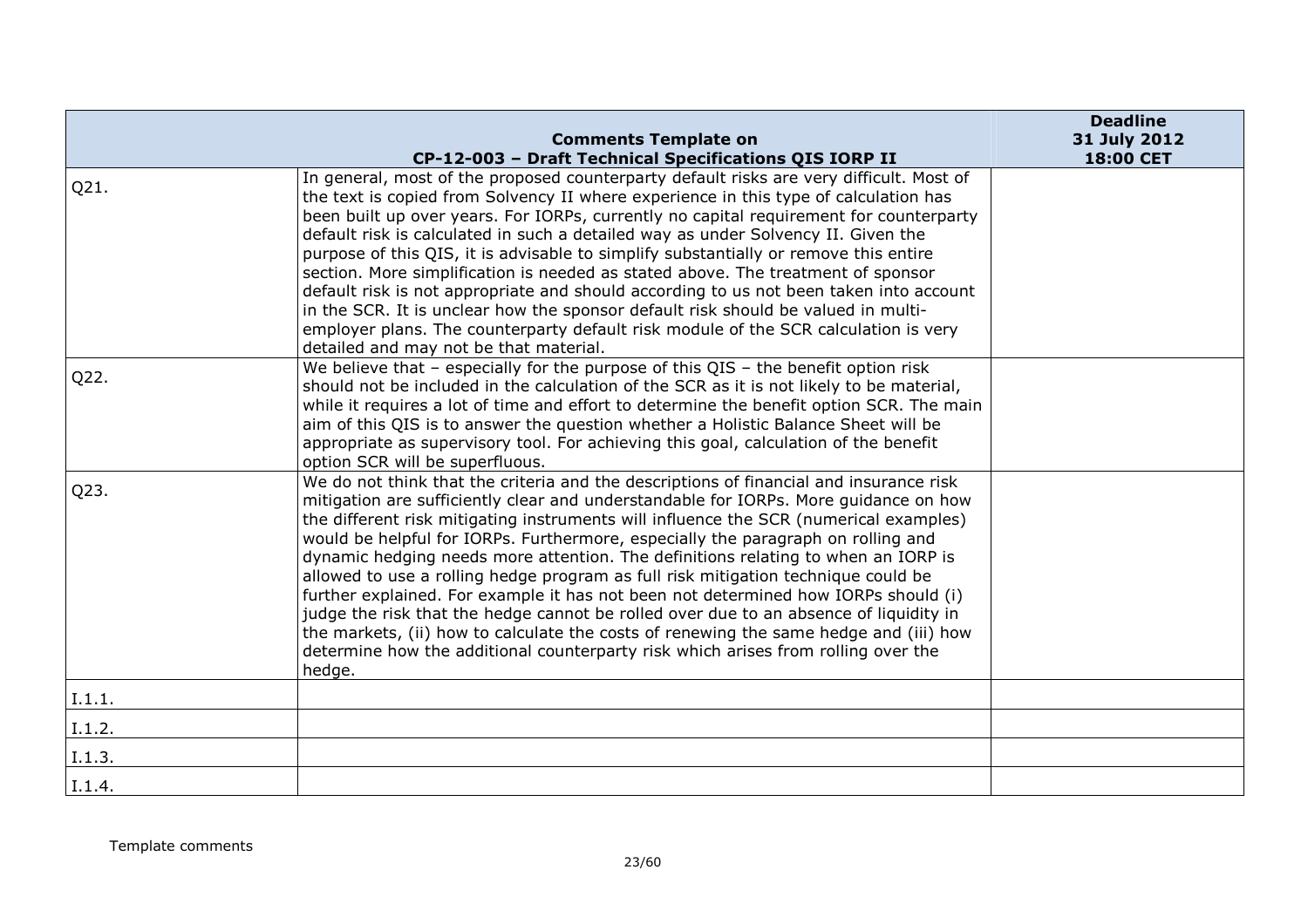| | Comments Template on CP-12-003 – Draft Technical Specifications QIS IORP II | Deadline 31 July 2012 18:00 CET |
|---|---|---|
| Q21. | In general, most of the proposed counterparty default risks are very difficult. Most of the text is copied from Solvency II where experience in this type of calculation has been built up over years. For IORPs, currently no capital requirement for counterparty default risk is calculated in such a detailed way as under Solvency II. Given the purpose of this QIS, it is advisable to simplify substantially or remove this entire section. More simplification is needed as stated above. The treatment of sponsor default risk is not appropriate and should according to us not been taken into account in the SCR. It is unclear how the sponsor default risk should be valued in multi-employer plans. The counterparty default risk module of the SCR calculation is very detailed and may not be that material. | |
| Q22. | We believe that – especially for the purpose of this QIS – the benefit option risk should not be included in the calculation of the SCR as it is not likely to be material, while it requires a lot of time and effort to determine the benefit option SCR. The main aim of this QIS is to answer the question whether a Holistic Balance Sheet will be appropriate as supervisory tool. For achieving this goal, calculation of the benefit option SCR will be superfluous. | |
| Q23. | We do not think that the criteria and the descriptions of financial and insurance risk mitigation are sufficiently clear and understandable for IORPs. More guidance on how the different risk mitigating instruments will influence the SCR (numerical examples) would be helpful for IORPs. Furthermore, especially the paragraph on rolling and dynamic hedging needs more attention. The definitions relating to when an IORP is allowed to use a rolling hedge program as full risk mitigation technique could be further explained. For example it has not been not determined how IORPs should (i) judge the risk that the hedge cannot be rolled over due to an absence of liquidity in the markets, (ii) how to calculate the costs of renewing the same hedge and (iii) how determine how the additional counterparty risk which arises from rolling over the hedge. | |
| I.1.1. | | |
| I.1.2. | | |
| I.1.3. | | |
| I.1.4. | | |

Template comments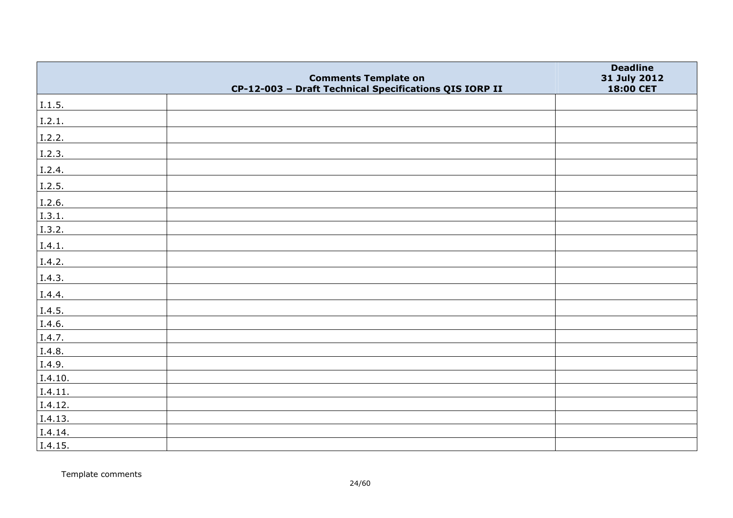| | Comments Template on CP-12-003 – Draft Technical Specifications QIS IORP II | Deadline 31 July 2012 18:00 CET |
|---|---|---|
| I.1.5. | | |
| I.2.1. | | |
| I.2.2. | | |
| I.2.3. | | |
| I.2.4. | | |
| I.2.5. | | |
| I.2.6. | | |
| I.3.1. | | |
| I.3.2. | | |
| I.4.1. | | |
| I.4.2. | | |
| I.4.3. | | |
| I.4.4. | | |
| I.4.5. | | |
| I.4.6. | | |
| I.4.7. | | |
| I.4.8. | | |
| I.4.9. | | |
| I.4.10. | | |
| I.4.11. | | |
| I.4.12. | | |
| I.4.13. | | |
| I.4.14. | | |
| I.4.15. | | |

Template comments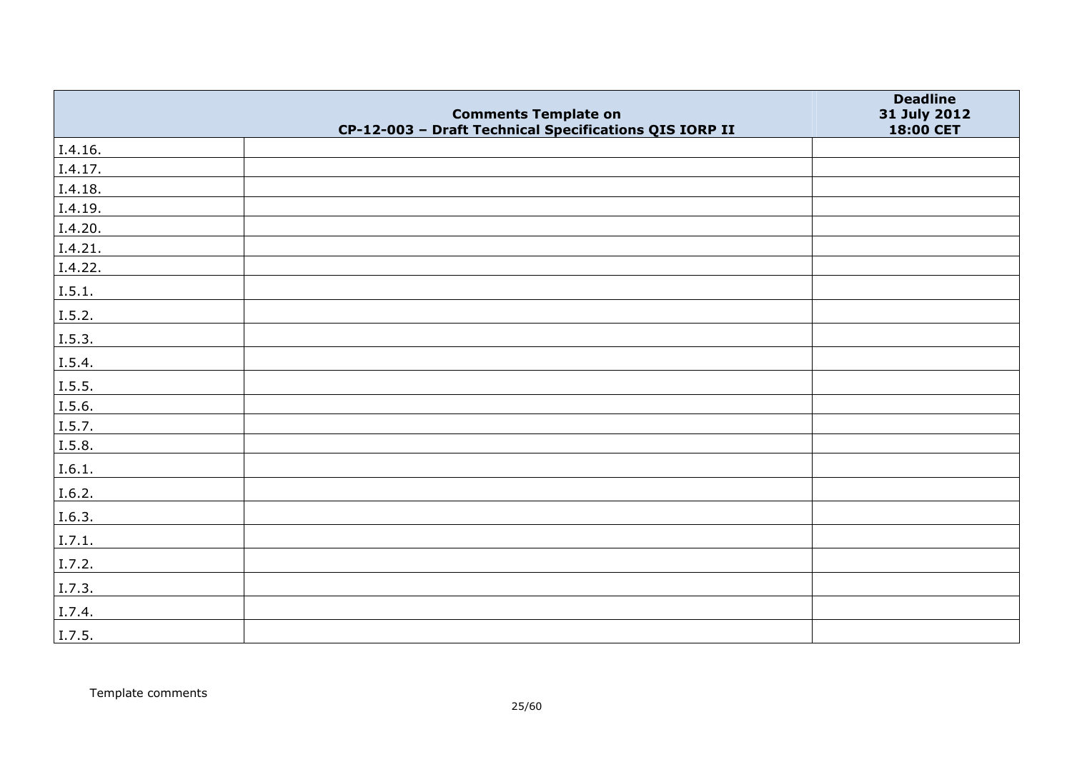|  | Comments Template on CP-12-003 – Draft Technical Specifications QIS IORP II | Deadline 31 July 2012 18:00 CET |
|---|---|---|
| I.4.16. |  |  |
| I.4.17. |  |  |
| I.4.18. |  |  |
| I.4.19. |  |  |
| I.4.20. |  |  |
| I.4.21. |  |  |
| I.4.22. |  |  |
| I.5.1. |  |  |
| I.5.2. |  |  |
| I.5.3. |  |  |
| I.5.4. |  |  |
| I.5.5. |  |  |
| I.5.6. |  |  |
| I.5.7. |  |  |
| I.5.8. |  |  |
| I.6.1. |  |  |
| I.6.2. |  |  |
| I.6.3. |  |  |
| I.7.1. |  |  |
| I.7.2. |  |  |
| I.7.3. |  |  |
| I.7.4. |  |  |
| I.7.5. |  |  |

Template comments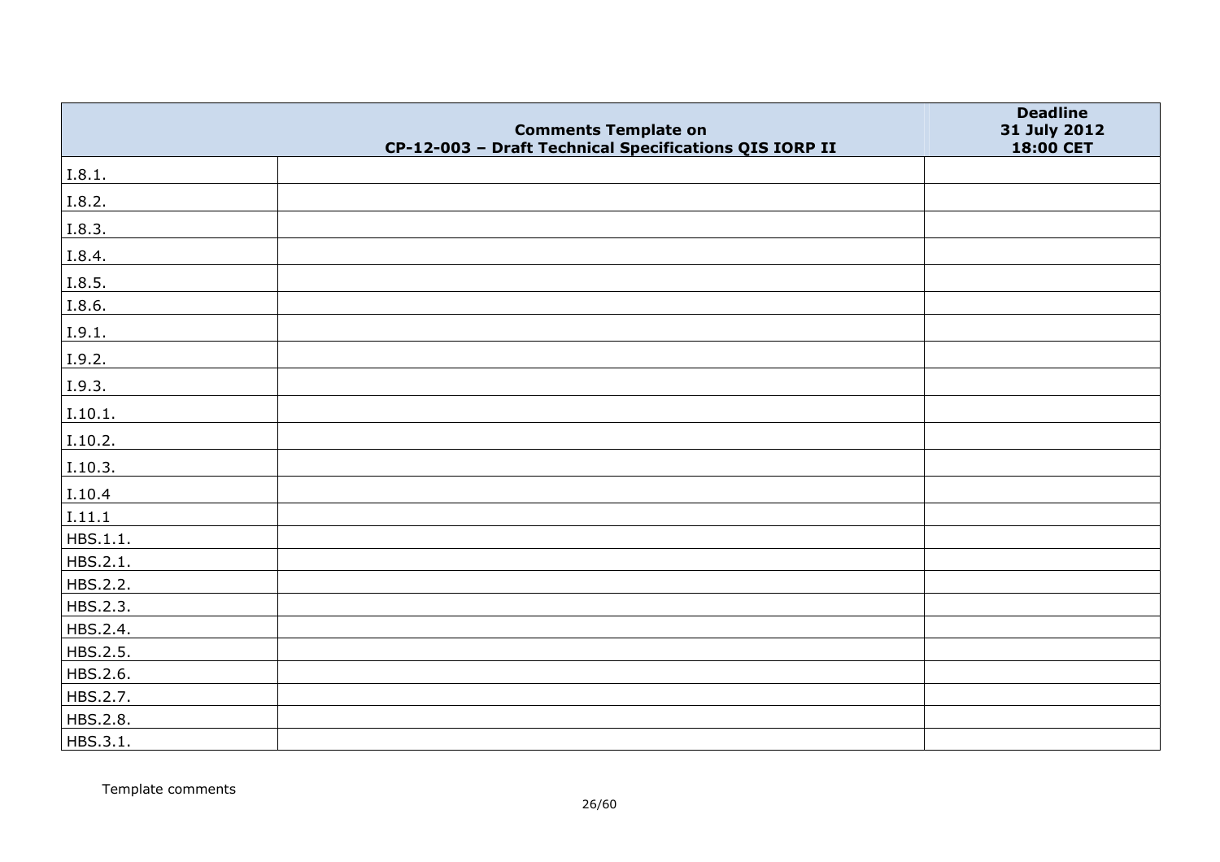| | Comments Template on CP-12-003 – Draft Technical Specifications QIS IORP II | Deadline 31 July 2012 18:00 CET |
|---|---|---|
| I.8.1. | | |
| I.8.2. | | |
| I.8.3. | | |
| I.8.4. | | |
| I.8.5. | | |
| I.8.6. | | |
| I.9.1. | | |
| I.9.2. | | |
| I.9.3. | | |
| I.10.1. | | |
| I.10.2. | | |
| I.10.3. | | |
| I.10.4 | | |
| I.11.1 | | |
| HBS.1.1. | | |
| HBS.2.1. | | |
| HBS.2.2. | | |
| HBS.2.3. | | |
| HBS.2.4. | | |
| HBS.2.5. | | |
| HBS.2.6. | | |
| HBS.2.7. | | |
| HBS.2.8. | | |
| HBS.3.1. | | |

Template comments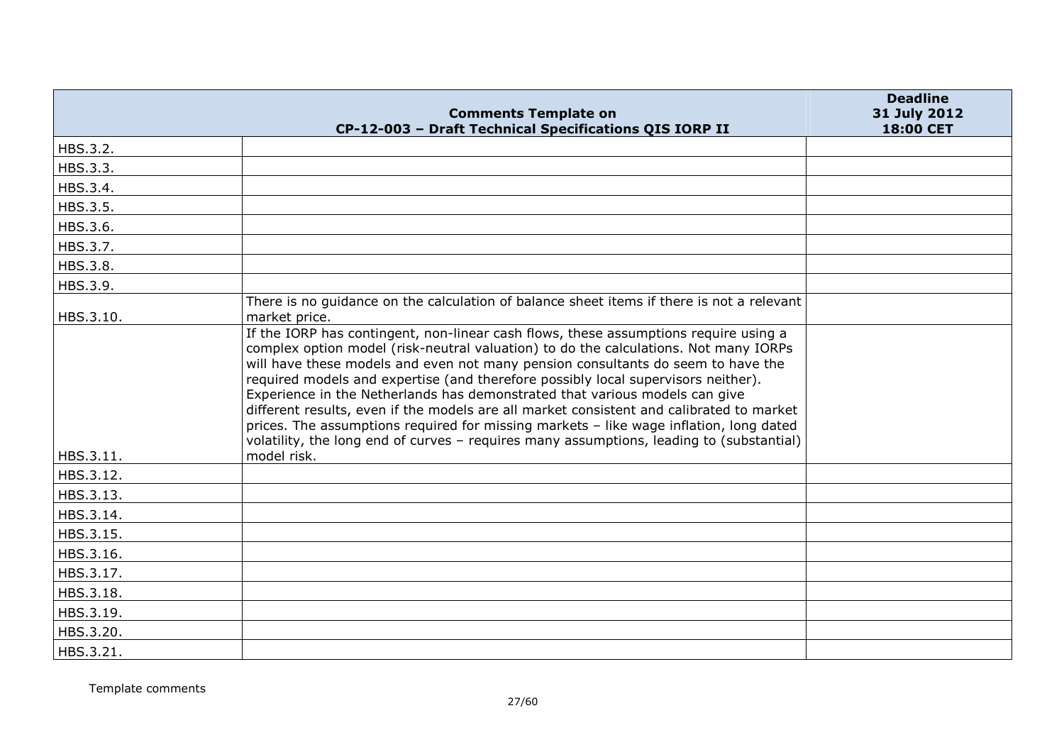| | Comments Template on CP-12-003 – Draft Technical Specifications QIS IORP II | Deadline 31 July 2012 18:00 CET |
|---|---|---|
| HBS.3.2. | | |
| HBS.3.3. | | |
| HBS.3.4. | | |
| HBS.3.5. | | |
| HBS.3.6. | | |
| HBS.3.7. | | |
| HBS.3.8. | | |
| HBS.3.9. | | |
| HBS.3.10. | There is no guidance on the calculation of balance sheet items if there is not a relevant market price. | |
| HBS.3.11. | If the IORP has contingent, non-linear cash flows, these assumptions require using a complex option model (risk-neutral valuation) to do the calculations. Not many IORPs will have these models and even not many pension consultants do seem to have the required models and expertise (and therefore possibly local supervisors neither). Experience in the Netherlands has demonstrated that various models can give different results, even if the models are all market consistent and calibrated to market prices. The assumptions required for missing markets – like wage inflation, long dated volatility, the long end of curves – requires many assumptions, leading to (substantial) model risk. | |
| HBS.3.12. | | |
| HBS.3.13. | | |
| HBS.3.14. | | |
| HBS.3.15. | | |
| HBS.3.16. | | |
| HBS.3.17. | | |
| HBS.3.18. | | |
| HBS.3.19. | | |
| HBS.3.20. | | |
| HBS.3.21. | | |

Template comments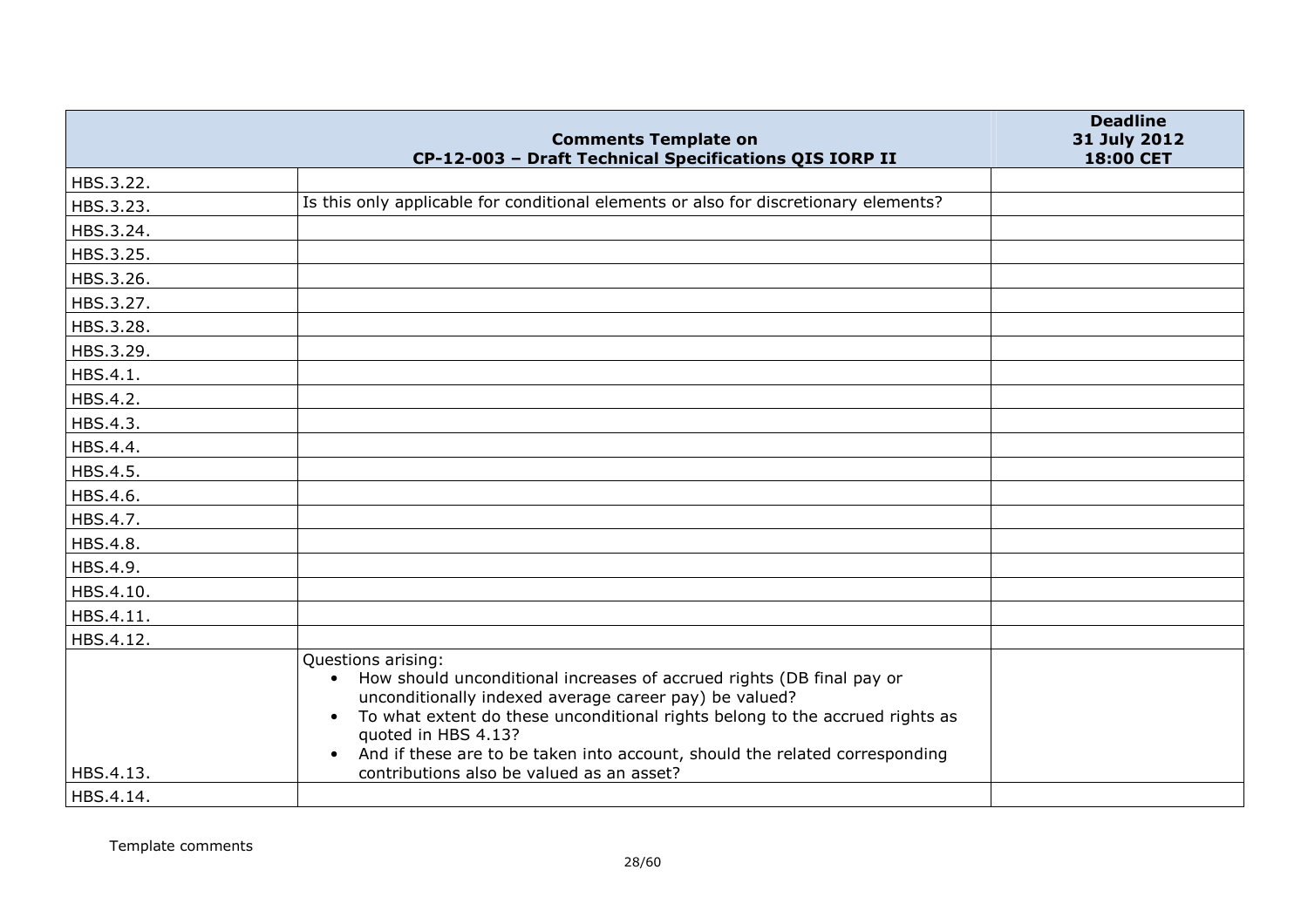| | Comments Template on CP-12-003 – Draft Technical Specifications QIS IORP II | Deadline 31 July 2012 18:00 CET |
|---|---|---|
| HBS.3.22. | | |
| HBS.3.23. | Is this only applicable for conditional elements or also for discretionary elements? | |
| HBS.3.24. | | |
| HBS.3.25. | | |
| HBS.3.26. | | |
| HBS.3.27. | | |
| HBS.3.28. | | |
| HBS.3.29. | | |
| HBS.4.1. | | |
| HBS.4.2. | | |
| HBS.4.3. | | |
| HBS.4.4. | | |
| HBS.4.5. | | |
| HBS.4.6. | | |
| HBS.4.7. | | |
| HBS.4.8. | | |
| HBS.4.9. | | |
| HBS.4.10. | | |
| HBS.4.11. | | |
| HBS.4.12. | | |
| HBS.4.13. | Questions arising:<br>• How should unconditional increases of accrued rights (DB final pay or unconditionally indexed average career pay) be valued?<br>• To what extent do these unconditional rights belong to the accrued rights as quoted in HBS 4.13?<br>• And if these are to be taken into account, should the related corresponding contributions also be valued as an asset? | |
| HBS.4.14. | | |

Template comments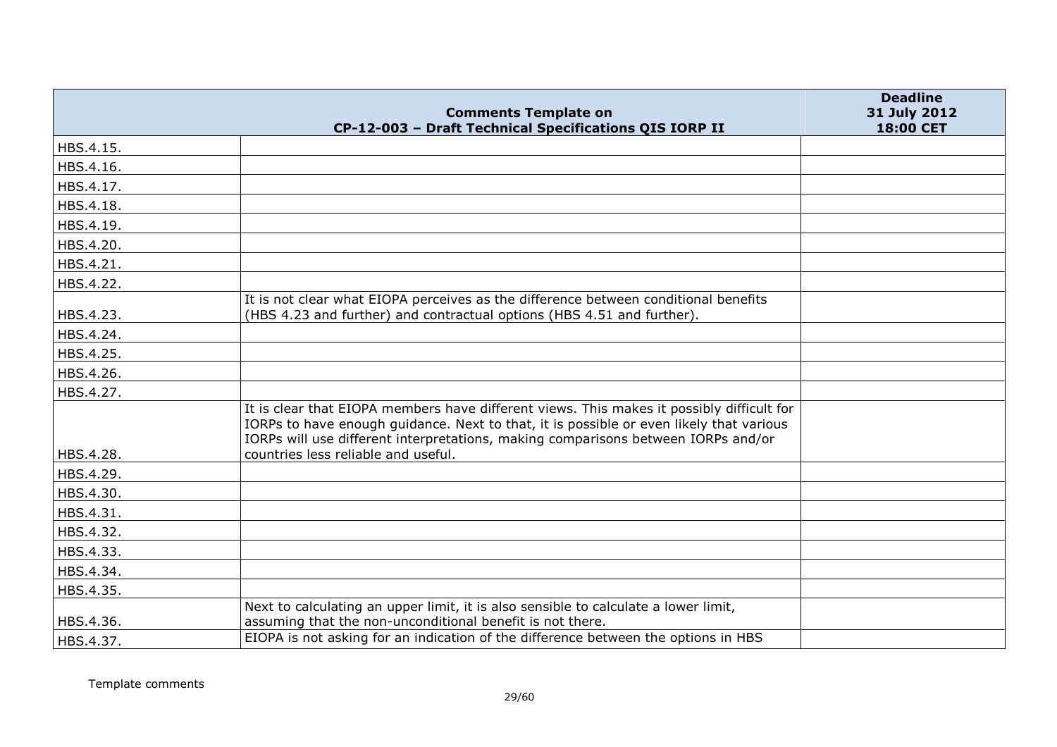| Comments Template on CP-12-003 – Draft Technical Specifications QIS IORP II | | Deadline 31 July 2012 18:00 CET |
|---|---|---|
| HBS.4.15. | | |
| HBS.4.16. | | |
| HBS.4.17. | | |
| HBS.4.18. | | |
| HBS.4.19. | | |
| HBS.4.20. | | |
| HBS.4.21. | | |
| HBS.4.22. | | |
| HBS.4.23. | It is not clear what EIOPA perceives as the difference between conditional benefits (HBS 4.23 and further) and contractual options (HBS 4.51 and further). | |
| HBS.4.24. | | |
| HBS.4.25. | | |
| HBS.4.26. | | |
| HBS.4.27. | | |
| HBS.4.28. | It is clear that EIOPA members have different views. This makes it possibly difficult for IORPs to have enough guidance. Next to that, it is possible or even likely that various IORPs will use different interpretations, making comparisons between IORPs and/or countries less reliable and useful. | |
| HBS.4.29. | | |
| HBS.4.30. | | |
| HBS.4.31. | | |
| HBS.4.32. | | |
| HBS.4.33. | | |
| HBS.4.34. | | |
| HBS.4.35. | | |
| HBS.4.36. | Next to calculating an upper limit, it is also sensible to calculate a lower limit, assuming that the non-unconditional benefit is not there. | |
| HBS.4.37. | EIOPA is not asking for an indication of the difference between the options in HBS | |

Template comments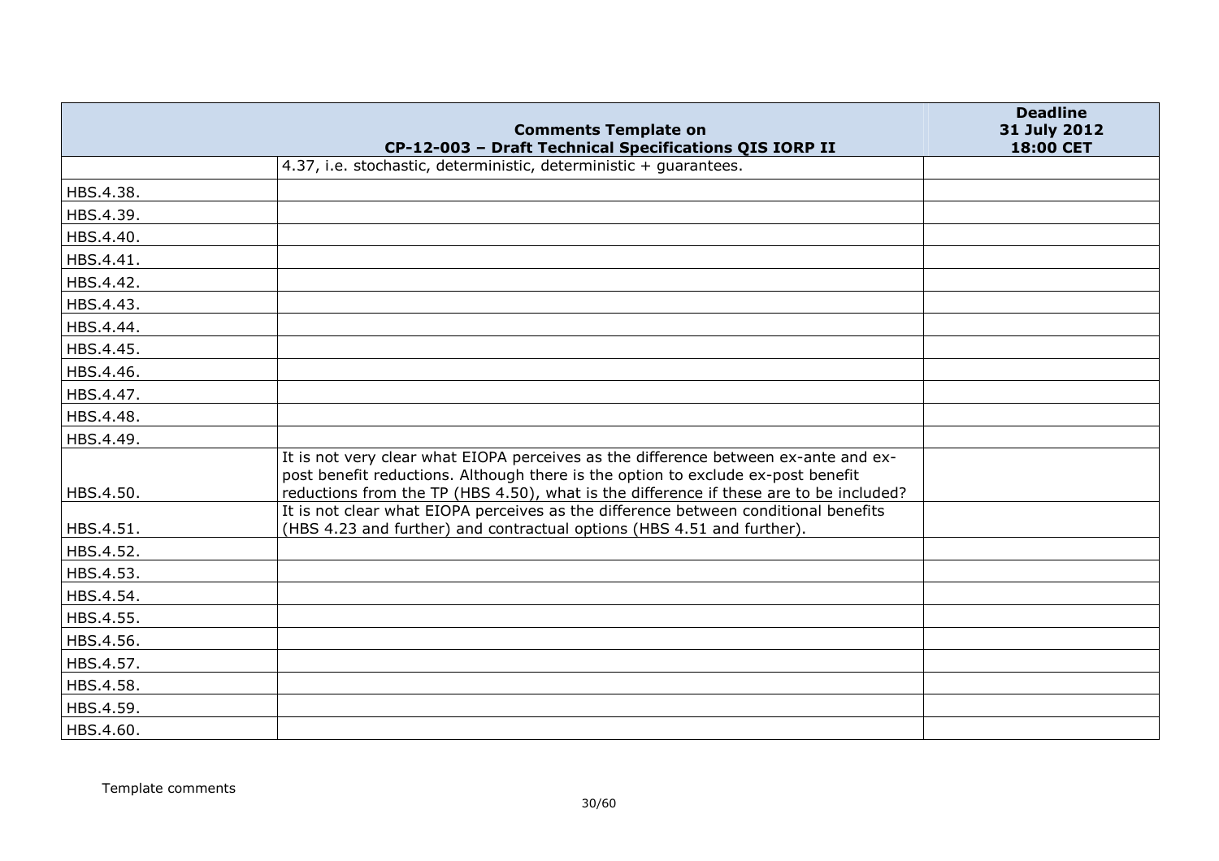| Comments Template on CP-12-003 – Draft Technical Specifications QIS IORP II | | Deadline 31 July 2012 18:00 CET |
|---|---|---|
| | 4.37, i.e. stochastic, deterministic, deterministic + guarantees. | |
| HBS.4.38. | | |
| HBS.4.39. | | |
| HBS.4.40. | | |
| HBS.4.41. | | |
| HBS.4.42. | | |
| HBS.4.43. | | |
| HBS.4.44. | | |
| HBS.4.45. | | |
| HBS.4.46. | | |
| HBS.4.47. | | |
| HBS.4.48. | | |
| HBS.4.49. | | |
| HBS.4.50. | It is not very clear what EIOPA perceives as the difference between ex-ante and ex-post benefit reductions. Although there is the option to exclude ex-post benefit reductions from the TP (HBS 4.50), what is the difference if these are to be included? | |
| HBS.4.51. | It is not clear what EIOPA perceives as the difference between conditional benefits (HBS 4.23 and further) and contractual options (HBS 4.51 and further). | |
| HBS.4.52. | | |
| HBS.4.53. | | |
| HBS.4.54. | | |
| HBS.4.55. | | |
| HBS.4.56. | | |
| HBS.4.57. | | |
| HBS.4.58. | | |
| HBS.4.59. | | |
| HBS.4.60. | | |

Template comments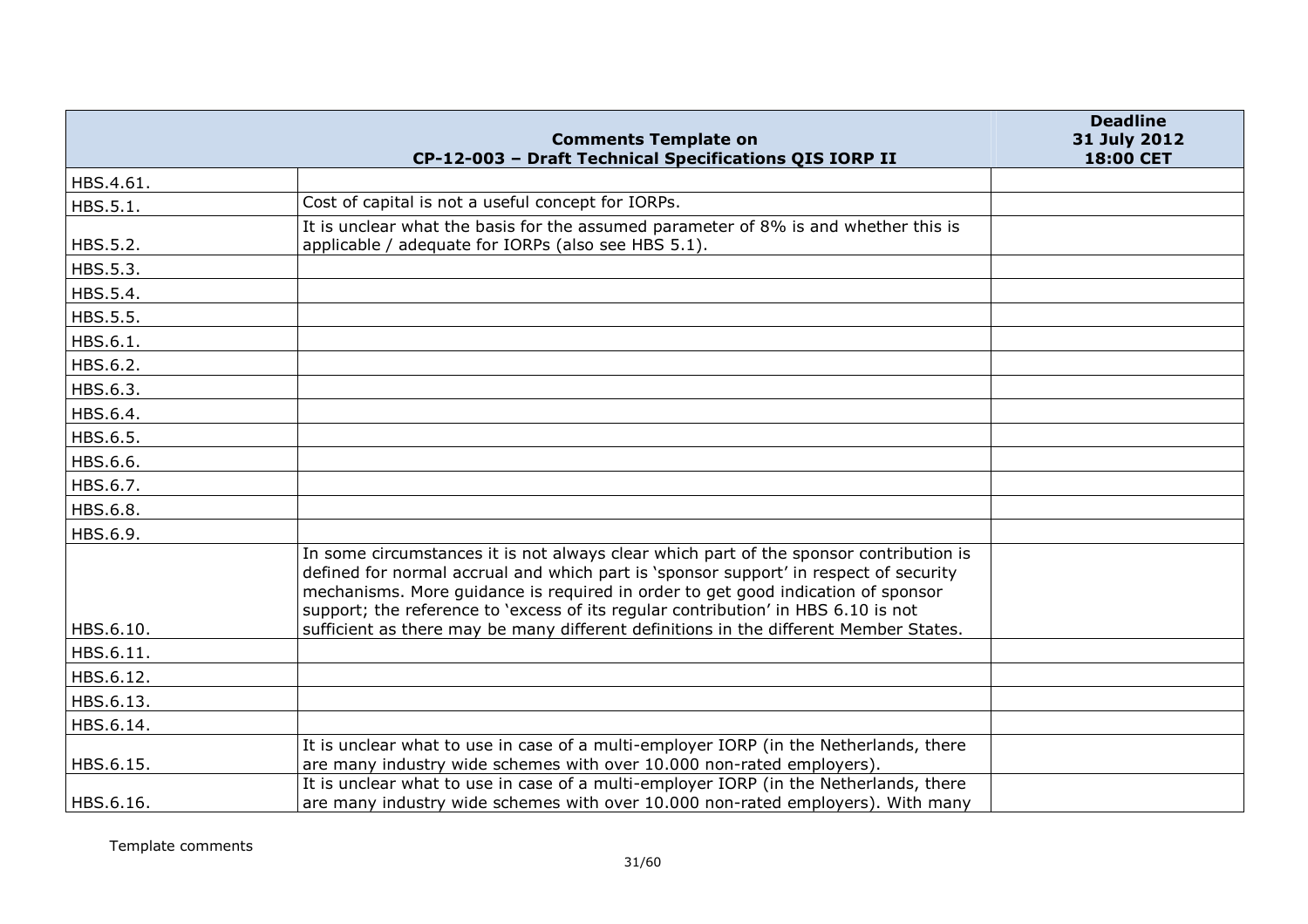| | Comments Template on CP-12-003 – Draft Technical Specifications QIS IORP II | Deadline 31 July 2012 18:00 CET |
|---|---|---|
| HBS.4.61. | | |
| HBS.5.1. | Cost of capital is not a useful concept for IORPs. | |
| HBS.5.2. | It is unclear what the basis for the assumed parameter of 8% is and whether this is applicable / adequate for IORPs (also see HBS 5.1). | |
| HBS.5.3. | | |
| HBS.5.4. | | |
| HBS.5.5. | | |
| HBS.6.1. | | |
| HBS.6.2. | | |
| HBS.6.3. | | |
| HBS.6.4. | | |
| HBS.6.5. | | |
| HBS.6.6. | | |
| HBS.6.7. | | |
| HBS.6.8. | | |
| HBS.6.9. | | |
| HBS.6.10. | In some circumstances it is not always clear which part of the sponsor contribution is defined for normal accrual and which part is 'sponsor support' in respect of security mechanisms. More guidance is required in order to get good indication of sponsor support; the reference to 'excess of its regular contribution' in HBS 6.10 is not sufficient as there may be many different definitions in the different Member States. | |
| HBS.6.11. | | |
| HBS.6.12. | | |
| HBS.6.13. | | |
| HBS.6.14. | | |
| HBS.6.15. | It is unclear what to use in case of a multi-employer IORP (in the Netherlands, there are many industry wide schemes with over 10.000 non-rated employers). | |
| HBS.6.16. | It is unclear what to use in case of a multi-employer IORP (in the Netherlands, there are many industry wide schemes with over 10.000 non-rated employers). With many | |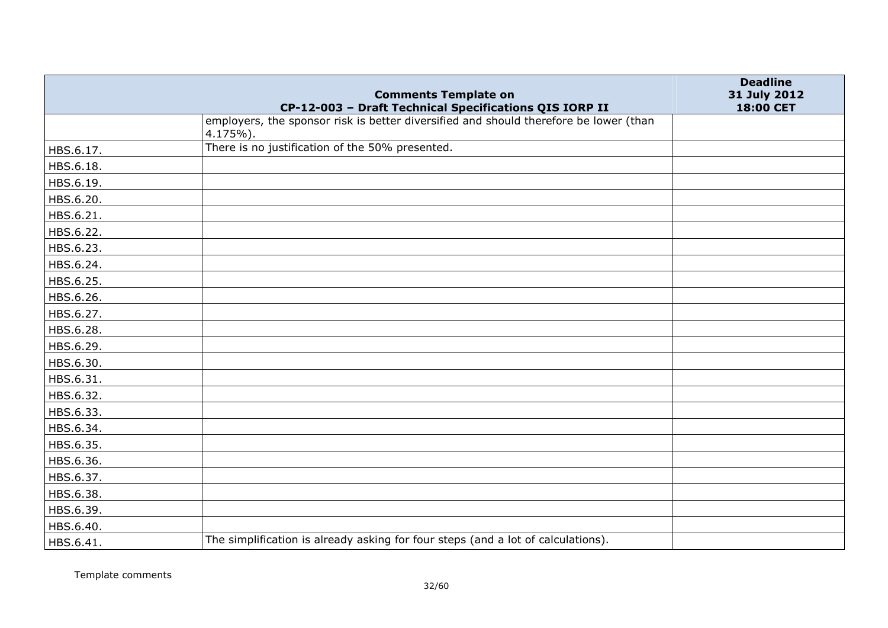| | Comments Template on CP-12-003 – Draft Technical Specifications QIS IORP II | Deadline 31 July 2012 18:00 CET |
|---|---|---|
| | employers, the sponsor risk is better diversified and should therefore be lower (than 4.175%). | |
| HBS.6.17. | There is no justification of the 50% presented. | |
| HBS.6.18. | | |
| HBS.6.19. | | |
| HBS.6.20. | | |
| HBS.6.21. | | |
| HBS.6.22. | | |
| HBS.6.23. | | |
| HBS.6.24. | | |
| HBS.6.25. | | |
| HBS.6.26. | | |
| HBS.6.27. | | |
| HBS.6.28. | | |
| HBS.6.29. | | |
| HBS.6.30. | | |
| HBS.6.31. | | |
| HBS.6.32. | | |
| HBS.6.33. | | |
| HBS.6.34. | | |
| HBS.6.35. | | |
| HBS.6.36. | | |
| HBS.6.37. | | |
| HBS.6.38. | | |
| HBS.6.39. | | |
| HBS.6.40. | | |
| HBS.6.41. | The simplification is already asking for four steps (and a lot of calculations). | |

Template comments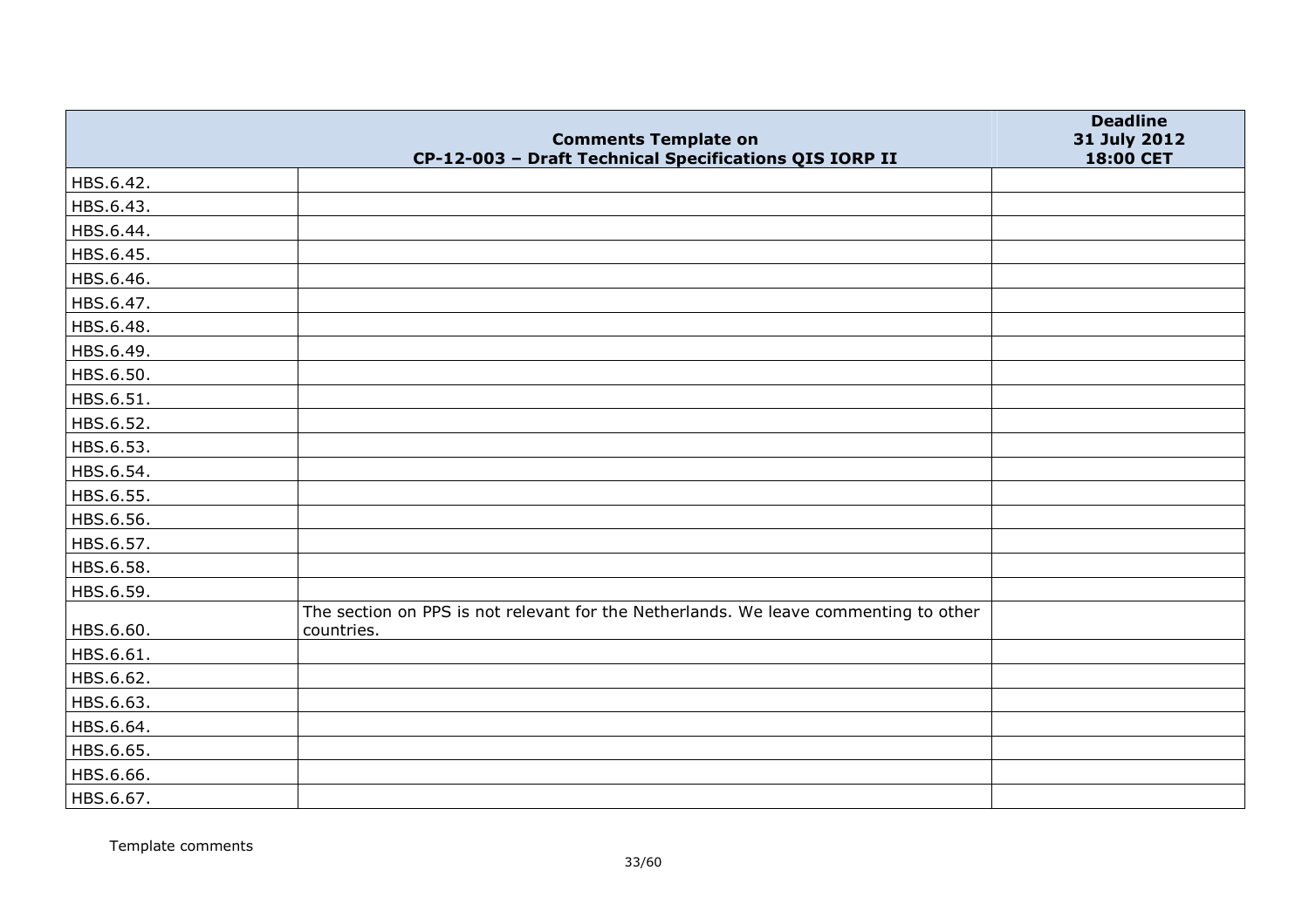| Comments Template on CP-12-003 – Draft Technical Specifications QIS IORP II | | Deadline 31 July 2012 18:00 CET |
|---|---|---|
| HBS.6.42. | | |
| HBS.6.43. | | |
| HBS.6.44. | | |
| HBS.6.45. | | |
| HBS.6.46. | | |
| HBS.6.47. | | |
| HBS.6.48. | | |
| HBS.6.49. | | |
| HBS.6.50. | | |
| HBS.6.51. | | |
| HBS.6.52. | | |
| HBS.6.53. | | |
| HBS.6.54. | | |
| HBS.6.55. | | |
| HBS.6.56. | | |
| HBS.6.57. | | |
| HBS.6.58. | | |
| HBS.6.59. | | |
| HBS.6.60. | The section on PPS is not relevant for the Netherlands. We leave commenting to other countries. | |
| HBS.6.61. | | |
| HBS.6.62. | | |
| HBS.6.63. | | |
| HBS.6.64. | | |
| HBS.6.65. | | |
| HBS.6.66. | | |
| HBS.6.67. | | |

Template comments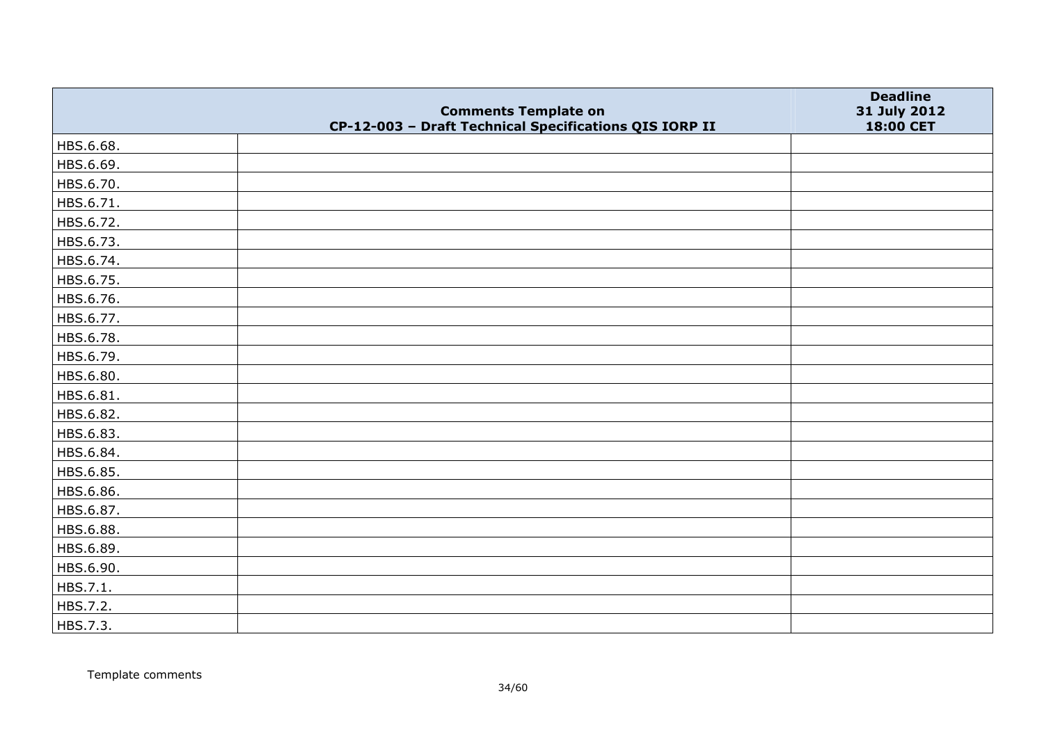|  | Comments Template on CP-12-003 – Draft Technical Specifications QIS IORP II | Deadline 31 July 2012 18:00 CET |
|---|---|---|
| HBS.6.68. |  |  |
| HBS.6.69. |  |  |
| HBS.6.70. |  |  |
| HBS.6.71. |  |  |
| HBS.6.72. |  |  |
| HBS.6.73. |  |  |
| HBS.6.74. |  |  |
| HBS.6.75. |  |  |
| HBS.6.76. |  |  |
| HBS.6.77. |  |  |
| HBS.6.78. |  |  |
| HBS.6.79. |  |  |
| HBS.6.80. |  |  |
| HBS.6.81. |  |  |
| HBS.6.82. |  |  |
| HBS.6.83. |  |  |
| HBS.6.84. |  |  |
| HBS.6.85. |  |  |
| HBS.6.86. |  |  |
| HBS.6.87. |  |  |
| HBS.6.88. |  |  |
| HBS.6.89. |  |  |
| HBS.6.90. |  |  |
| HBS.7.1. |  |  |
| HBS.7.2. |  |  |
| HBS.7.3. |  |  |

Template comments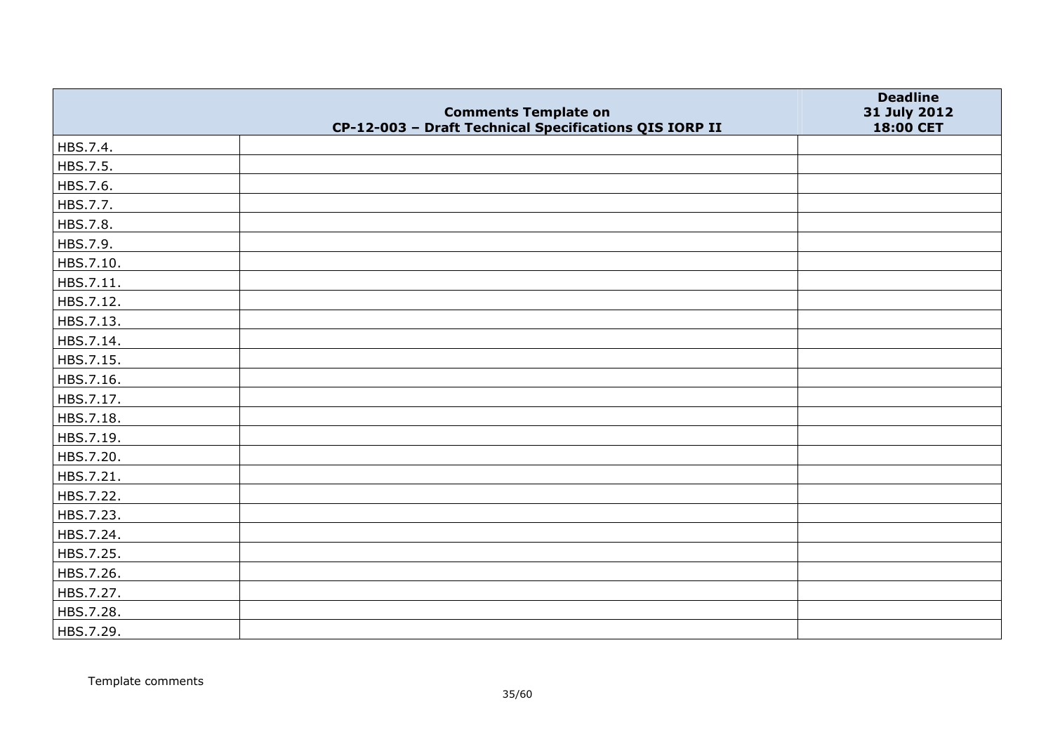| Comments Template on CP-12-003 – Draft Technical Specifications QIS IORP II | | Deadline 31 July 2012 18:00 CET |
|---|---|---|
| HBS.7.4. | | |
| HBS.7.5. | | |
| HBS.7.6. | | |
| HBS.7.7. | | |
| HBS.7.8. | | |
| HBS.7.9. | | |
| HBS.7.10. | | |
| HBS.7.11. | | |
| HBS.7.12. | | |
| HBS.7.13. | | |
| HBS.7.14. | | |
| HBS.7.15. | | |
| HBS.7.16. | | |
| HBS.7.17. | | |
| HBS.7.18. | | |
| HBS.7.19. | | |
| HBS.7.20. | | |
| HBS.7.21. | | |
| HBS.7.22. | | |
| HBS.7.23. | | |
| HBS.7.24. | | |
| HBS.7.25. | | |
| HBS.7.26. | | |
| HBS.7.27. | | |
| HBS.7.28. | | |
| HBS.7.29. | | |

Template comments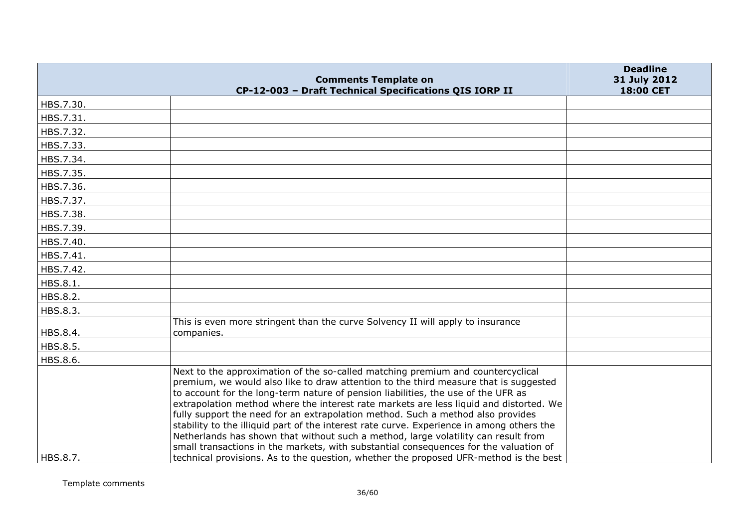| Comments Template on CP-12-003 – Draft Technical Specifications QIS IORP II | | Deadline 31 July 2012 18:00 CET |
|---|---|---|
| HBS.7.30. | | |
| HBS.7.31. | | |
| HBS.7.32. | | |
| HBS.7.33. | | |
| HBS.7.34. | | |
| HBS.7.35. | | |
| HBS.7.36. | | |
| HBS.7.37. | | |
| HBS.7.38. | | |
| HBS.7.39. | | |
| HBS.7.40. | | |
| HBS.7.41. | | |
| HBS.7.42. | | |
| HBS.8.1. | | |
| HBS.8.2. | | |
| HBS.8.3. | | |
| HBS.8.4. | This is even more stringent than the curve Solvency II will apply to insurance companies. | |
| HBS.8.5. | | |
| HBS.8.6. | | |
| HBS.8.7. | Next to the approximation of the so-called matching premium and countercyclical premium, we would also like to draw attention to the third measure that is suggested to account for the long-term nature of pension liabilities, the use of the UFR as extrapolation method where the interest rate markets are less liquid and distorted. We fully support the need for an extrapolation method. Such a method also provides stability to the illiquid part of the interest rate curve. Experience in among others the Netherlands has shown that without such a method, large volatility can result from small transactions in the markets, with substantial consequences for the valuation of technical provisions. As to the question, whether the proposed UFR-method is the best | |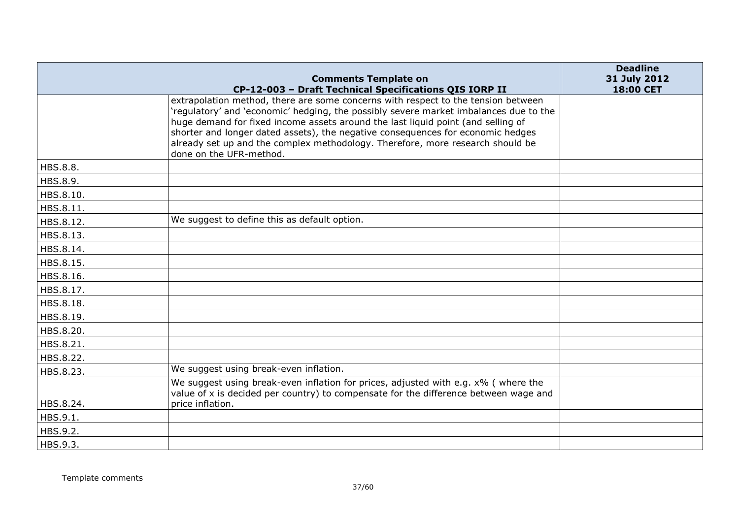| Comments Template on CP-12-003 – Draft Technical Specifications QIS IORP II | | Deadline 31 July 2012 18:00 CET |
|---|---|---|
| | extrapolation method, there are some concerns with respect to the tension between 'regulatory' and 'economic' hedging, the possibly severe market imbalances due to the huge demand for fixed income assets around the last liquid point (and selling of shorter and longer dated assets), the negative consequences for economic hedges already set up and the complex methodology. Therefore, more research should be done on the UFR-method. | |
| HBS.8.8. | | |
| HBS.8.9. | | |
| HBS.8.10. | | |
| HBS.8.11. | | |
| HBS.8.12. | We suggest to define this as default option. | |
| HBS.8.13. | | |
| HBS.8.14. | | |
| HBS.8.15. | | |
| HBS.8.16. | | |
| HBS.8.17. | | |
| HBS.8.18. | | |
| HBS.8.19. | | |
| HBS.8.20. | | |
| HBS.8.21. | | |
| HBS.8.22. | | |
| HBS.8.23. | We suggest using break-even inflation. | |
| HBS.8.24. | We suggest using break-even inflation for prices, adjusted with e.g. x% ( where the value of x is decided per country) to compensate for the difference between wage and price inflation. | |
| HBS.9.1. | | |
| HBS.9.2. | | |
| HBS.9.3. | | |

Template comments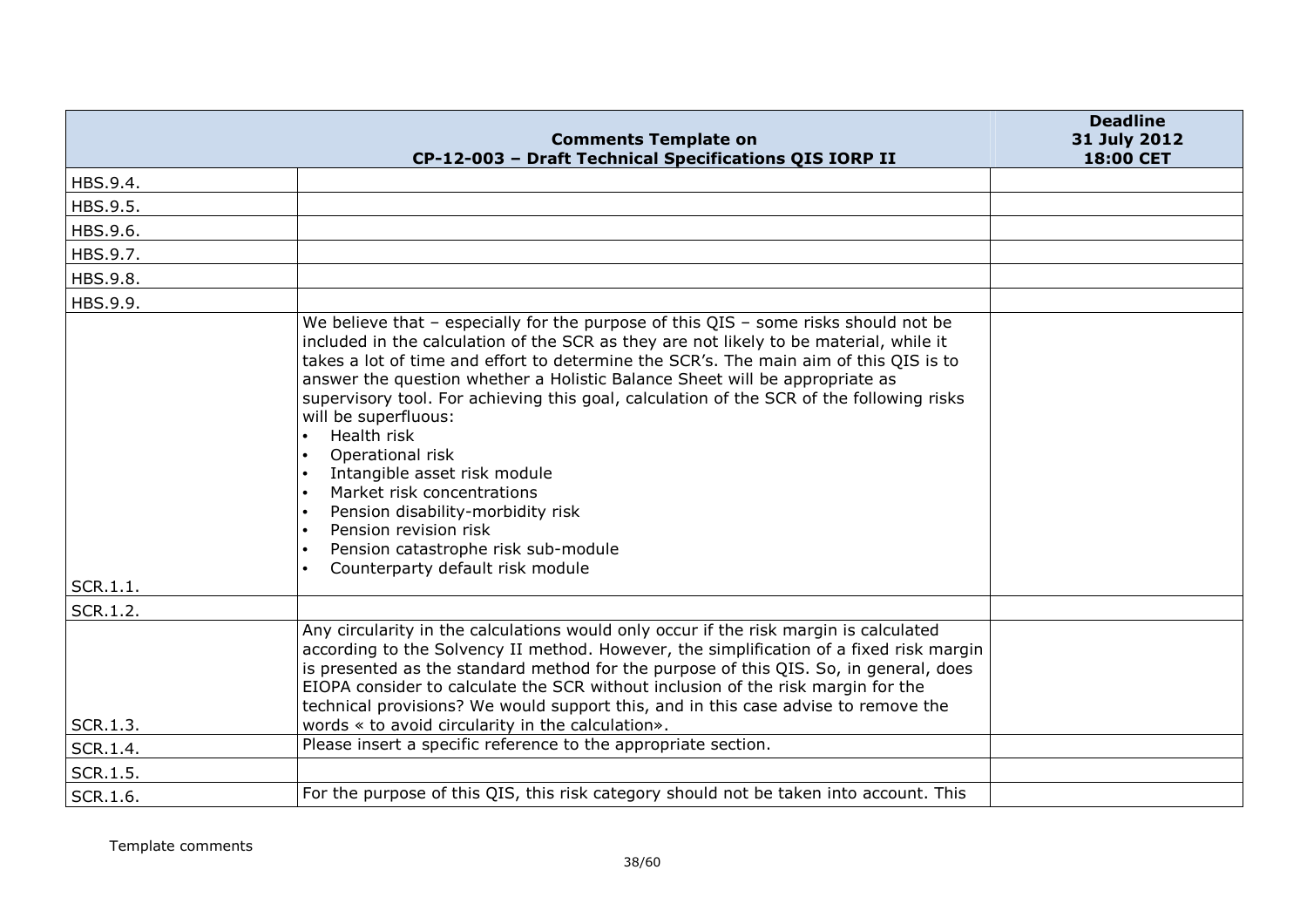|  | Comments Template on CP-12-003 – Draft Technical Specifications QIS IORP II | Deadline 31 July 2012 18:00 CET |
|---|---|---|
| HBS.9.4. |  |  |
| HBS.9.5. |  |  |
| HBS.9.6. |  |  |
| HBS.9.7. |  |  |
| HBS.9.8. |  |  |
| HBS.9.9. |  |  |
| SCR.1.1. | We believe that – especially for the purpose of this QIS – some risks should not be included in the calculation of the SCR as they are not likely to be material, while it takes a lot of time and effort to determine the SCR's. The main aim of this QIS is to answer the question whether a Holistic Balance Sheet will be appropriate as supervisory tool. For achieving this goal, calculation of the SCR of the following risks will be superfluous:<br>• Health risk<br>• Operational risk<br>• Intangible asset risk module<br>• Market risk concentrations<br>• Pension disability-morbidity risk<br>• Pension revision risk<br>• Pension catastrophe risk sub-module<br>• Counterparty default risk module |  |
| SCR.1.2. |  |  |
| SCR.1.3. | Any circularity in the calculations would only occur if the risk margin is calculated according to the Solvency II method. However, the simplification of a fixed risk margin is presented as the standard method for the purpose of this QIS. So, in general, does EIOPA consider to calculate the SCR without inclusion of the risk margin for the technical provisions? We would support this, and in this case advise to remove the words « to avoid circularity in the calculation». |  |
| SCR.1.4. | Please insert a specific reference to the appropriate section. |  |
| SCR.1.5. |  |  |
| SCR.1.6. | For the purpose of this QIS, this risk category should not be taken into account. This |  |

Template comments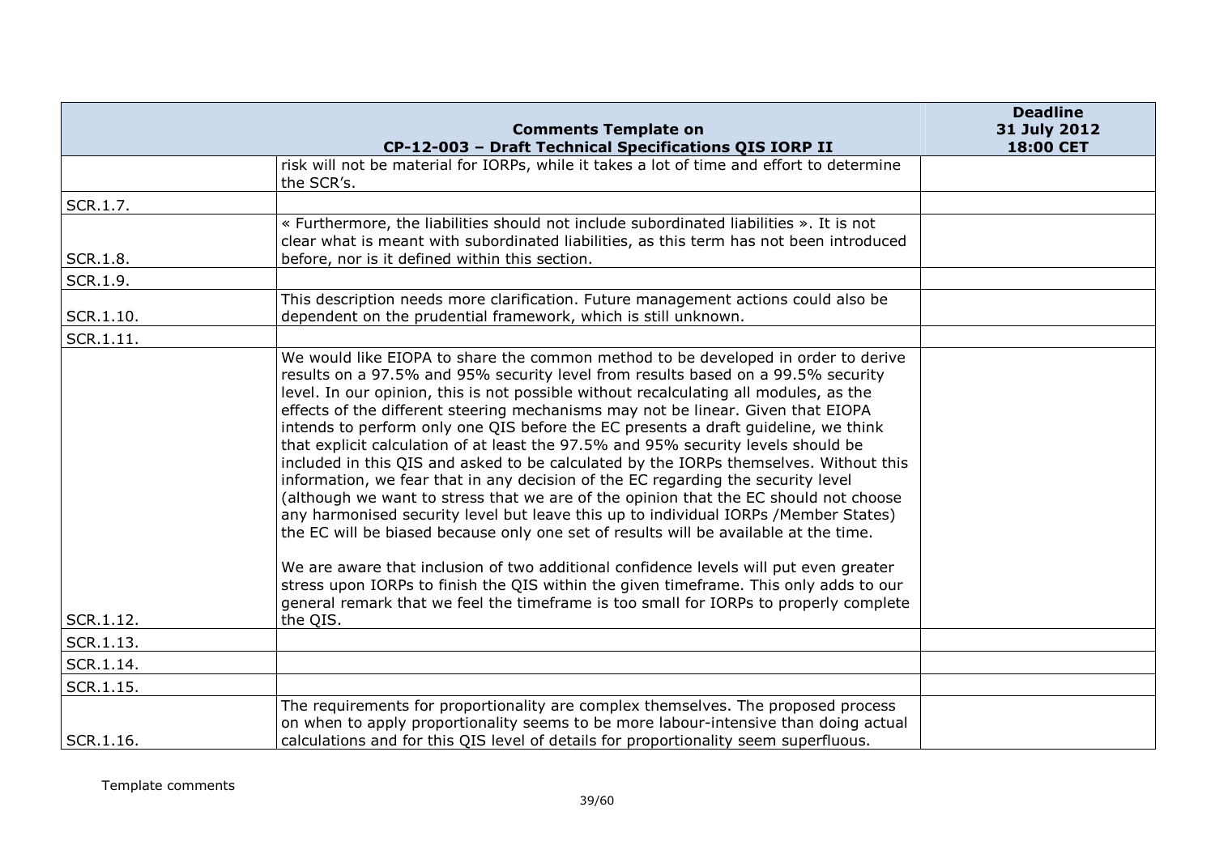| Comments Template on CP-12-003 – Draft Technical Specifications QIS IORP II | | Deadline 31 July 2012 18:00 CET |
|---|---|---|
| | risk will not be material for IORPs, while it takes a lot of time and effort to determine the SCR's. | |
| SCR.1.7. | | |
| SCR.1.8. | « Furthermore, the liabilities should not include subordinated liabilities ». It is not clear what is meant with subordinated liabilities, as this term has not been introduced before, nor is it defined within this section. | |
| SCR.1.9. | | |
| SCR.1.10. | This description needs more clarification. Future management actions could also be dependent on the prudential framework, which is still unknown. | |
| SCR.1.11. | | |
| SCR.1.12. | We would like EIOPA to share the common method to be developed in order to derive results on a 97.5% and 95% security level from results based on a 99.5% security level. In our opinion, this is not possible without recalculating all modules, as the effects of the different steering mechanisms may not be linear. Given that EIOPA intends to perform only one QIS before the EC presents a draft guideline, we think that explicit calculation of at least the 97.5% and 95% security levels should be included in this QIS and asked to be calculated by the IORPs themselves. Without this information, we fear that in any decision of the EC regarding the security level (although we want to stress that we are of the opinion that the EC should not choose any harmonised security level but leave this up to individual IORPs /Member States) the EC will be biased because only one set of results will be available at the time.<br><br>We are aware that inclusion of two additional confidence levels will put even greater stress upon IORPs to finish the QIS within the given timeframe. This only adds to our general remark that we feel the timeframe is too small for IORPs to properly complete the QIS. | |
| SCR.1.13. | | |
| SCR.1.14. | | |
| SCR.1.15. | | |
| SCR.1.16. | The requirements for proportionality are complex themselves. The proposed process on when to apply proportionality seems to be more labour-intensive than doing actual calculations and for this QIS level of details for proportionality seem superfluous. | |

Template comments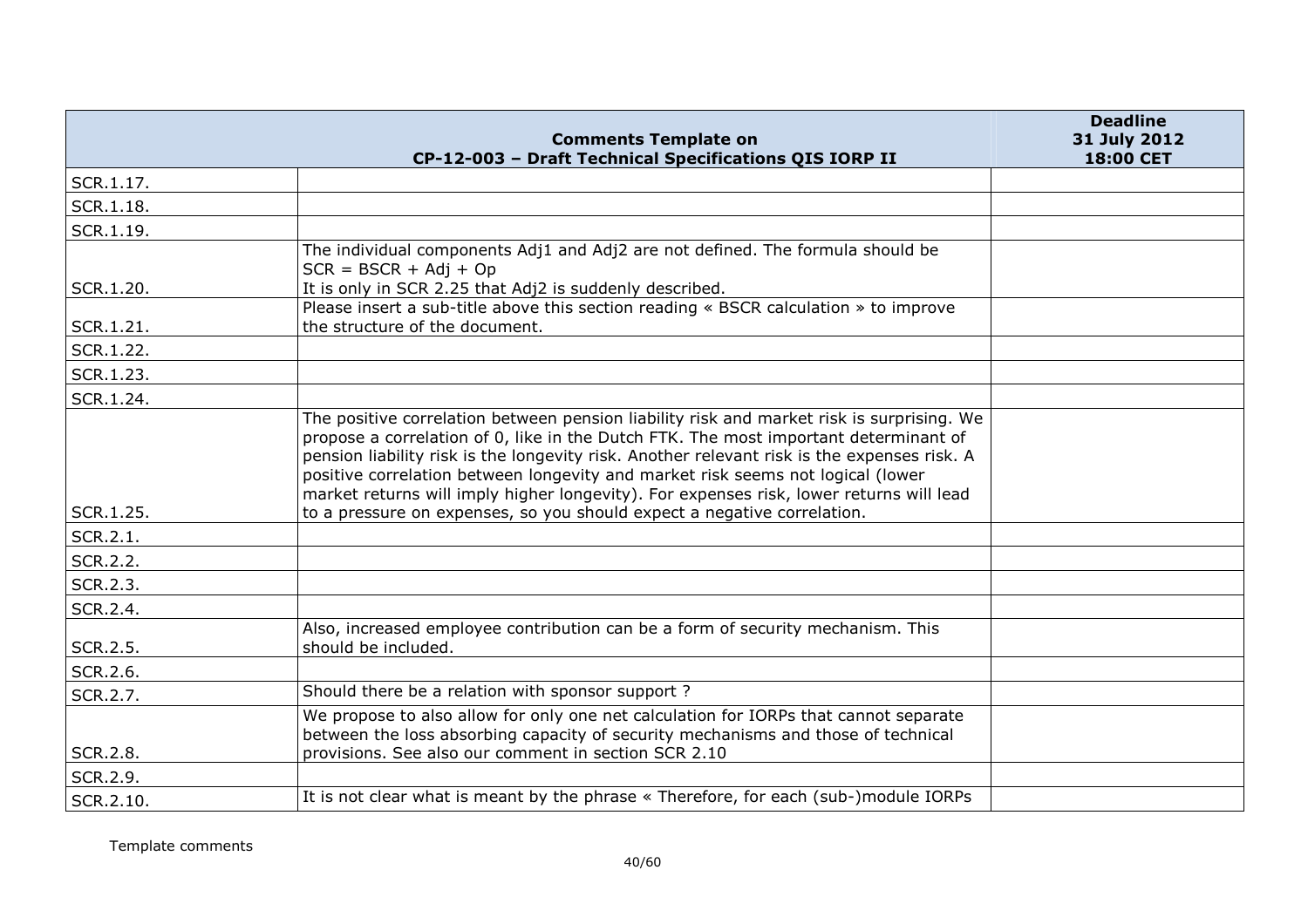| Comments Template on CP-12-003 – Draft Technical Specifications QIS IORP II | | Deadline 31 July 2012 18:00 CET |
|---|---|---|
| SCR.1.17. | | |
| SCR.1.18. | | |
| SCR.1.19. | | |
| SCR.1.20. | The individual components Adj1 and Adj2 are not defined. The formula should be SCR = BSCR + Adj + Op It is only in SCR 2.25 that Adj2 is suddenly described. | |
| SCR.1.21. | Please insert a sub-title above this section reading « BSCR calculation » to improve the structure of the document. | |
| SCR.1.22. | | |
| SCR.1.23. | | |
| SCR.1.24. | | |
| SCR.1.25. | The positive correlation between pension liability risk and market risk is surprising. We propose a correlation of 0, like in the Dutch FTK. The most important determinant of pension liability risk is the longevity risk. Another relevant risk is the expenses risk. A positive correlation between longevity and market risk seems not logical (lower market returns will imply higher longevity). For expenses risk, lower returns will lead to a pressure on expenses, so you should expect a negative correlation. | |
| SCR.2.1. | | |
| SCR.2.2. | | |
| SCR.2.3. | | |
| SCR.2.4. | | |
| SCR.2.5. | Also, increased employee contribution can be a form of security mechanism. This should be included. | |
| SCR.2.6. | | |
| SCR.2.7. | Should there be a relation with sponsor support ? | |
| SCR.2.8. | We propose to also allow for only one net calculation for IORPs that cannot separate between the loss absorbing capacity of security mechanisms and those of technical provisions. See also our comment in section SCR 2.10 | |
| SCR.2.9. | | |
| SCR.2.10. | It is not clear what is meant by the phrase « Therefore, for each (sub-)module IORPs | |

Template comments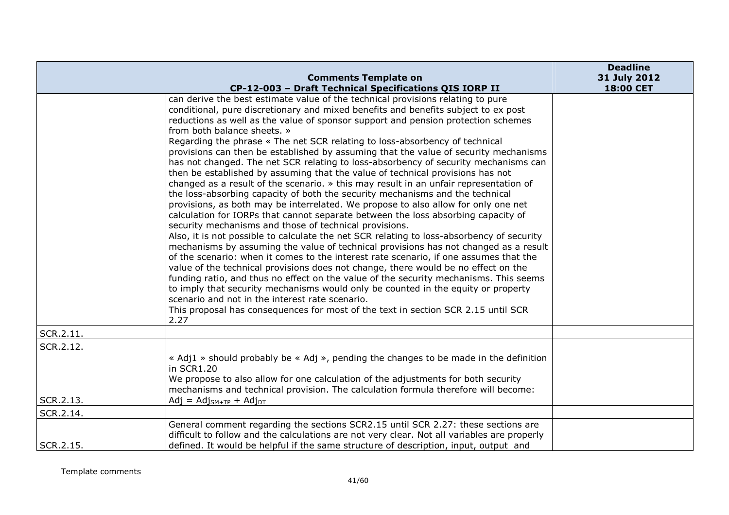| Comments Template on CP-12-003 – Draft Technical Specifications QIS IORP II | | Deadline 31 July 2012 18:00 CET |
|---|---|---|
| | can derive the best estimate value of the technical provisions relating to pure conditional, pure discretionary and mixed benefits and benefits subject to ex post reductions as well as the value of sponsor support and pension protection schemes from both balance sheets. »<br>Regarding the phrase « The net SCR relating to loss-absorbency of technical provisions can then be established by assuming that the value of security mechanisms has not changed. The net SCR relating to loss-absorbency of security mechanisms can then be established by assuming that the value of technical provisions has not changed as a result of the scenario. » this may result in an unfair representation of the loss-absorbing capacity of both the security mechanisms and the technical provisions, as both may be interrelated. We propose to also allow for only one net calculation for IORPs that cannot separate between the loss absorbing capacity of security mechanisms and those of technical provisions.<br>Also, it is not possible to calculate the net SCR relating to loss-absorbency of security mechanisms by assuming the value of technical provisions has not changed as a result of the scenario: when it comes to the interest rate scenario, if one assumes that the value of the technical provisions does not change, there would be no effect on the funding ratio, and thus no effect on the value of the security mechanisms. This seems to imply that security mechanisms would only be counted in the equity or property scenario and not in the interest rate scenario.<br>This proposal has consequences for most of the text in section SCR 2.15 until SCR 2.27 | |
| SCR.2.11. | | |
| SCR.2.12. | | |
| SCR.2.13. | « Adj1 » should probably be « Adj », pending the changes to be made in the definition in SCR1.20<br>We propose to also allow for one calculation of the adjustments for both security mechanisms and technical provision. The calculation formula therefore will become:<br>$Adj = Adj_{SM+TP} + Adj_{DT}$ | |
| SCR.2.14. | | |
| SCR.2.15. | General comment regarding the sections SCR2.15 until SCR 2.27: these sections are difficult to follow and the calculations are not very clear. Not all variables are properly defined. It would be helpful if the same structure of description, input, output and | |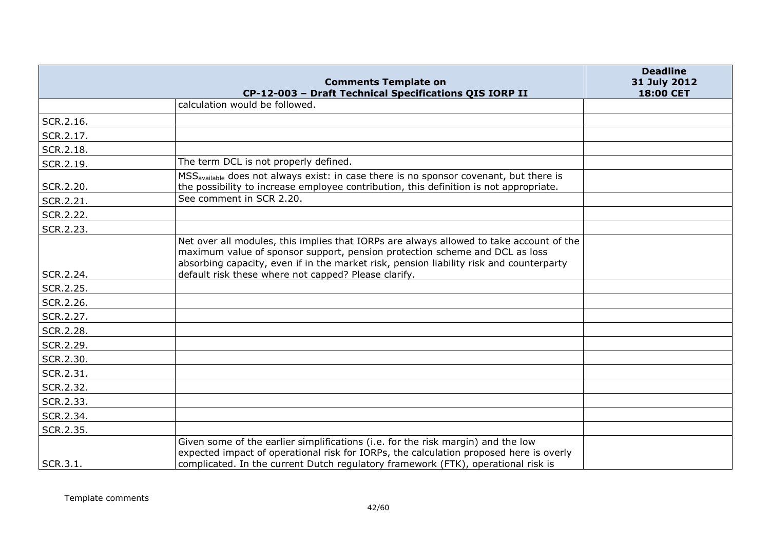| | Comments Template on CP-12-003 – Draft Technical Specifications QIS IORP II | Deadline 31 July 2012 18:00 CET |
|---|---|---|
| | calculation would be followed. | |
| SCR.2.16. | | |
| SCR.2.17. | | |
| SCR.2.18. | | |
| SCR.2.19. | The term DCL is not properly defined. | |
| SCR.2.20. | $MSS_{available}$ does not always exist: in case there is no sponsor covenant, but there is the possibility to increase employee contribution, this definition is not appropriate. | |
| SCR.2.21. | See comment in SCR 2.20. | |
| SCR.2.22. | | |
| SCR.2.23. | | |
| SCR.2.24. | Net over all modules, this implies that IORPs are always allowed to take account of the maximum value of sponsor support, pension protection scheme and DCL as loss absorbing capacity, even if in the market risk, pension liability risk and counterparty default risk these where not capped? Please clarify. | |
| SCR.2.25. | | |
| SCR.2.26. | | |
| SCR.2.27. | | |
| SCR.2.28. | | |
| SCR.2.29. | | |
| SCR.2.30. | | |
| SCR.2.31. | | |
| SCR.2.32. | | |
| SCR.2.33. | | |
| SCR.2.34. | | |
| SCR.2.35. | | |
| SCR.3.1. | Given some of the earlier simplifications (i.e. for the risk margin) and the low expected impact of operational risk for IORPs, the calculation proposed here is overly complicated. In the current Dutch regulatory framework (FTK), operational risk is | |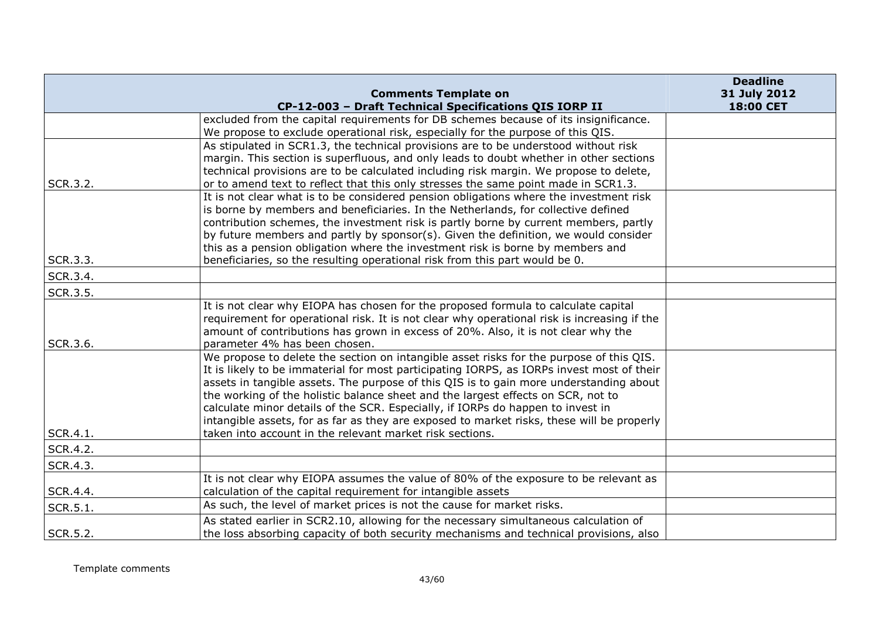| Comments Template on CP-12-003 – Draft Technical Specifications QIS IORP II | | Deadline 31 July 2012 18:00 CET |
|---|---|---|
| | excluded from the capital requirements for DB schemes because of its insignificance. We propose to exclude operational risk, especially for the purpose of this QIS. | |
| SCR.3.2. | As stipulated in SCR1.3, the technical provisions are to be understood without risk margin. This section is superfluous, and only leads to doubt whether in other sections technical provisions are to be calculated including risk margin. We propose to delete, or to amend text to reflect that this only stresses the same point made in SCR1.3. | |
| SCR.3.3. | It is not clear what is to be considered pension obligations where the investment risk is borne by members and beneficiaries. In the Netherlands, for collective defined contribution schemes, the investment risk is partly borne by current members, partly by future members and partly by sponsor(s). Given the definition, we would consider this as a pension obligation where the investment risk is borne by members and beneficiaries, so the resulting operational risk from this part would be 0. | |
| SCR.3.4. | | |
| SCR.3.5. | | |
| SCR.3.6. | It is not clear why EIOPA has chosen for the proposed formula to calculate capital requirement for operational risk. It is not clear why operational risk is increasing if the amount of contributions has grown in excess of 20%. Also, it is not clear why the parameter 4% has been chosen. | |
| SCR.4.1. | We propose to delete the section on intangible asset risks for the purpose of this QIS. It is likely to be immaterial for most participating IORPS, as IORPs invest most of their assets in tangible assets. The purpose of this QIS is to gain more understanding about the working of the holistic balance sheet and the largest effects on SCR, not to calculate minor details of the SCR. Especially, if IORPs do happen to invest in intangible assets, for as far as they are exposed to market risks, these will be properly taken into account in the relevant market risk sections. | |
| SCR.4.2. | | |
| SCR.4.3. | | |
| SCR.4.4. | It is not clear why EIOPA assumes the value of 80% of the exposure to be relevant as calculation of the capital requirement for intangible assets | |
| SCR.5.1. | As such, the level of market prices is not the cause for market risks. | |
| SCR.5.2. | As stated earlier in SCR2.10, allowing for the necessary simultaneous calculation of the loss absorbing capacity of both security mechanisms and technical provisions, also | |

Template comments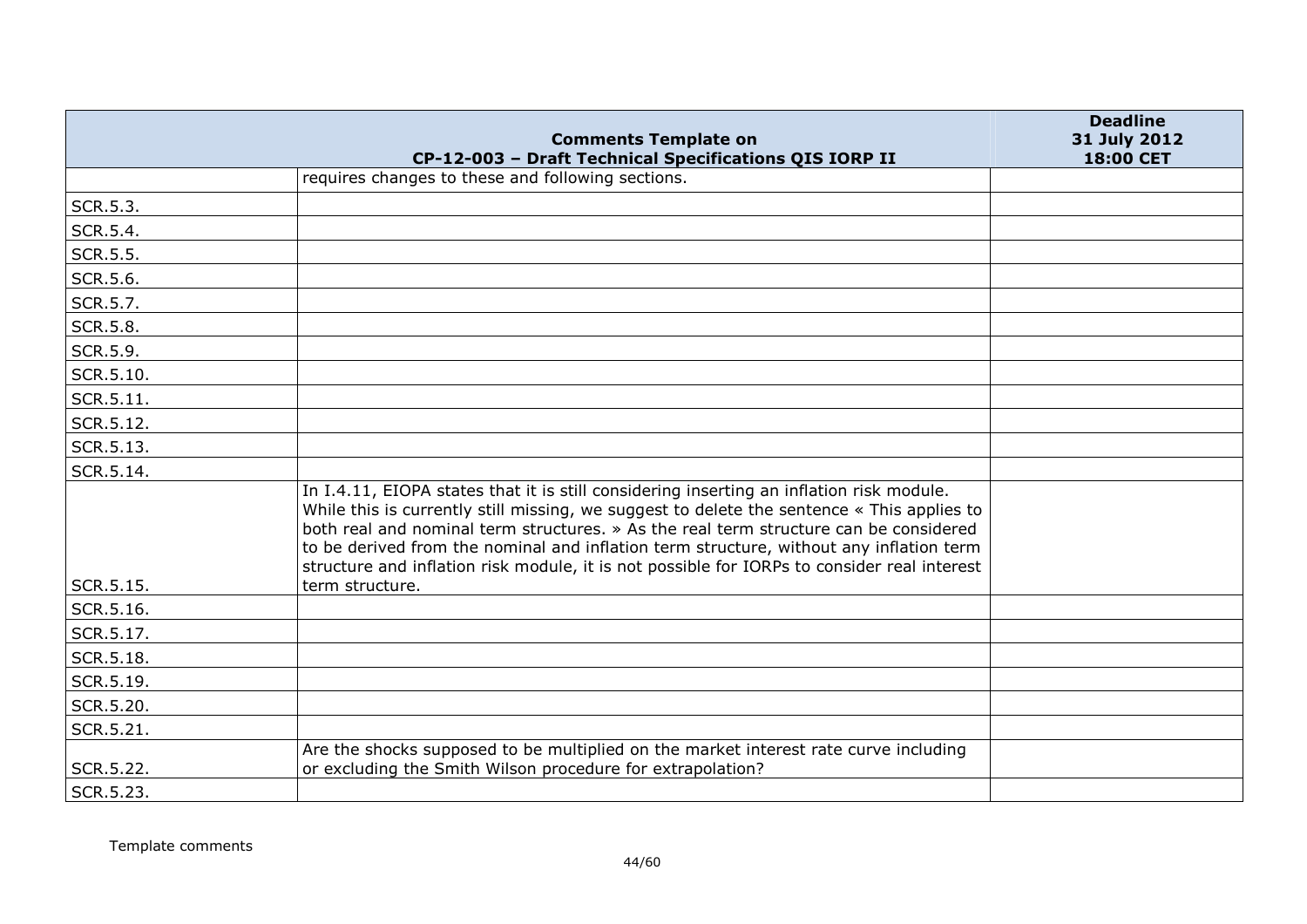| | Comments Template on CP-12-003 – Draft Technical Specifications QIS IORP II | Deadline 31 July 2012 18:00 CET |
|---|---|---|
| | requires changes to these and following sections. | |
| SCR.5.3. | | |
| SCR.5.4. | | |
| SCR.5.5. | | |
| SCR.5.6. | | |
| SCR.5.7. | | |
| SCR.5.8. | | |
| SCR.5.9. | | |
| SCR.5.10. | | |
| SCR.5.11. | | |
| SCR.5.12. | | |
| SCR.5.13. | | |
| SCR.5.14. | | |
| SCR.5.15. | In I.4.11, EIOPA states that it is still considering inserting an inflation risk module. While this is currently still missing, we suggest to delete the sentence « This applies to both real and nominal term structures. » As the real term structure can be considered to be derived from the nominal and inflation term structure, without any inflation term structure and inflation risk module, it is not possible for IORPs to consider real interest term structure. | |
| SCR.5.16. | | |
| SCR.5.17. | | |
| SCR.5.18. | | |
| SCR.5.19. | | |
| SCR.5.20. | | |
| SCR.5.21. | | |
| SCR.5.22. | Are the shocks supposed to be multiplied on the market interest rate curve including or excluding the Smith Wilson procedure for extrapolation? | |
| SCR.5.23. | | |

Template comments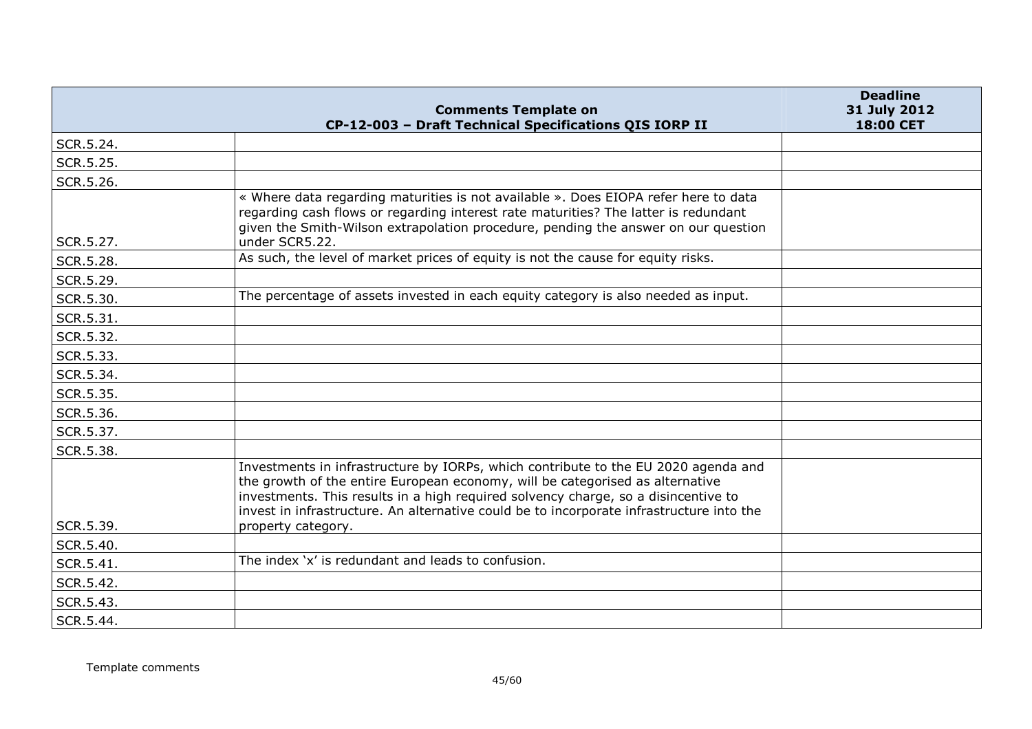| | Comments Template on CP-12-003 – Draft Technical Specifications QIS IORP II | Deadline 31 July 2012 18:00 CET |
|---|---|---|
| SCR.5.24. | | |
| SCR.5.25. | | |
| SCR.5.26. | | |
| SCR.5.27. | « Where data regarding maturities is not available ». Does EIOPA refer here to data regarding cash flows or regarding interest rate maturities? The latter is redundant given the Smith-Wilson extrapolation procedure, pending the answer on our question under SCR5.22. | |
| SCR.5.28. | As such, the level of market prices of equity is not the cause for equity risks. | |
| SCR.5.29. | | |
| SCR.5.30. | The percentage of assets invested in each equity category is also needed as input. | |
| SCR.5.31. | | |
| SCR.5.32. | | |
| SCR.5.33. | | |
| SCR.5.34. | | |
| SCR.5.35. | | |
| SCR.5.36. | | |
| SCR.5.37. | | |
| SCR.5.38. | | |
| SCR.5.39. | Investments in infrastructure by IORPs, which contribute to the EU 2020 agenda and the growth of the entire European economy, will be categorised as alternative investments. This results in a high required solvency charge, so a disincentive to invest in infrastructure. An alternative could be to incorporate infrastructure into the property category. | |
| SCR.5.40. | | |
| SCR.5.41. | The index 'x' is redundant and leads to confusion. | |
| SCR.5.42. | | |
| SCR.5.43. | | |
| SCR.5.44. | | |

Template comments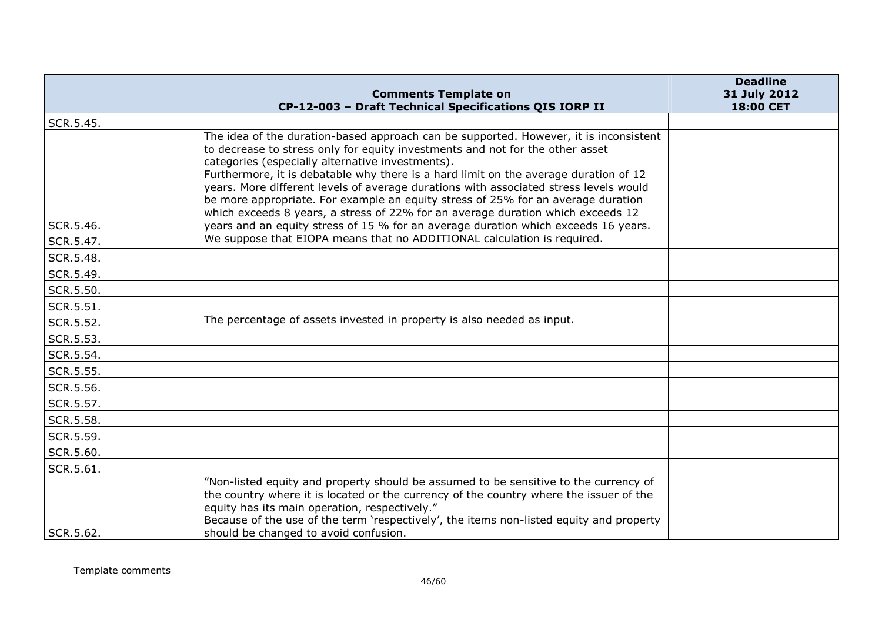| | Comments Template on CP-12-003 – Draft Technical Specifications QIS IORP II | Deadline 31 July 2012 18:00 CET |
|---|---|---|
| SCR.5.45. | | |
| SCR.5.46. | The idea of the duration-based approach can be supported. However, it is inconsistent to decrease to stress only for equity investments and not for the other asset categories (especially alternative investments).<br>Furthermore, it is debatable why there is a hard limit on the average duration of 12 years. More different levels of average durations with associated stress levels would be more appropriate. For example an equity stress of 25% for an average duration which exceeds 8 years, a stress of 22% for an average duration which exceeds 12 years and an equity stress of 15 % for an average duration which exceeds 16 years. | |
| SCR.5.47. | We suppose that EIOPA means that no ADDITIONAL calculation is required. | |
| SCR.5.48. | | |
| SCR.5.49. | | |
| SCR.5.50. | | |
| SCR.5.51. | | |
| SCR.5.52. | The percentage of assets invested in property is also needed as input. | |
| SCR.5.53. | | |
| SCR.5.54. | | |
| SCR.5.55. | | |
| SCR.5.56. | | |
| SCR.5.57. | | |
| SCR.5.58. | | |
| SCR.5.59. | | |
| SCR.5.60. | | |
| SCR.5.61. | | |
| SCR.5.62. | "Non-listed equity and property should be assumed to be sensitive to the currency of the country where it is located or the currency of the country where the issuer of the equity has its main operation, respectively."<br>Because of the use of the term 'respectively', the items non-listed equity and property should be changed to avoid confusion. | |

Template comments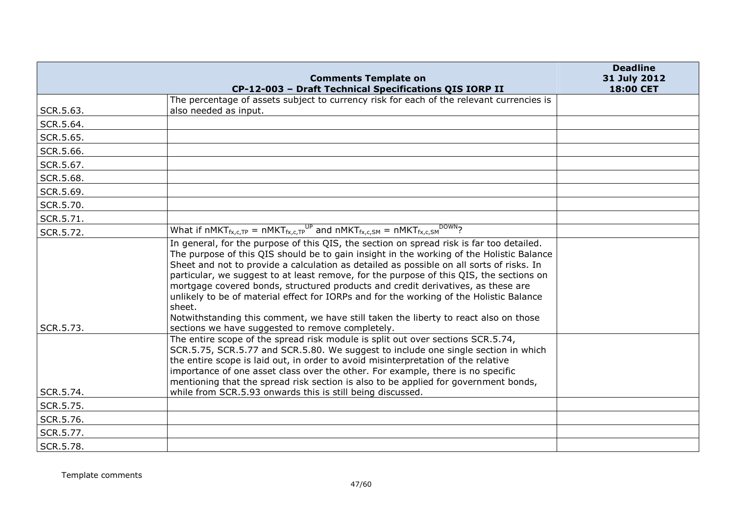| | Comments Template on CP-12-003 – Draft Technical Specifications QIS IORP II | Deadline 31 July 2012 18:00 CET |
|---|---|---|
| SCR.5.63. | The percentage of assets subject to currency risk for each of the relevant currencies is also needed as input. | |
| SCR.5.64. | | |
| SCR.5.65. | | |
| SCR.5.66. | | |
| SCR.5.67. | | |
| SCR.5.68. | | |
| SCR.5.69. | | |
| SCR.5.70. | | |
| SCR.5.71. | | |
| SCR.5.72. | What if $nMKT_{fx,c,TP} = nMKT_{fx,c,TP}^{UP}$ and $nMKT_{fx,c,SM} = nMKT_{fx,c,SM}^{DOWN}$? | |
| SCR.5.73. | In general, for the purpose of this QIS, the section on spread risk is far too detailed. The purpose of this QIS should be to gain insight in the working of the Holistic Balance Sheet and not to provide a calculation as detailed as possible on all sorts of risks. In particular, we suggest to at least remove, for the purpose of this QIS, the sections on mortgage covered bonds, structured products and credit derivatives, as these are unlikely to be of material effect for IORPs and for the working of the Holistic Balance sheet.<br>Notwithstanding this comment, we have still taken the liberty to react also on those sections we have suggested to remove completely. | |
| SCR.5.74. | The entire scope of the spread risk module is split out over sections SCR.5.74, SCR.5.75, SCR.5.77 and SCR.5.80. We suggest to include one single section in which the entire scope is laid out, in order to avoid misinterpretation of the relative importance of one asset class over the other. For example, there is no specific mentioning that the spread risk section is also to be applied for government bonds, while from SCR.5.93 onwards this is still being discussed. | |
| SCR.5.75. | | |
| SCR.5.76. | | |
| SCR.5.77. | | |
| SCR.5.78. | | |

Template comments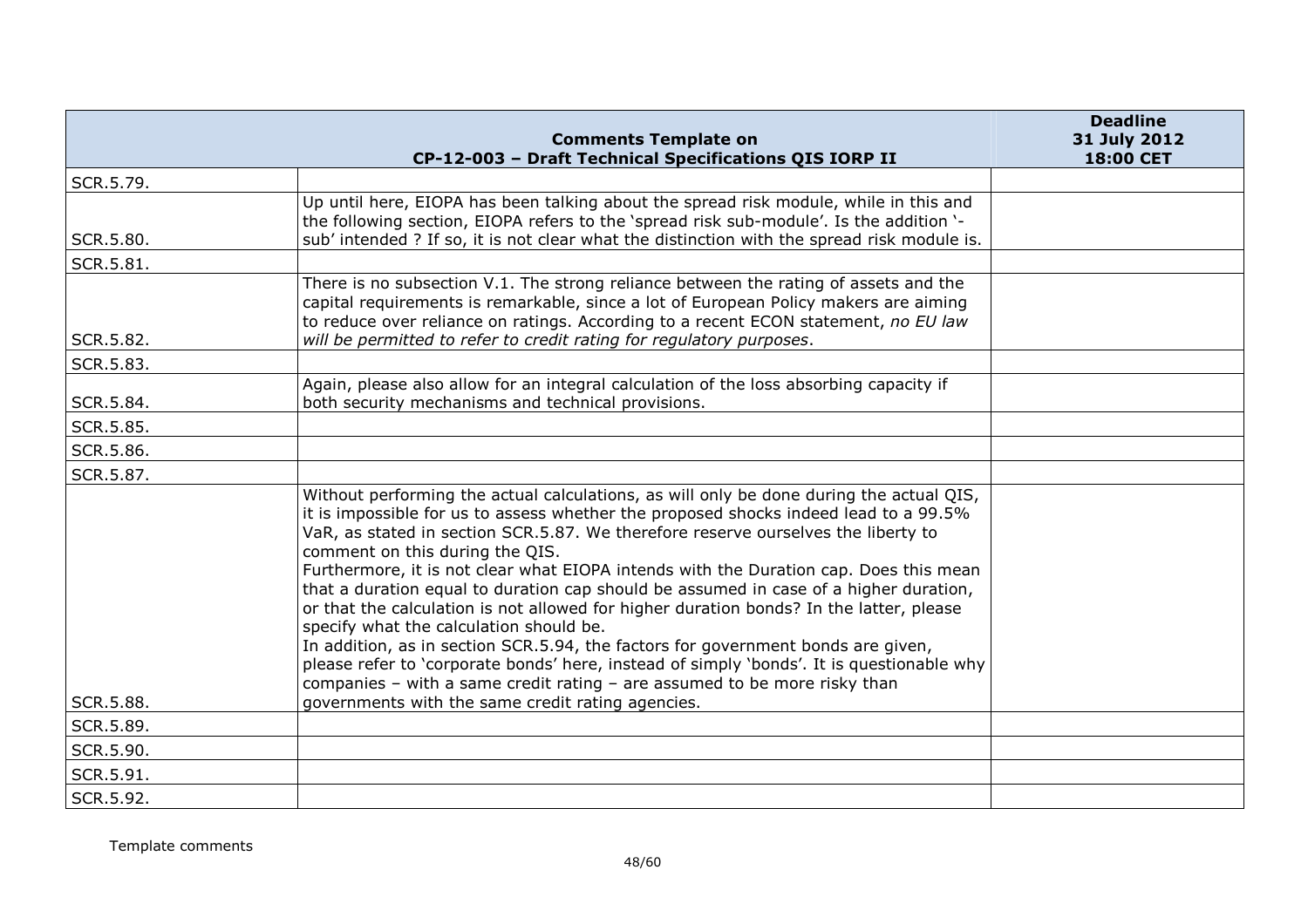| | Comments Template on CP-12-003 – Draft Technical Specifications QIS IORP II | Deadline 31 July 2012 18:00 CET |
|---|---|---|
| SCR.5.79. | | |
| SCR.5.80. | Up until here, EIOPA has been talking about the spread risk module, while in this and the following section, EIOPA refers to the 'spread risk sub-module'. Is the addition '-sub' intended ? If so, it is not clear what the distinction with the spread risk module is. | |
| SCR.5.81. | | |
| SCR.5.82. | There is no subsection V.1. The strong reliance between the rating of assets and the capital requirements is remarkable, since a lot of European Policy makers are aiming to reduce over reliance on ratings. According to a recent ECON statement, *no EU law will be permitted to refer to credit rating for regulatory purposes*. | |
| SCR.5.83. | | |
| SCR.5.84. | Again, please also allow for an integral calculation of the loss absorbing capacity if both security mechanisms and technical provisions. | |
| SCR.5.85. | | |
| SCR.5.86. | | |
| SCR.5.87. | | |
| SCR.5.88. | Without performing the actual calculations, as will only be done during the actual QIS, it is impossible for us to assess whether the proposed shocks indeed lead to a 99.5% VaR, as stated in section SCR.5.87. We therefore reserve ourselves the liberty to comment on this during the QIS.<br>Furthermore, it is not clear what EIOPA intends with the Duration cap. Does this mean that a duration equal to duration cap should be assumed in case of a higher duration, or that the calculation is not allowed for higher duration bonds? In the latter, please specify what the calculation should be.<br>In addition, as in section SCR.5.94, the factors for government bonds are given, please refer to 'corporate bonds' here, instead of simply 'bonds'. It is questionable why companies – with a same credit rating – are assumed to be more risky than governments with the same credit rating agencies. | |
| SCR.5.89. | | |
| SCR.5.90. | | |
| SCR.5.91. | | |
| SCR.5.92. | | |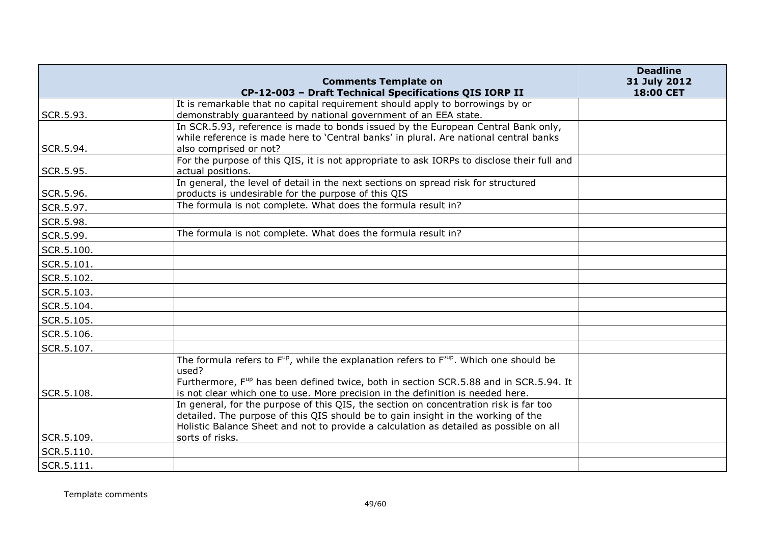| | Comments Template on CP-12-003 – Draft Technical Specifications QIS IORP II | Deadline 31 July 2012 18:00 CET |
|---|---|---|
| SCR.5.93. | It is remarkable that no capital requirement should apply to borrowings by or demonstrably guaranteed by national government of an EEA state. | |
| SCR.5.94. | In SCR.5.93, reference is made to bonds issued by the European Central Bank only, while reference is made here to 'Central banks' in plural. Are national central banks also comprised or not? | |
| SCR.5.95. | For the purpose of this QIS, it is not appropriate to ask IORPs to disclose their full and actual positions. | |
| SCR.5.96. | In general, the level of detail in the next sections on spread risk for structured products is undesirable for the purpose of this QIS | |
| SCR.5.97. | The formula is not complete. What does the formula result in? | |
| SCR.5.98. | | |
| SCR.5.99. | The formula is not complete. What does the formula result in? | |
| SCR.5.100. | | |
| SCR.5.101. | | |
| SCR.5.102. | | |
| SCR.5.103. | | |
| SCR.5.104. | | |
| SCR.5.105. | | |
| SCR.5.106. | | |
| SCR.5.107. | | |
| SCR.5.108. | The formula refers to $F^{up}$, while the explanation refers to $F'^{up}$. Which one should be used? Furthermore, $F^{up}$ has been defined twice, both in section SCR.5.88 and in SCR.5.94. It is not clear which one to use. More precision in the definition is needed here. | |
| SCR.5.109. | In general, for the purpose of this QIS, the section on concentration risk is far too detailed. The purpose of this QIS should be to gain insight in the working of the Holistic Balance Sheet and not to provide a calculation as detailed as possible on all sorts of risks. | |
| SCR.5.110. | | |
| SCR.5.111. | | |

Template comments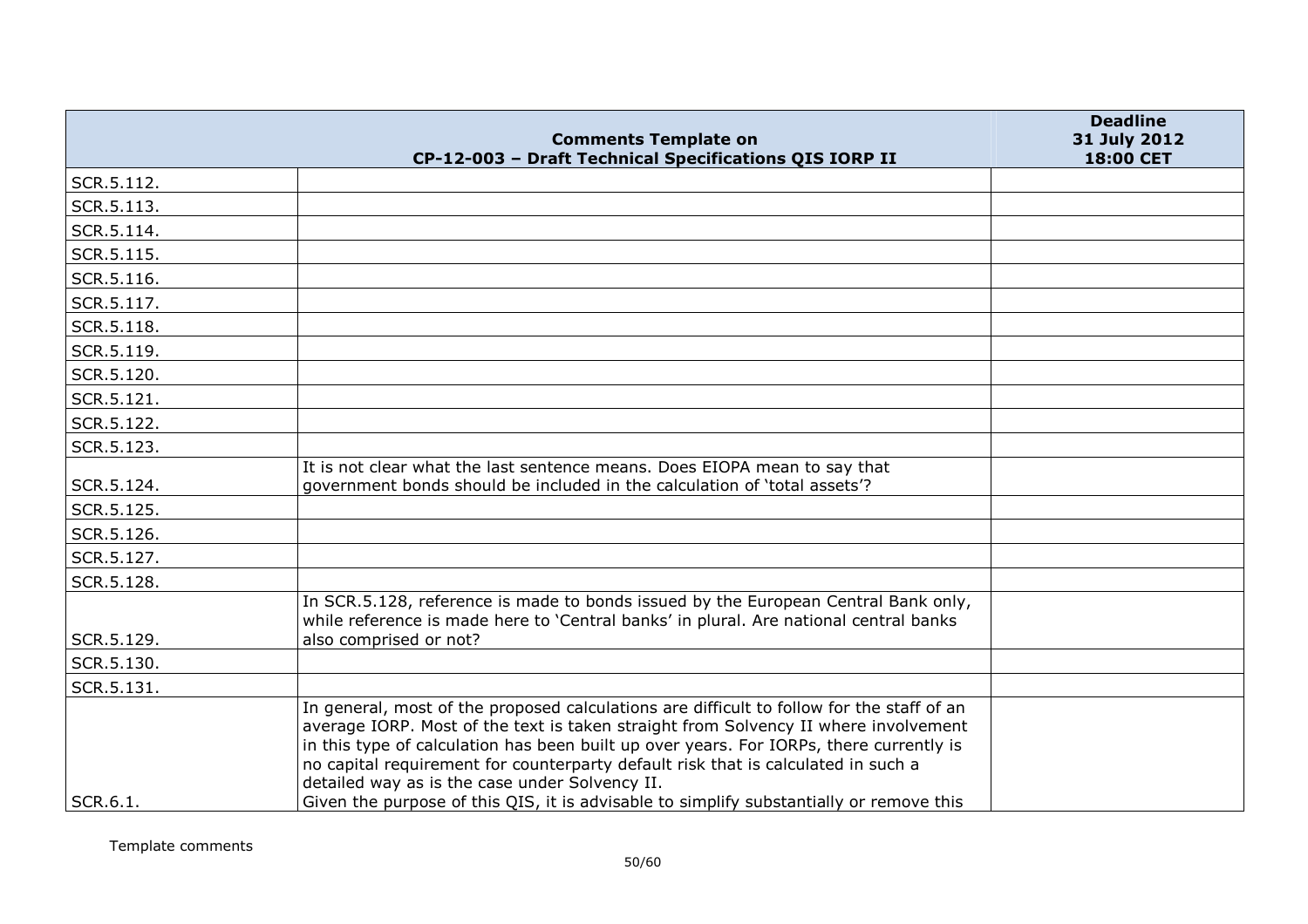| | Comments Template on CP-12-003 – Draft Technical Specifications QIS IORP II | Deadline 31 July 2012 18:00 CET |
|---|---|---|
| SCR.5.112. | | |
| SCR.5.113. | | |
| SCR.5.114. | | |
| SCR.5.115. | | |
| SCR.5.116. | | |
| SCR.5.117. | | |
| SCR.5.118. | | |
| SCR.5.119. | | |
| SCR.5.120. | | |
| SCR.5.121. | | |
| SCR.5.122. | | |
| SCR.5.123. | | |
| SCR.5.124. | It is not clear what the last sentence means. Does EIOPA mean to say that government bonds should be included in the calculation of 'total assets'? | |
| SCR.5.125. | | |
| SCR.5.126. | | |
| SCR.5.127. | | |
| SCR.5.128. | | |
| SCR.5.129. | In SCR.5.128, reference is made to bonds issued by the European Central Bank only, while reference is made here to 'Central banks' in plural. Are national central banks also comprised or not? | |
| SCR.5.130. | | |
| SCR.5.131. | | |
| SCR.6.1. | In general, most of the proposed calculations are difficult to follow for the staff of an average IORP. Most of the text is taken straight from Solvency II where involvement in this type of calculation has been built up over years. For IORPs, there currently is no capital requirement for counterparty default risk that is calculated in such a detailed way as is the case under Solvency II.<br>Given the purpose of this QIS, it is advisable to simplify substantially or remove this | |

Template comments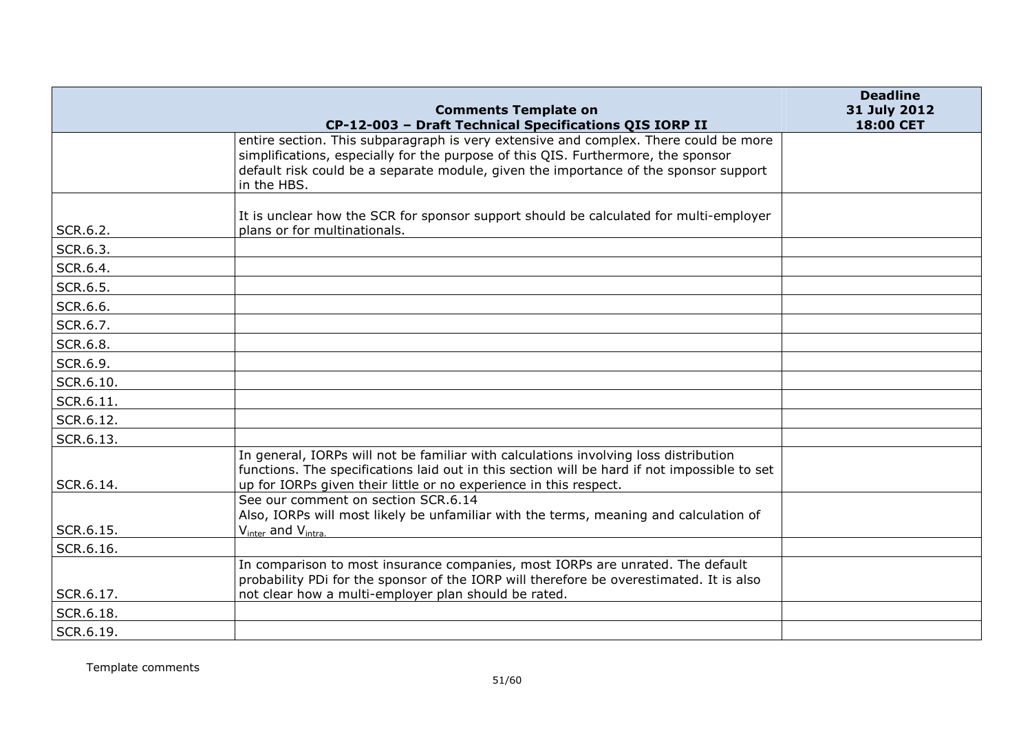| Comments Template on CP-12-003 – Draft Technical Specifications QIS IORP II | | Deadline 31 July 2012 18:00 CET |
|---|---|---|
| | entire section. This subparagraph is very extensive and complex. There could be more simplifications, especially for the purpose of this QIS. Furthermore, the sponsor default risk could be a separate module, given the importance of the sponsor support in the HBS. | |
| SCR.6.2. | It is unclear how the SCR for sponsor support should be calculated for multi-employer plans or for multinationals. | |
| SCR.6.3. | | |
| SCR.6.4. | | |
| SCR.6.5. | | |
| SCR.6.6. | | |
| SCR.6.7. | | |
| SCR.6.8. | | |
| SCR.6.9. | | |
| SCR.6.10. | | |
| SCR.6.11. | | |
| SCR.6.12. | | |
| SCR.6.13. | | |
| SCR.6.14. | In general, IORPs will not be familiar with calculations involving loss distribution functions. The specifications laid out in this section will be hard if not impossible to set up for IORPs given their little or no experience in this respect. | |
| SCR.6.15. | See our comment on section SCR.6.14<br>Also, IORPs will most likely be unfamiliar with the terms, meaning and calculation of $V_{inter}$ and $V_{intra.}$ | |
| SCR.6.16. | | |
| SCR.6.17. | In comparison to most insurance companies, most IORPs are unrated. The default probability PDi for the sponsor of the IORP will therefore be overestimated. It is also not clear how a multi-employer plan should be rated. | |
| SCR.6.18. | | |
| SCR.6.19. | | |

Template comments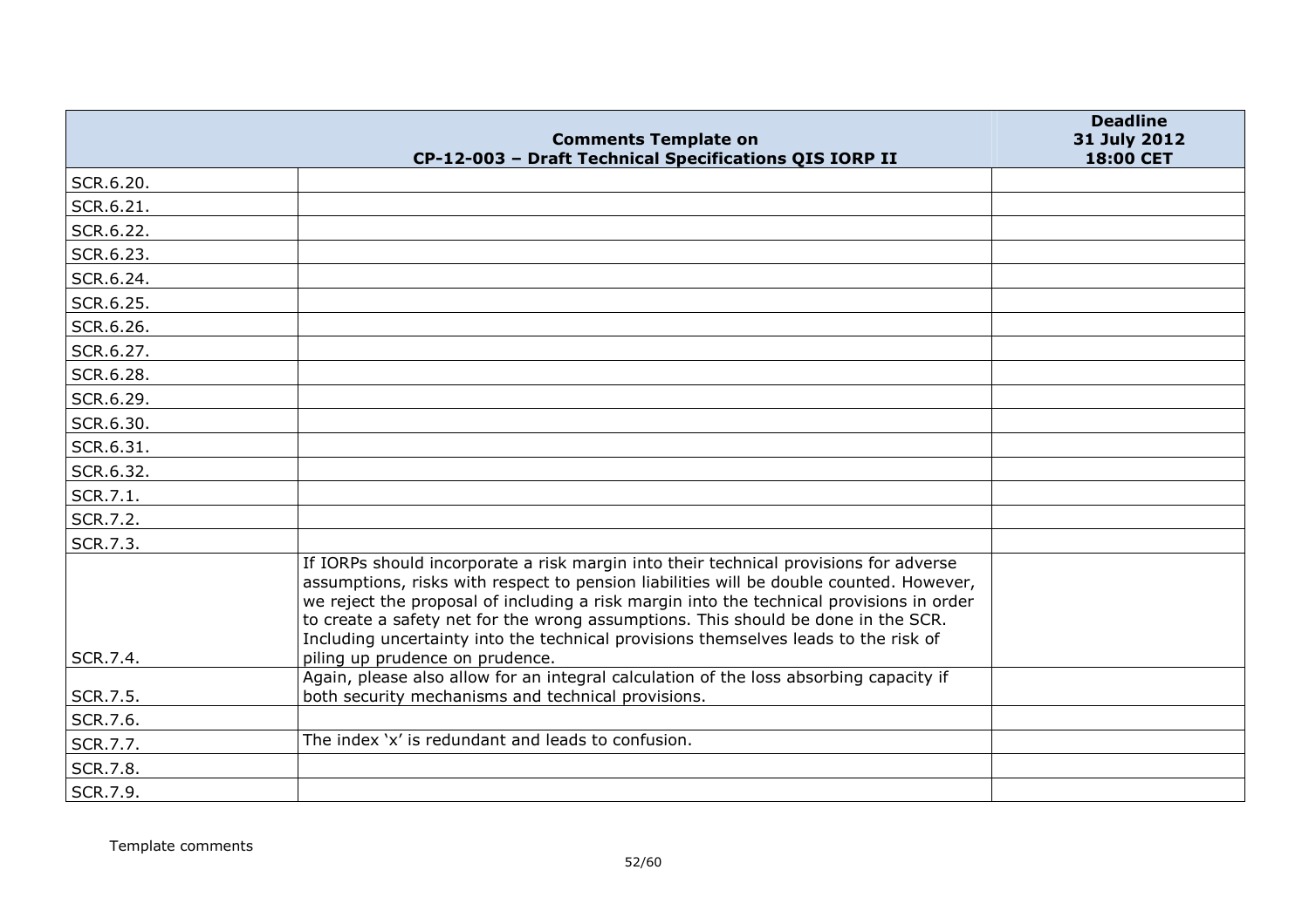| | Comments Template on CP-12-003 – Draft Technical Specifications QIS IORP II | Deadline 31 July 2012 18:00 CET |
|---|---|---|
| SCR.6.20. | | |
| SCR.6.21. | | |
| SCR.6.22. | | |
| SCR.6.23. | | |
| SCR.6.24. | | |
| SCR.6.25. | | |
| SCR.6.26. | | |
| SCR.6.27. | | |
| SCR.6.28. | | |
| SCR.6.29. | | |
| SCR.6.30. | | |
| SCR.6.31. | | |
| SCR.6.32. | | |
| SCR.7.1. | | |
| SCR.7.2. | | |
| SCR.7.3. | | |
| SCR.7.4. | If IORPs should incorporate a risk margin into their technical provisions for adverse assumptions, risks with respect to pension liabilities will be double counted. However, we reject the proposal of including a risk margin into the technical provisions in order to create a safety net for the wrong assumptions. This should be done in the SCR. Including uncertainty into the technical provisions themselves leads to the risk of piling up prudence on prudence. | |
| SCR.7.5. | Again, please also allow for an integral calculation of the loss absorbing capacity if both security mechanisms and technical provisions. | |
| SCR.7.6. | | |
| SCR.7.7. | The index 'x' is redundant and leads to confusion. | |
| SCR.7.8. | | |
| SCR.7.9. | | |

Template comments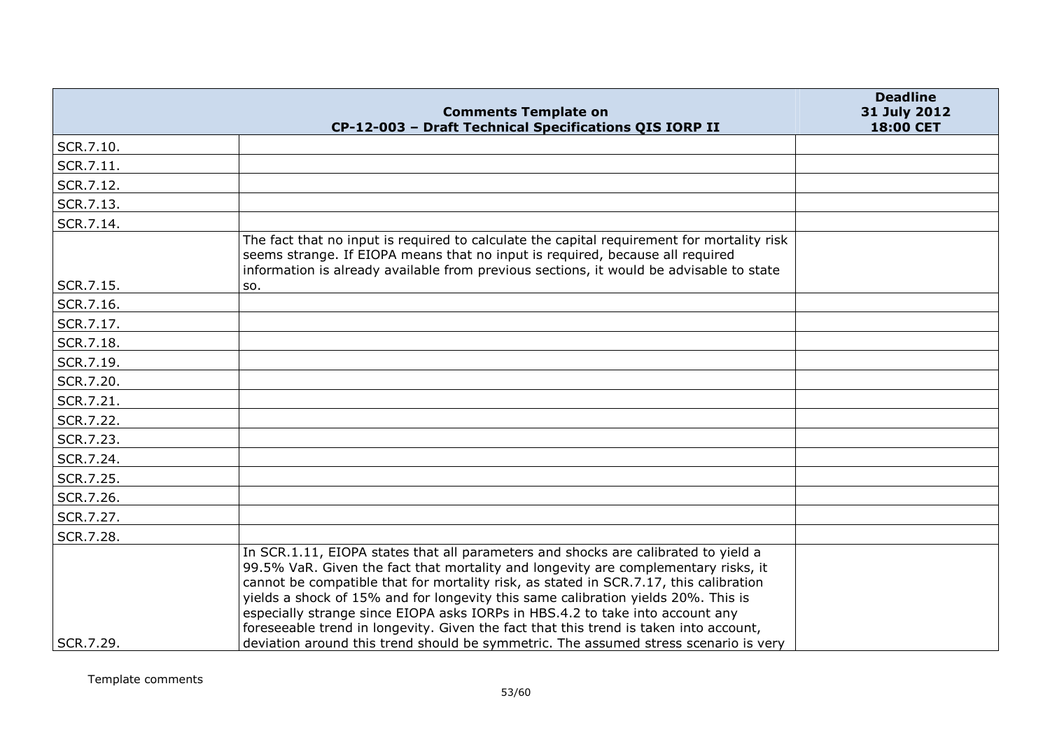| | Comments Template on CP-12-003 – Draft Technical Specifications QIS IORP II | Deadline 31 July 2012 18:00 CET |
|---|---|---|
| SCR.7.10. | | |
| SCR.7.11. | | |
| SCR.7.12. | | |
| SCR.7.13. | | |
| SCR.7.14. | | |
| SCR.7.15. | The fact that no input is required to calculate the capital requirement for mortality risk seems strange. If EIOPA means that no input is required, because all required information is already available from previous sections, it would be advisable to state so. | |
| SCR.7.16. | | |
| SCR.7.17. | | |
| SCR.7.18. | | |
| SCR.7.19. | | |
| SCR.7.20. | | |
| SCR.7.21. | | |
| SCR.7.22. | | |
| SCR.7.23. | | |
| SCR.7.24. | | |
| SCR.7.25. | | |
| SCR.7.26. | | |
| SCR.7.27. | | |
| SCR.7.28. | | |
| SCR.7.29. | In SCR.1.11, EIOPA states that all parameters and shocks are calibrated to yield a 99.5% VaR. Given the fact that mortality and longevity are complementary risks, it cannot be compatible that for mortality risk, as stated in SCR.7.17, this calibration yields a shock of 15% and for longevity this same calibration yields 20%. This is especially strange since EIOPA asks IORPs in HBS.4.2 to take into account any foreseeable trend in longevity. Given the fact that this trend is taken into account, deviation around this trend should be symmetric. The assumed stress scenario is very | |

Template comments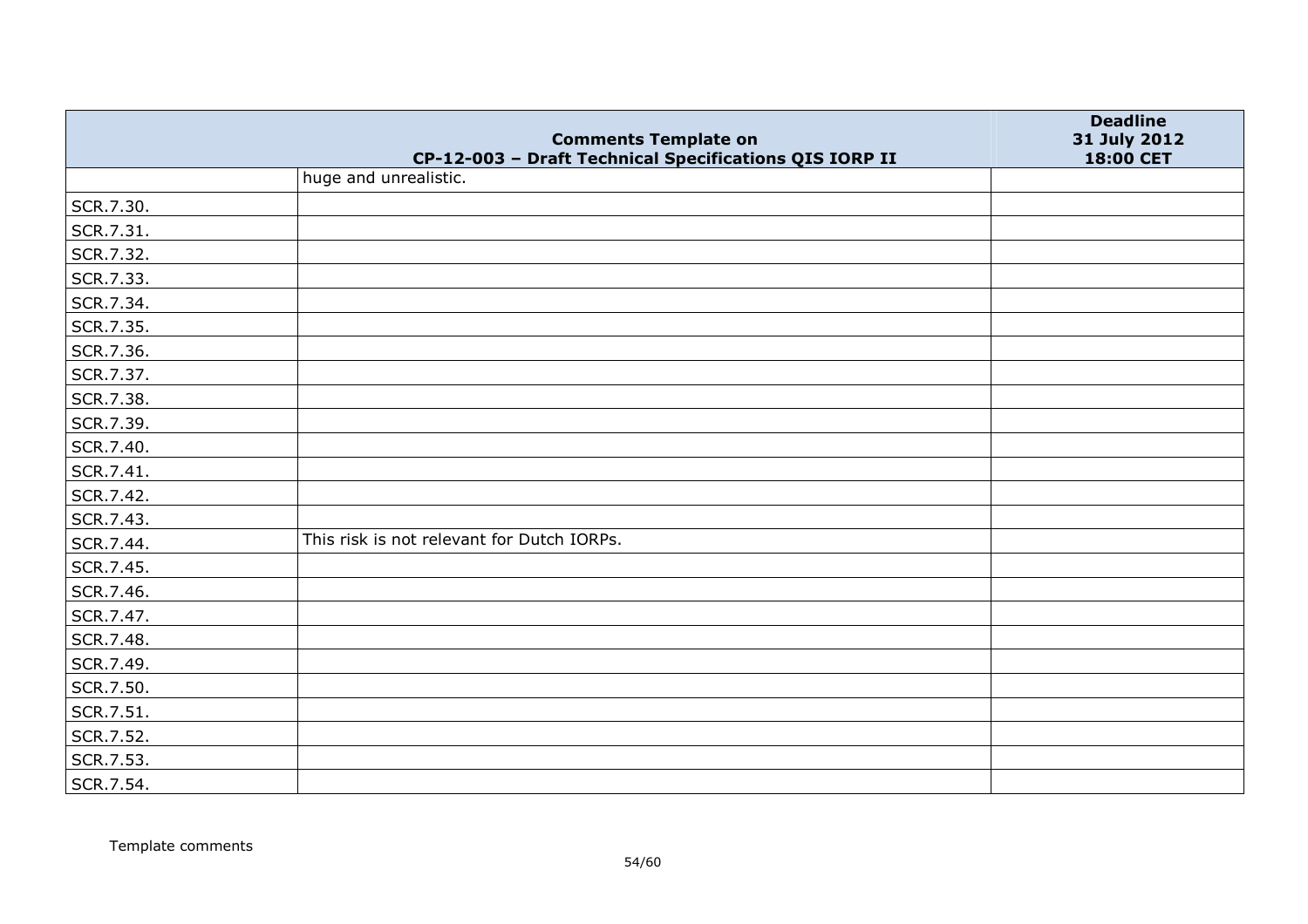| Comments Template on CP-12-003 – Draft Technical Specifications QIS IORP II | | Deadline 31 July 2012 18:00 CET |
|---|---|---|
| | huge and unrealistic. | |
| SCR.7.30. | | |
| SCR.7.31. | | |
| SCR.7.32. | | |
| SCR.7.33. | | |
| SCR.7.34. | | |
| SCR.7.35. | | |
| SCR.7.36. | | |
| SCR.7.37. | | |
| SCR.7.38. | | |
| SCR.7.39. | | |
| SCR.7.40. | | |
| SCR.7.41. | | |
| SCR.7.42. | | |
| SCR.7.43. | | |
| SCR.7.44. | This risk is not relevant for Dutch IORPs. | |
| SCR.7.45. | | |
| SCR.7.46. | | |
| SCR.7.47. | | |
| SCR.7.48. | | |
| SCR.7.49. | | |
| SCR.7.50. | | |
| SCR.7.51. | | |
| SCR.7.52. | | |
| SCR.7.53. | | |
| SCR.7.54. | | |

Template comments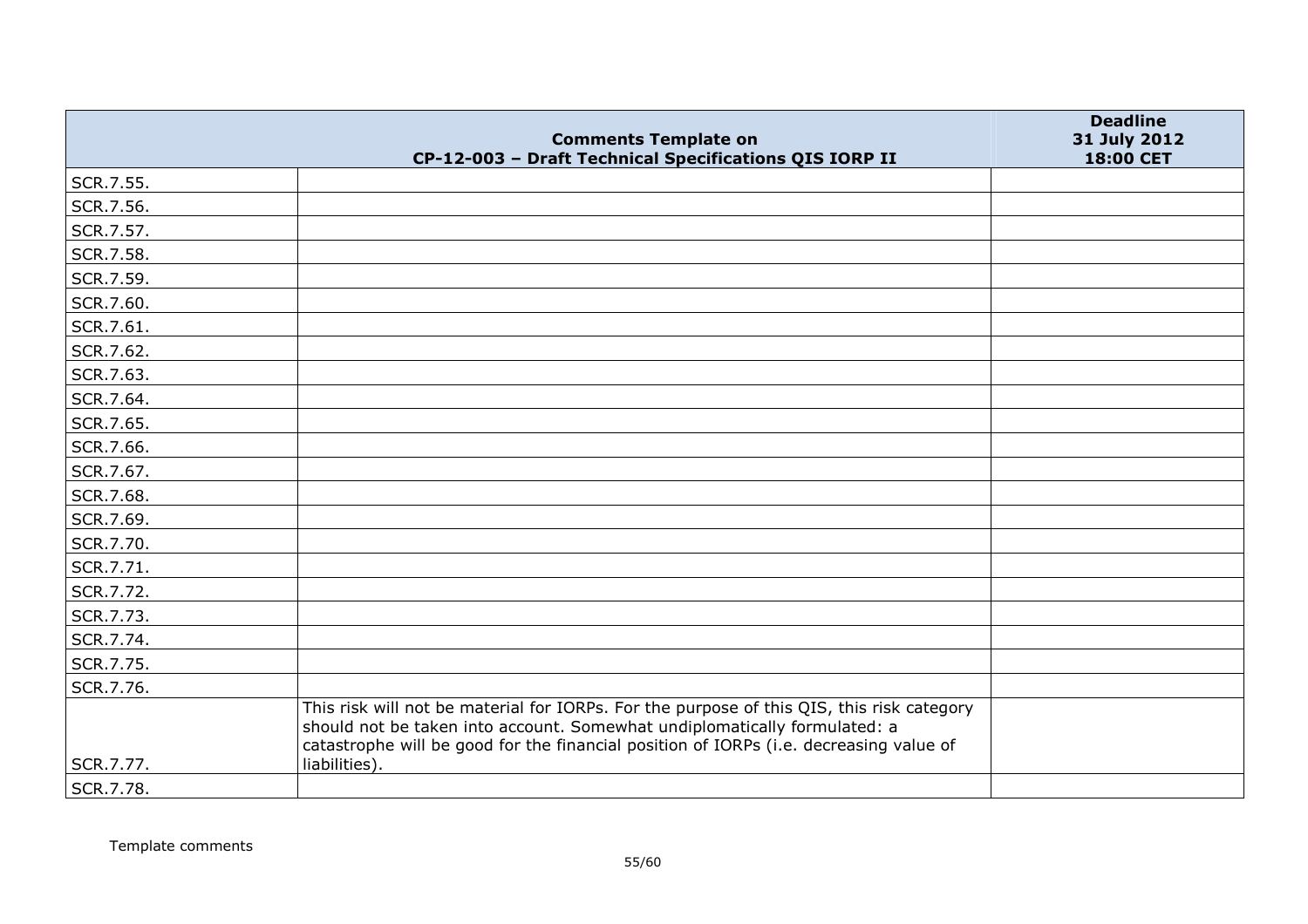| | Comments Template on CP-12-003 – Draft Technical Specifications QIS IORP II | Deadline 31 July 2012 18:00 CET |
|---|---|---|
| SCR.7.55. | | |
| SCR.7.56. | | |
| SCR.7.57. | | |
| SCR.7.58. | | |
| SCR.7.59. | | |
| SCR.7.60. | | |
| SCR.7.61. | | |
| SCR.7.62. | | |
| SCR.7.63. | | |
| SCR.7.64. | | |
| SCR.7.65. | | |
| SCR.7.66. | | |
| SCR.7.67. | | |
| SCR.7.68. | | |
| SCR.7.69. | | |
| SCR.7.70. | | |
| SCR.7.71. | | |
| SCR.7.72. | | |
| SCR.7.73. | | |
| SCR.7.74. | | |
| SCR.7.75. | | |
| SCR.7.76. | | |
| SCR.7.77. | This risk will not be material for IORPs. For the purpose of this QIS, this risk category should not be taken into account. Somewhat undiplomatically formulated: a catastrophe will be good for the financial position of IORPs (i.e. decreasing value of liabilities). | |
| SCR.7.78. | | |

Template comments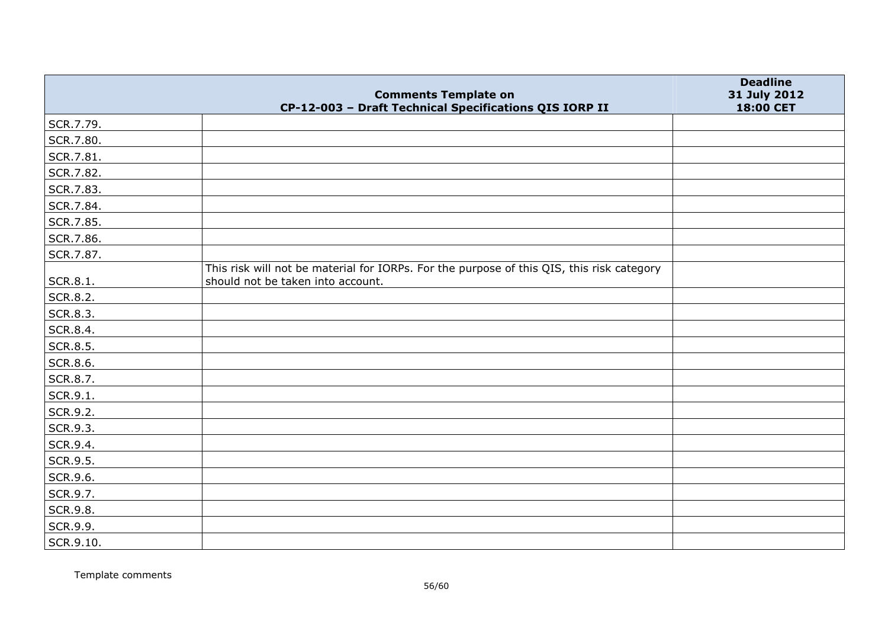| | Comments Template on CP-12-003 – Draft Technical Specifications QIS IORP II | Deadline 31 July 2012 18:00 CET |
|---|---|---|
| SCR.7.79. | | |
| SCR.7.80. | | |
| SCR.7.81. | | |
| SCR.7.82. | | |
| SCR.7.83. | | |
| SCR.7.84. | | |
| SCR.7.85. | | |
| SCR.7.86. | | |
| SCR.7.87. | | |
| SCR.8.1. | This risk will not be material for IORPs. For the purpose of this QIS, this risk category should not be taken into account. | |
| SCR.8.2. | | |
| SCR.8.3. | | |
| SCR.8.4. | | |
| SCR.8.5. | | |
| SCR.8.6. | | |
| SCR.8.7. | | |
| SCR.9.1. | | |
| SCR.9.2. | | |
| SCR.9.3. | | |
| SCR.9.4. | | |
| SCR.9.5. | | |
| SCR.9.6. | | |
| SCR.9.7. | | |
| SCR.9.8. | | |
| SCR.9.9. | | |
| SCR.9.10. | | |

Template comments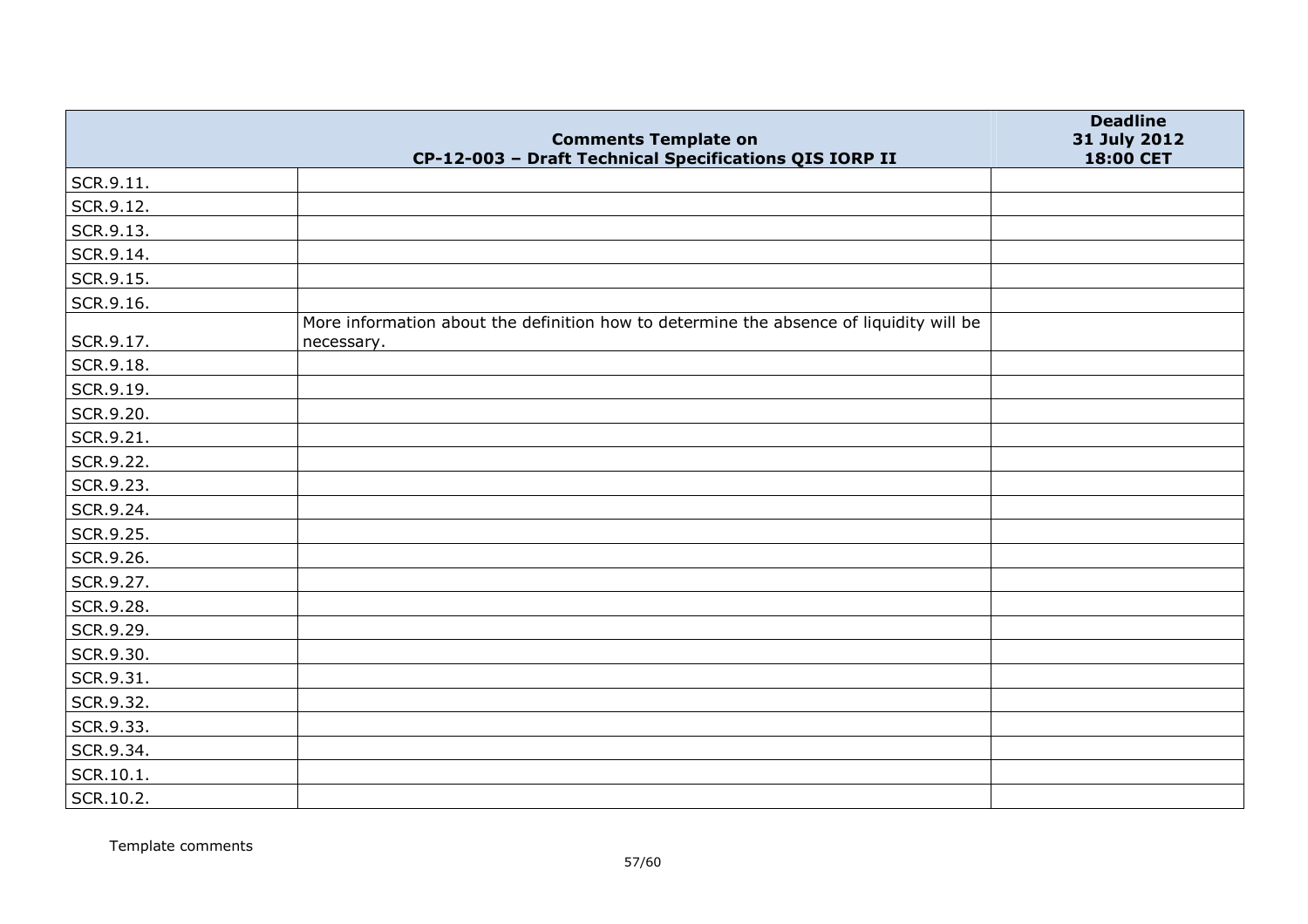| | Comments Template on CP-12-003 – Draft Technical Specifications QIS IORP II | Deadline 31 July 2012 18:00 CET |
|---|---|---|
| SCR.9.11. | | |
| SCR.9.12. | | |
| SCR.9.13. | | |
| SCR.9.14. | | |
| SCR.9.15. | | |
| SCR.9.16. | | |
| SCR.9.17. | More information about the definition how to determine the absence of liquidity will be necessary. | |
| SCR.9.18. | | |
| SCR.9.19. | | |
| SCR.9.20. | | |
| SCR.9.21. | | |
| SCR.9.22. | | |
| SCR.9.23. | | |
| SCR.9.24. | | |
| SCR.9.25. | | |
| SCR.9.26. | | |
| SCR.9.27. | | |
| SCR.9.28. | | |
| SCR.9.29. | | |
| SCR.9.30. | | |
| SCR.9.31. | | |
| SCR.9.32. | | |
| SCR.9.33. | | |
| SCR.9.34. | | |
| SCR.10.1. | | |
| SCR.10.2. | | |

Template comments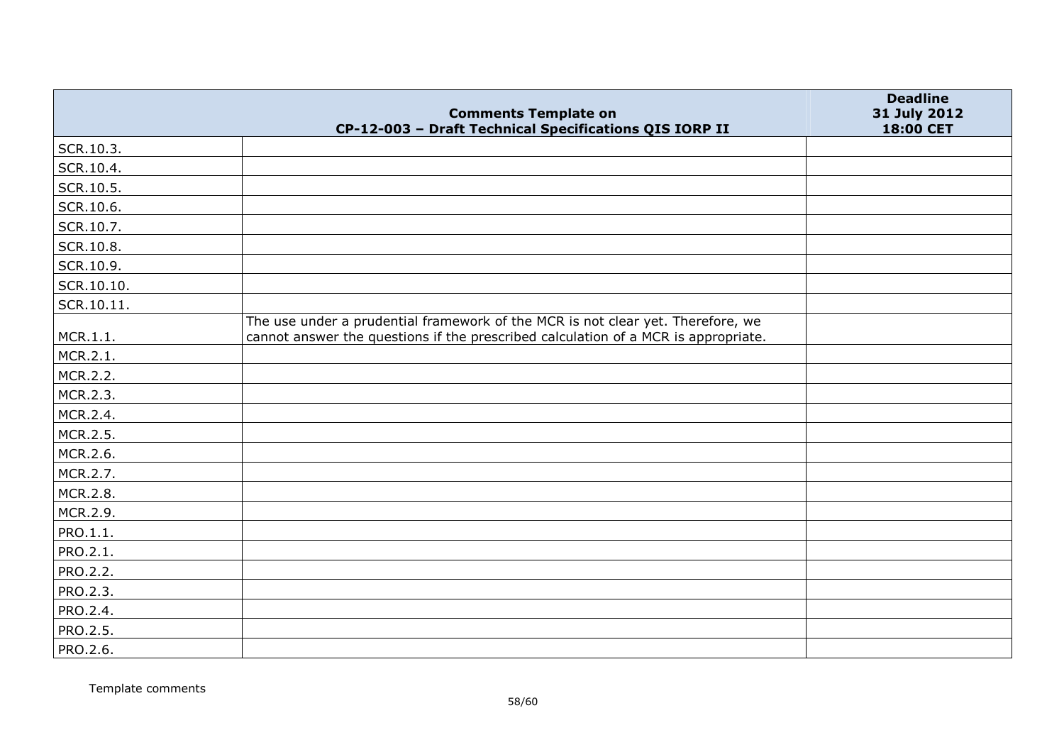| | Comments Template on CP-12-003 – Draft Technical Specifications QIS IORP II | Deadline 31 July 2012 18:00 CET |
|---|---|---|
| SCR.10.3. | | |
| SCR.10.4. | | |
| SCR.10.5. | | |
| SCR.10.6. | | |
| SCR.10.7. | | |
| SCR.10.8. | | |
| SCR.10.9. | | |
| SCR.10.10. | | |
| SCR.10.11. | | |
| MCR.1.1. | The use under a prudential framework of the MCR is not clear yet. Therefore, we cannot answer the questions if the prescribed calculation of a MCR is appropriate. | |
| MCR.2.1. | | |
| MCR.2.2. | | |
| MCR.2.3. | | |
| MCR.2.4. | | |
| MCR.2.5. | | |
| MCR.2.6. | | |
| MCR.2.7. | | |
| MCR.2.8. | | |
| MCR.2.9. | | |
| PRO.1.1. | | |
| PRO.2.1. | | |
| PRO.2.2. | | |
| PRO.2.3. | | |
| PRO.2.4. | | |
| PRO.2.5. | | |
| PRO.2.6. | | |

Template comments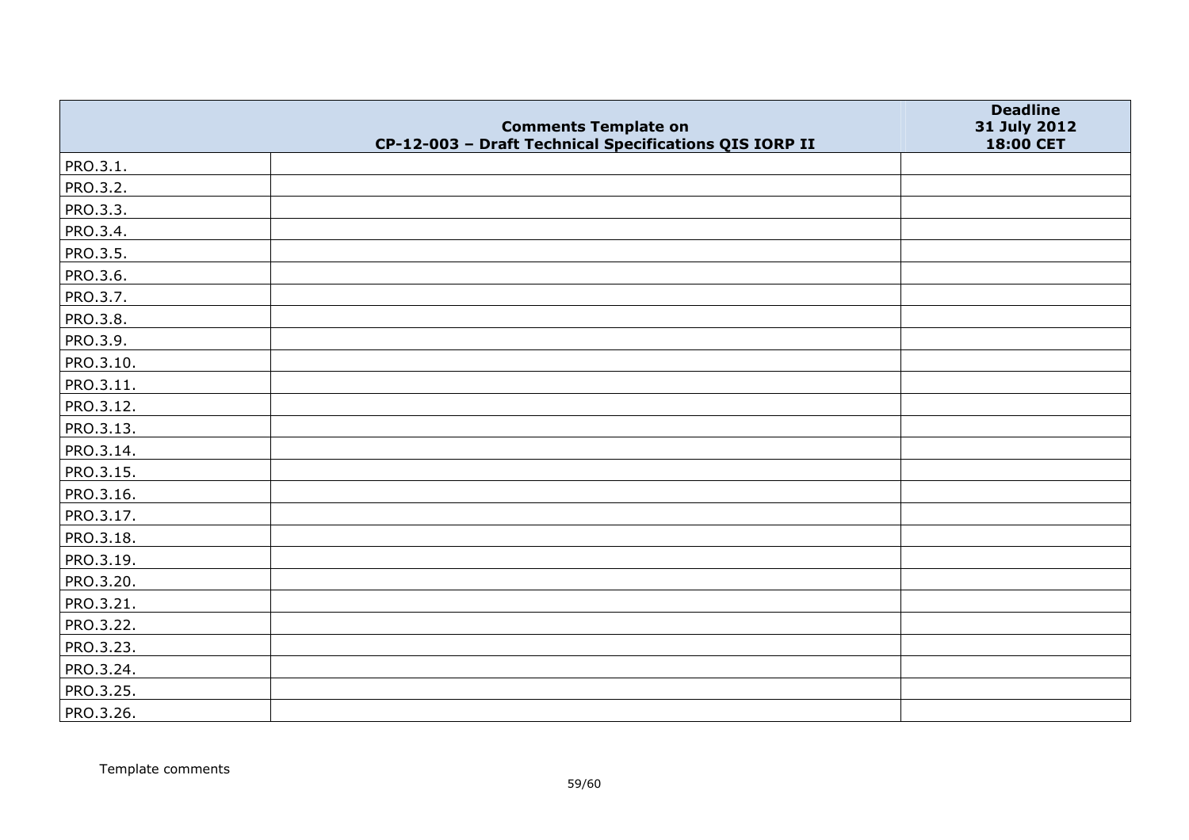| | Comments Template on CP-12-003 – Draft Technical Specifications QIS IORP II | Deadline 31 July 2012 18:00 CET |
|---|---|---|
| PRO.3.1. | | |
| PRO.3.2. | | |
| PRO.3.3. | | |
| PRO.3.4. | | |
| PRO.3.5. | | |
| PRO.3.6. | | |
| PRO.3.7. | | |
| PRO.3.8. | | |
| PRO.3.9. | | |
| PRO.3.10. | | |
| PRO.3.11. | | |
| PRO.3.12. | | |
| PRO.3.13. | | |
| PRO.3.14. | | |
| PRO.3.15. | | |
| PRO.3.16. | | |
| PRO.3.17. | | |
| PRO.3.18. | | |
| PRO.3.19. | | |
| PRO.3.20. | | |
| PRO.3.21. | | |
| PRO.3.22. | | |
| PRO.3.23. | | |
| PRO.3.24. | | |
| PRO.3.25. | | |
| PRO.3.26. | | |

Template comments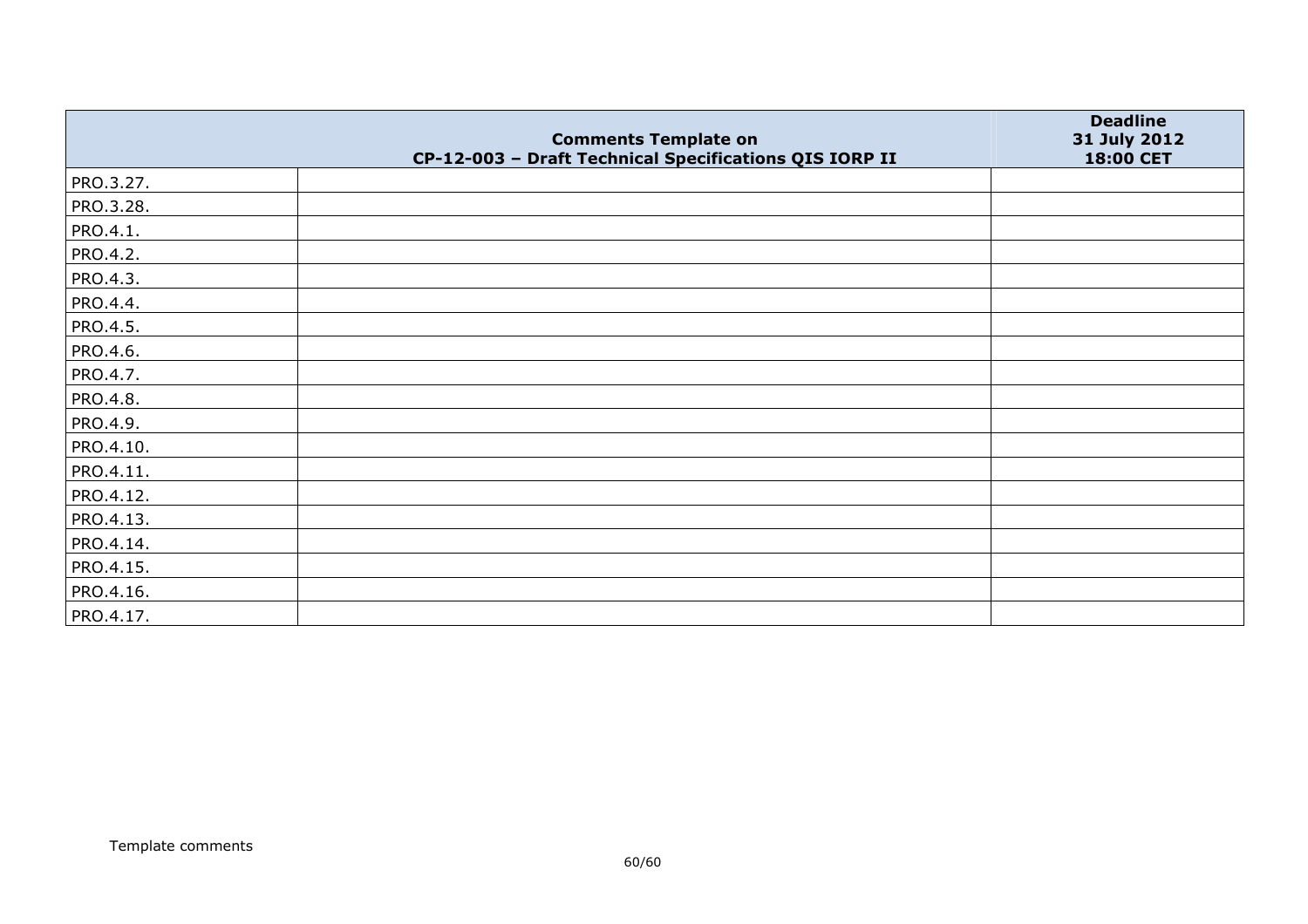| | Comments Template on<br>CP-12-003 – Draft Technical Specifications QIS IORP II | Deadline<br>31 July 2012<br>18:00 CET |
|---|---|---|
| PRO.3.27. | | |
| PRO.3.28. | | |
| PRO.4.1. | | |
| PRO.4.2. | | |
| PRO.4.3. | | |
| PRO.4.4. | | |
| PRO.4.5. | | |
| PRO.4.6. | | |
| PRO.4.7. | | |
| PRO.4.8. | | |
| PRO.4.9. | | |
| PRO.4.10. | | |
| PRO.4.11. | | |
| PRO.4.12. | | |
| PRO.4.13. | | |
| PRO.4.14. | | |
| PRO.4.15. | | |
| PRO.4.16. | | |
| PRO.4.17. | | |